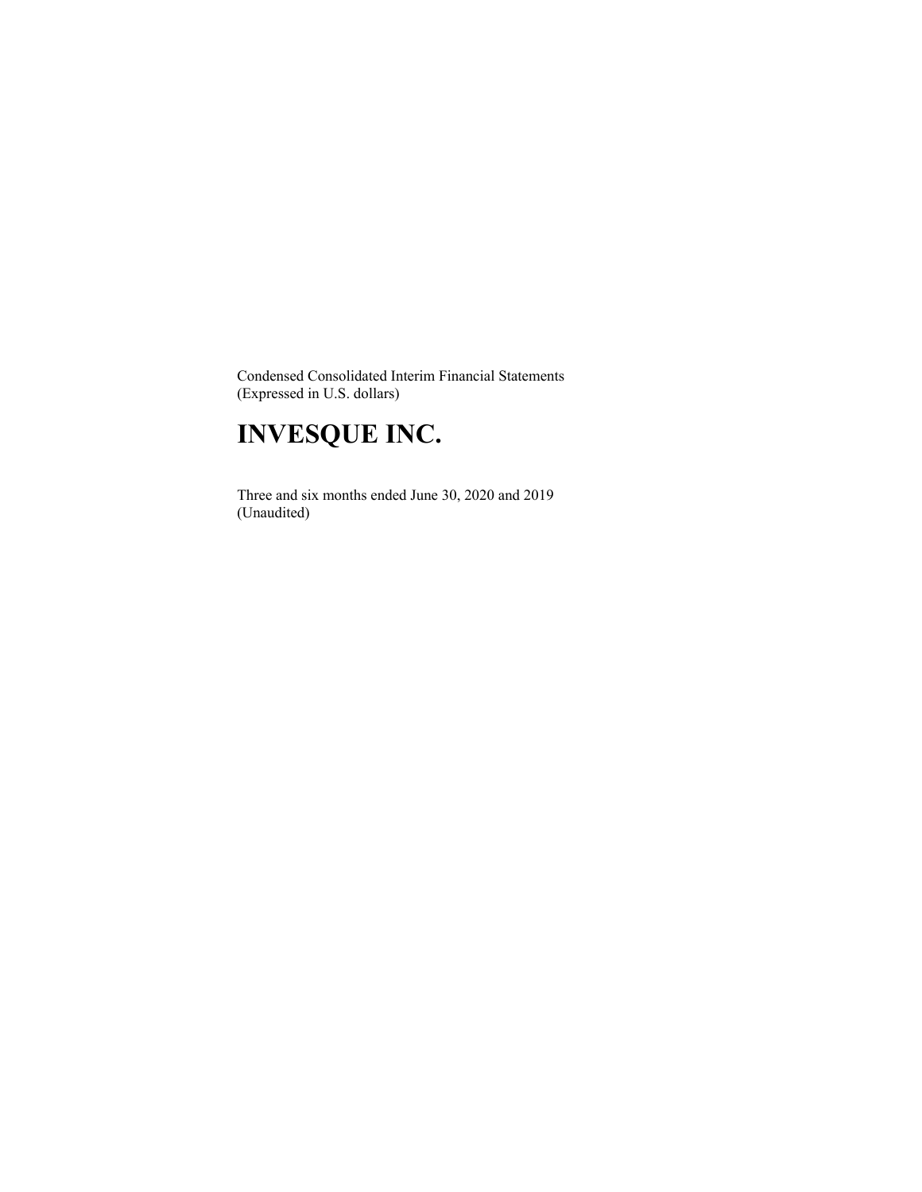Condensed Consolidated Interim Financial Statements
(Expressed in U.S. dollars)

# INVESQUE INC.

Three and six months ended June 30, 2020 and 2019
(Unaudited)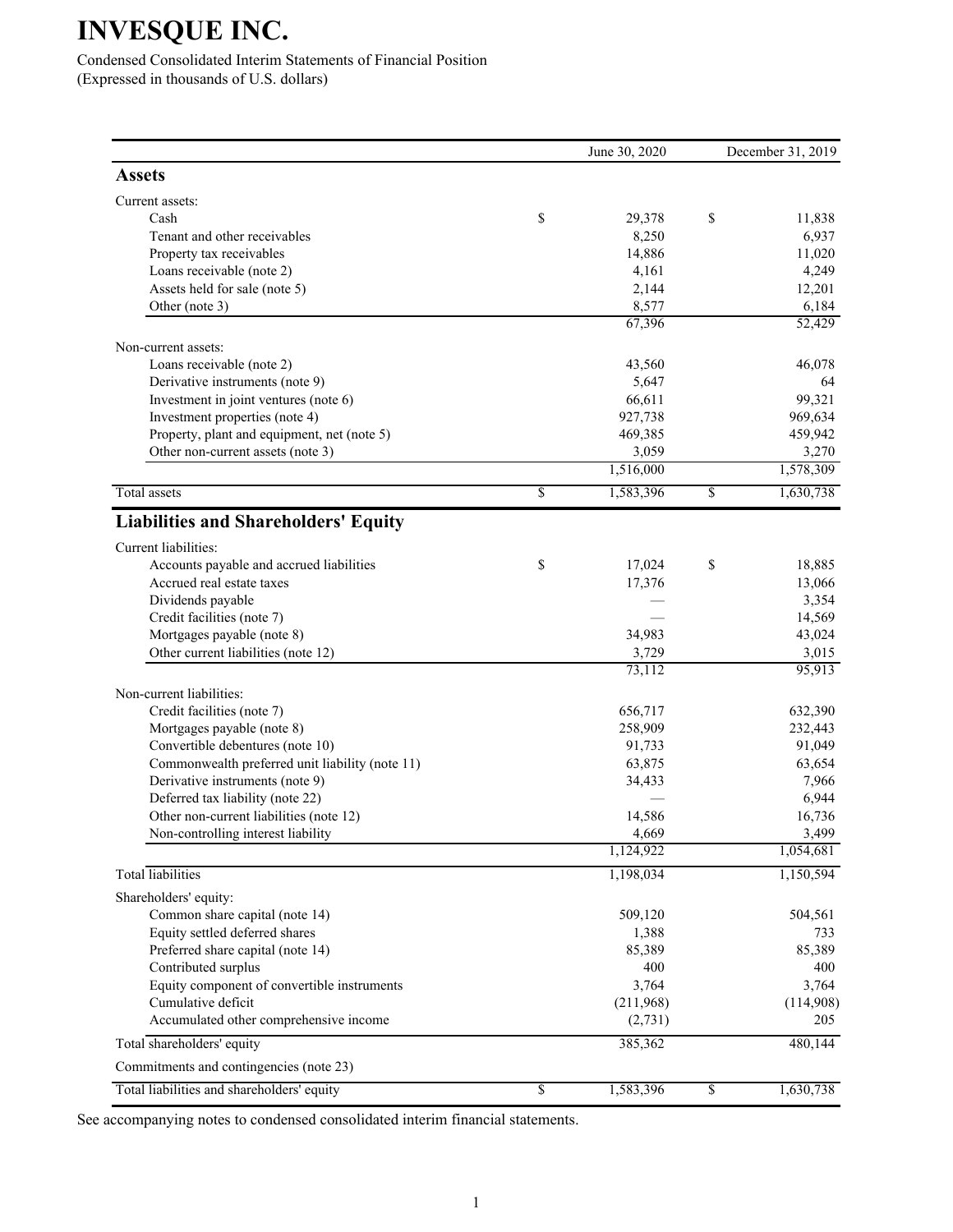# INVESQUE INC.

Condensed Consolidated Interim Statements of Financial Position
(Expressed in thousands of U.S. dollars)

| | June 30, 2020 | December 31, 2019 |
|---|---|---|
| **Assets** | | |
| Current assets: | | |
| Cash | $ 29,378 | $ 11,838 |
| Tenant and other receivables | 8,250 | 6,937 |
| Property tax receivables | 14,886 | 11,020 |
| Loans receivable (note 2) | 4,161 | 4,249 |
| Assets held for sale (note 5) | 2,144 | 12,201 |
| Other (note 3) | 8,577 | 6,184 |
| | 67,396 | 52,429 |
| Non-current assets: | | |
| Loans receivable (note 2) | 43,560 | 46,078 |
| Derivative instruments (note 9) | 5,647 | 64 |
| Investment in joint ventures (note 6) | 66,611 | 99,321 |
| Investment properties (note 4) | 927,738 | 969,634 |
| Property, plant and equipment, net (note 5) | 469,385 | 459,942 |
| Other non-current assets (note 3) | 3,059 | 3,270 |
| | 1,516,000 | 1,578,309 |
| Total assets | $ 1,583,396 | $ 1,630,738 |
| **Liabilities and Shareholders' Equity** | | |
| Current liabilities: | | |
| Accounts payable and accrued liabilities | $ 17,024 | $ 18,885 |
| Accrued real estate taxes | 17,376 | 13,066 |
| Dividends payable | — | 3,354 |
| Credit facilities (note 7) | — | 14,569 |
| Mortgages payable (note 8) | 34,983 | 43,024 |
| Other current liabilities (note 12) | 3,729 | 3,015 |
| | 73,112 | 95,913 |
| Non-current liabilities: | | |
| Credit facilities (note 7) | 656,717 | 632,390 |
| Mortgages payable (note 8) | 258,909 | 232,443 |
| Convertible debentures (note 10) | 91,733 | 91,049 |
| Commonwealth preferred unit liability (note 11) | 63,875 | 63,654 |
| Derivative instruments (note 9) | 34,433 | 7,966 |
| Deferred tax liability (note 22) | — | 6,944 |
| Other non-current liabilities (note 12) | 14,586 | 16,736 |
| Non-controlling interest liability | 4,669 | 3,499 |
| | 1,124,922 | 1,054,681 |
| Total liabilities | 1,198,034 | 1,150,594 |
| Shareholders' equity: | | |
| Common share capital (note 14) | 509,120 | 504,561 |
| Equity settled deferred shares | 1,388 | 733 |
| Preferred share capital (note 14) | 85,389 | 85,389 |
| Contributed surplus | 400 | 400 |
| Equity component of convertible instruments | 3,764 | 3,764 |
| Cumulative deficit | (211,968) | (114,908) |
| Accumulated other comprehensive income | (2,731) | 205 |
| Total shareholders' equity | 385,362 | 480,144 |
| Commitments and contingencies (note 23) | | |
| Total liabilities and shareholders' equity | $ 1,583,396 | $ 1,630,738 |

See accompanying notes to condensed consolidated interim financial statements.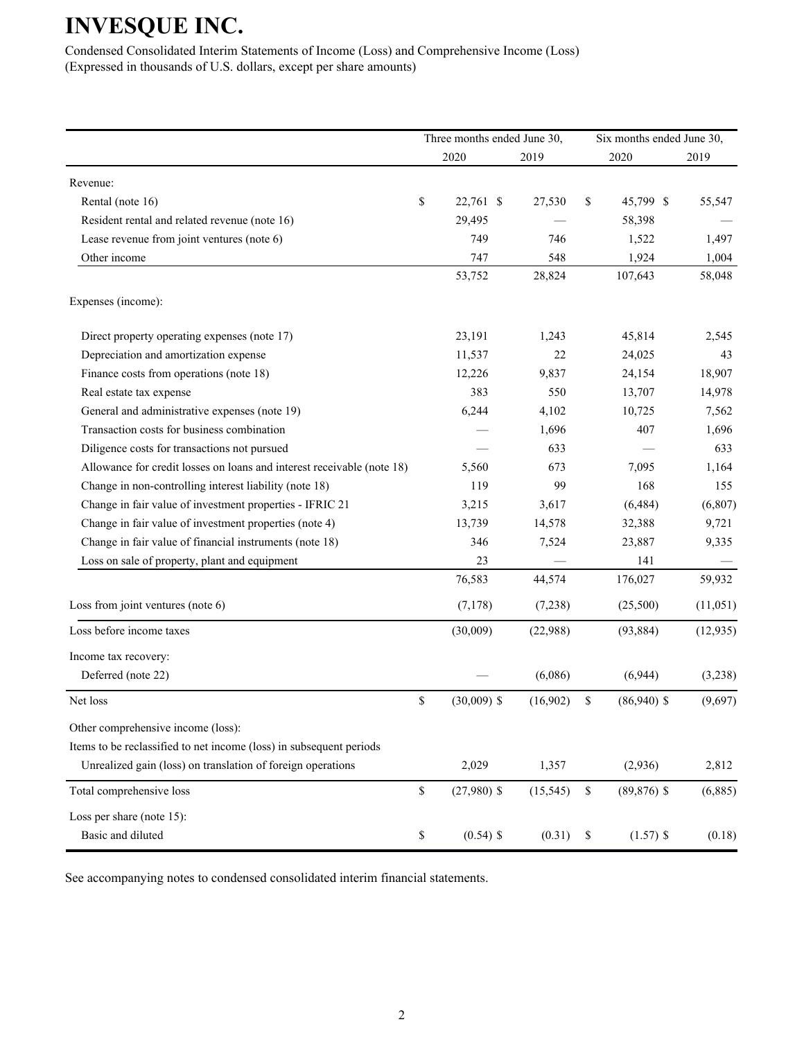# INVESQUE INC.

Condensed Consolidated Interim Statements of Income (Loss) and Comprehensive Income (Loss)
(Expressed in thousands of U.S. dollars, except per share amounts)

| | Three months ended June 30, | | Six months ended June 30, | |
|---|---|---|---|---|
| | 2020 | 2019 | 2020 | 2019 |
| Revenue: | | | | |
| Rental (note 16) | $ 22,761 | $ 27,530 | $ 45,799 | $ 55,547 |
| Resident rental and related revenue (note 16) | 29,495 | — | 58,398 | — |
| Lease revenue from joint ventures (note 6) | 749 | 746 | 1,522 | 1,497 |
| Other income | 747 | 548 | 1,924 | 1,004 |
| | 53,752 | 28,824 | 107,643 | 58,048 |
| Expenses (income): | | | | |
| Direct property operating expenses (note 17) | 23,191 | 1,243 | 45,814 | 2,545 |
| Depreciation and amortization expense | 11,537 | 22 | 24,025 | 43 |
| Finance costs from operations (note 18) | 12,226 | 9,837 | 24,154 | 18,907 |
| Real estate tax expense | 383 | 550 | 13,707 | 14,978 |
| General and administrative expenses (note 19) | 6,244 | 4,102 | 10,725 | 7,562 |
| Transaction costs for business combination | — | 1,696 | 407 | 1,696 |
| Diligence costs for transactions not pursued | — | 633 | — | 633 |
| Allowance for credit losses on loans and interest receivable (note 18) | 5,560 | 673 | 7,095 | 1,164 |
| Change in non-controlling interest liability (note 18) | 119 | 99 | 168 | 155 |
| Change in fair value of investment properties - IFRIC 21 | 3,215 | 3,617 | (6,484) | (6,807) |
| Change in fair value of investment properties (note 4) | 13,739 | 14,578 | 32,388 | 9,721 |
| Change in fair value of financial instruments (note 18) | 346 | 7,524 | 23,887 | 9,335 |
| Loss on sale of property, plant and equipment | 23 | — | 141 | — |
| | 76,583 | 44,574 | 176,027 | 59,932 |
| Loss from joint ventures (note 6) | (7,178) | (7,238) | (25,500) | (11,051) |
| Loss before income taxes | (30,009) | (22,988) | (93,884) | (12,935) |
| Income tax recovery: | | | | |
| Deferred (note 22) | — | (6,086) | (6,944) | (3,238) |
| Net loss | $ (30,009) | $ (16,902) | $ (86,940) | $ (9,697) |
| Other comprehensive income (loss): | | | | |
| Items to be reclassified to net income (loss) in subsequent periods | | | | |
| Unrealized gain (loss) on translation of foreign operations | 2,029 | 1,357 | (2,936) | 2,812 |
| Total comprehensive loss | $ (27,980) | $ (15,545) | $ (89,876) | $ (6,885) |
| Loss per share (note 15): | | | | |
| Basic and diluted | $ (0.54) | $ (0.31) | $ (1.57) | $ (0.18) |

See accompanying notes to condensed consolidated interim financial statements.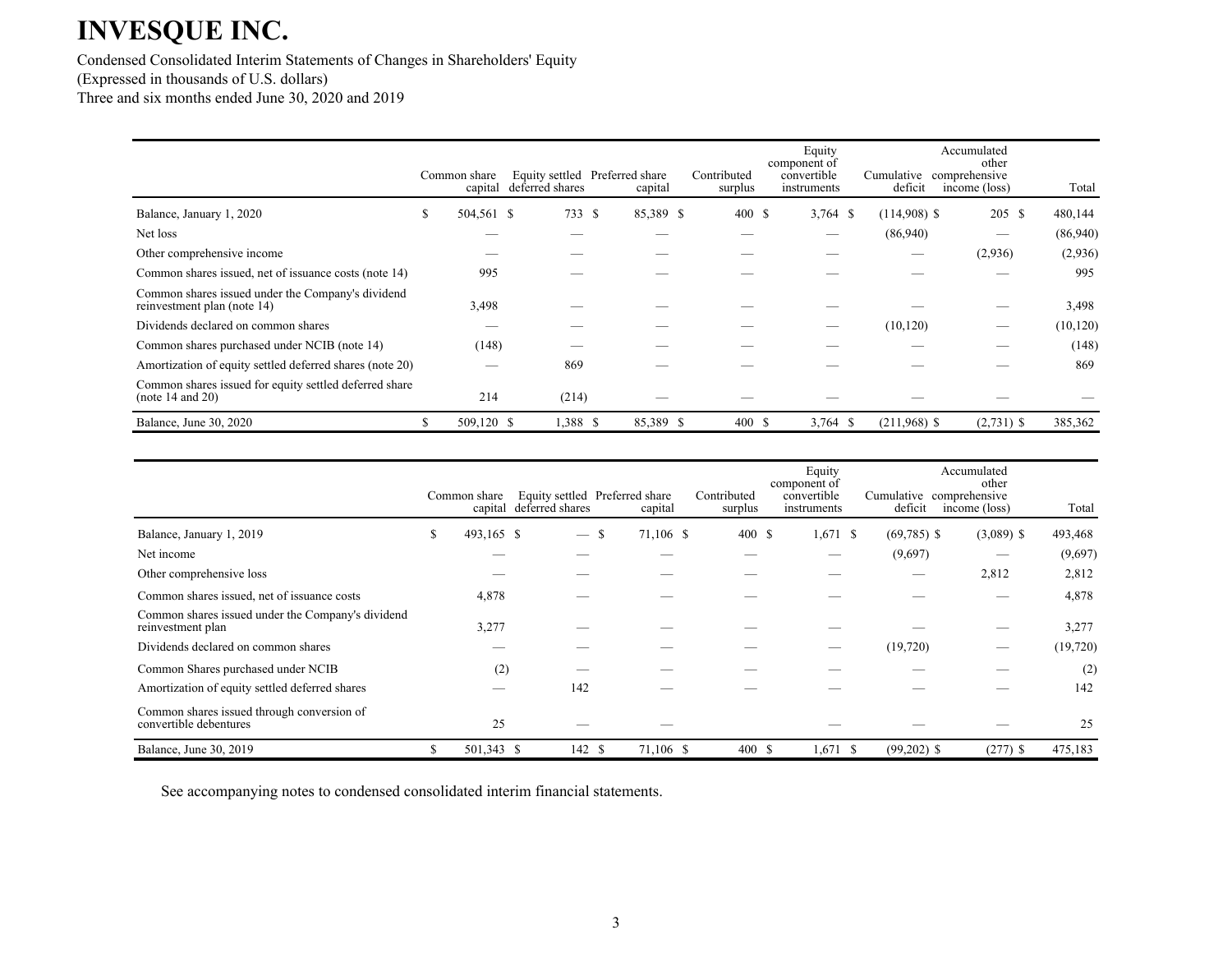# INVESQUE INC.

Condensed Consolidated Interim Statements of Changes in Shareholders' Equity
(Expressed in thousands of U.S. dollars)
Three and six months ended June 30, 2020 and 2019

| | Common share capital | Equity settled deferred shares | Preferred share capital | Contributed surplus | Equity component of convertible instruments | Cumulative deficit | Accumulated other comprehensive income (loss) | Total |
|---|---|---|---|---|---|---|---|---|
| Balance, January 1, 2020 | $ 504,561 | $ 733 | $ 85,389 | $ 400 | $ 3,764 | $ (114,908) | $ 205 | $ 480,144 |
| Net loss | — | — | — | — | — | (86,940) | — | (86,940) |
| Other comprehensive income | — | — | — | — | — | — | (2,936) | (2,936) |
| Common shares issued, net of issuance costs (note 14) | 995 | — | — | — | — | — | — | 995 |
| Common shares issued under the Company's dividend reinvestment plan (note 14) | 3,498 | — | — | — | — | — | — | 3,498 |
| Dividends declared on common shares | — | — | — | — | — | (10,120) | — | (10,120) |
| Common shares purchased under NCIB (note 14) | (148) | — | — | — | — | — | — | (148) |
| Amortization of equity settled deferred shares (note 20) | — | 869 | — | — | — | — | — | 869 |
| Common shares issued for equity settled deferred share (note 14 and 20) | 214 | (214) | — | — | — | — | — | — |
| Balance, June 30, 2020 | $ 509,120 | $ 1,388 | $ 85,389 | $ 400 | $ 3,764 | $ (211,968) | $ (2,731) | $ 385,362 |

| | Common share capital | Equity settled deferred shares | Preferred share capital | Contributed surplus | Equity component of convertible instruments | Cumulative deficit | Accumulated other comprehensive income (loss) | Total |
|---|---|---|---|---|---|---|---|---|
| Balance, January 1, 2019 | $ 493,165 | $ — | $ 71,106 | $ 400 | $ 1,671 | $ (69,785) | $ (3,089) | $ 493,468 |
| Net income | — | — | — | — | — | (9,697) | — | (9,697) |
| Other comprehensive loss | — | — | — | — | — | — | 2,812 | 2,812 |
| Common shares issued, net of issuance costs | 4,878 | — | — | — | — | — | — | 4,878 |
| Common shares issued under the Company's dividend reinvestment plan | 3,277 | — | — | — | — | — | — | 3,277 |
| Dividends declared on common shares | — | — | — | — | — | (19,720) | — | (19,720) |
| Common Shares purchased under NCIB | (2) | — | — | — | — | — | — | (2) |
| Amortization of equity settled deferred shares | — | 142 | — | — | — | — | — | 142 |
| Common shares issued through conversion of convertible debentures | 25 | — | — | | — | — | — | 25 |
| Balance, June 30, 2019 | $ 501,343 | $ 142 | $ 71,106 | $ 400 | $ 1,671 | $ (99,202) | $ (277) | $ 475,183 |

See accompanying notes to condensed consolidated interim financial statements.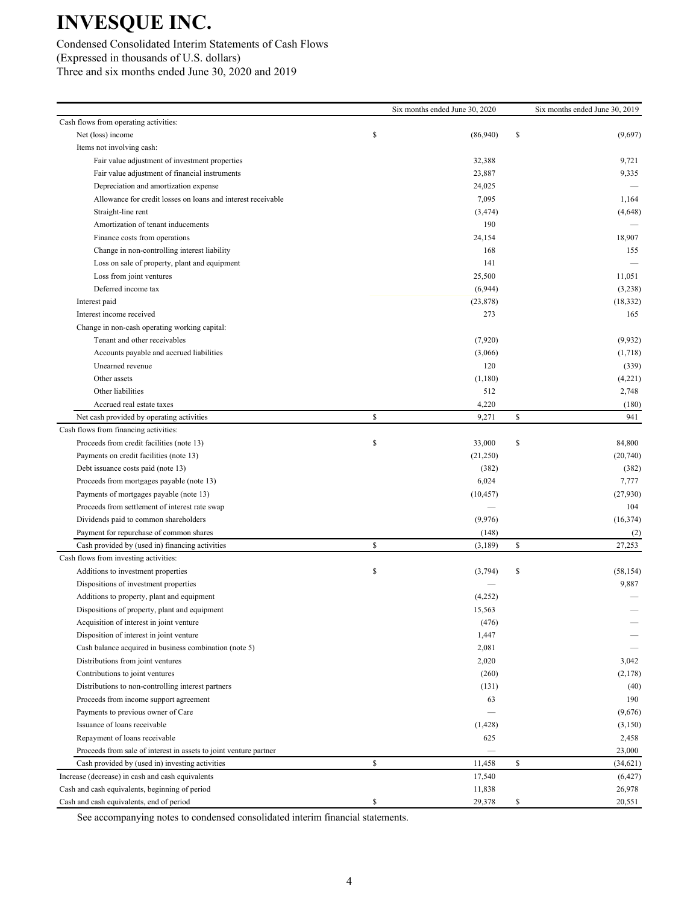# INVESQUE INC.

Condensed Consolidated Interim Statements of Cash Flows
(Expressed in thousands of U.S. dollars)
Three and six months ended June 30, 2020 and 2019

| | Six months ended June 30, 2020 | Six months ended June 30, 2019 |
|---|---|---|
| Cash flows from operating activities: | | |
| Net (loss) income | $ (86,940) | $ (9,697) |
| Items not involving cash: | | |
| Fair value adjustment of investment properties | 32,388 | 9,721 |
| Fair value adjustment of financial instruments | 23,887 | 9,335 |
| Depreciation and amortization expense | 24,025 | — |
| Allowance for credit losses on loans and interest receivable | 7,095 | 1,164 |
| Straight-line rent | (3,474) | (4,648) |
| Amortization of tenant inducements | 190 | — |
| Finance costs from operations | 24,154 | 18,907 |
| Change in non-controlling interest liability | 168 | 155 |
| Loss on sale of property, plant and equipment | 141 | — |
| Loss from joint ventures | 25,500 | 11,051 |
| Deferred income tax | (6,944) | (3,238) |
| Interest paid | (23,878) | (18,332) |
| Interest income received | 273 | 165 |
| Change in non-cash operating working capital: | | |
| Tenant and other receivables | (7,920) | (9,932) |
| Accounts payable and accrued liabilities | (3,066) | (1,718) |
| Unearned revenue | 120 | (339) |
| Other assets | (1,180) | (4,221) |
| Other liabilities | 512 | 2,748 |
| Accrued real estate taxes | 4,220 | (180) |
| Net cash provided by operating activities | $ 9,271 | $ 941 |
| Cash flows from financing activities: | | |
| Proceeds from credit facilities (note 13) | $ 33,000 | $ 84,800 |
| Payments on credit facilities (note 13) | (21,250) | (20,740) |
| Debt issuance costs paid (note 13) | (382) | (382) |
| Proceeds from mortgages payable (note 13) | 6,024 | 7,777 |
| Payments of mortgages payable (note 13) | (10,457) | (27,930) |
| Proceeds from settlement of interest rate swap | — | 104 |
| Dividends paid to common shareholders | (9,976) | (16,374) |
| Payment for repurchase of common shares | (148) | (2) |
| Cash provided by (used in) financing activities | $ (3,189) | $ 27,253 |
| Cash flows from investing activities: | | |
| Additions to investment properties | $ (3,794) | $ (58,154) |
| Dispositions of investment properties | — | 9,887 |
| Additions to property, plant and equipment | (4,252) | — |
| Dispositions of property, plant and equipment | 15,563 | — |
| Acquisition of interest in joint venture | (476) | — |
| Disposition of interest in joint venture | 1,447 | — |
| Cash balance acquired in business combination (note 5) | 2,081 | — |
| Distributions from joint ventures | 2,020 | 3,042 |
| Contributions to joint ventures | (260) | (2,178) |
| Distributions to non-controlling interest partners | (131) | (40) |
| Proceeds from income support agreement | 63 | 190 |
| Payments to previous owner of Care | — | (9,676) |
| Issuance of loans receivable | (1,428) | (3,150) |
| Repayment of loans receivable | 625 | 2,458 |
| Proceeds from sale of interest in assets to joint venture partner | — | 23,000 |
| Cash provided by (used in) investing activities | $ 11,458 | $ (34,621) |
| Increase (decrease) in cash and cash equivalents | 17,540 | (6,427) |
| Cash and cash equivalents, beginning of period | 11,838 | 26,978 |
| Cash and cash equivalents, end of period | $ 29,378 | $ 20,551 |

See accompanying notes to condensed consolidated interim financial statements.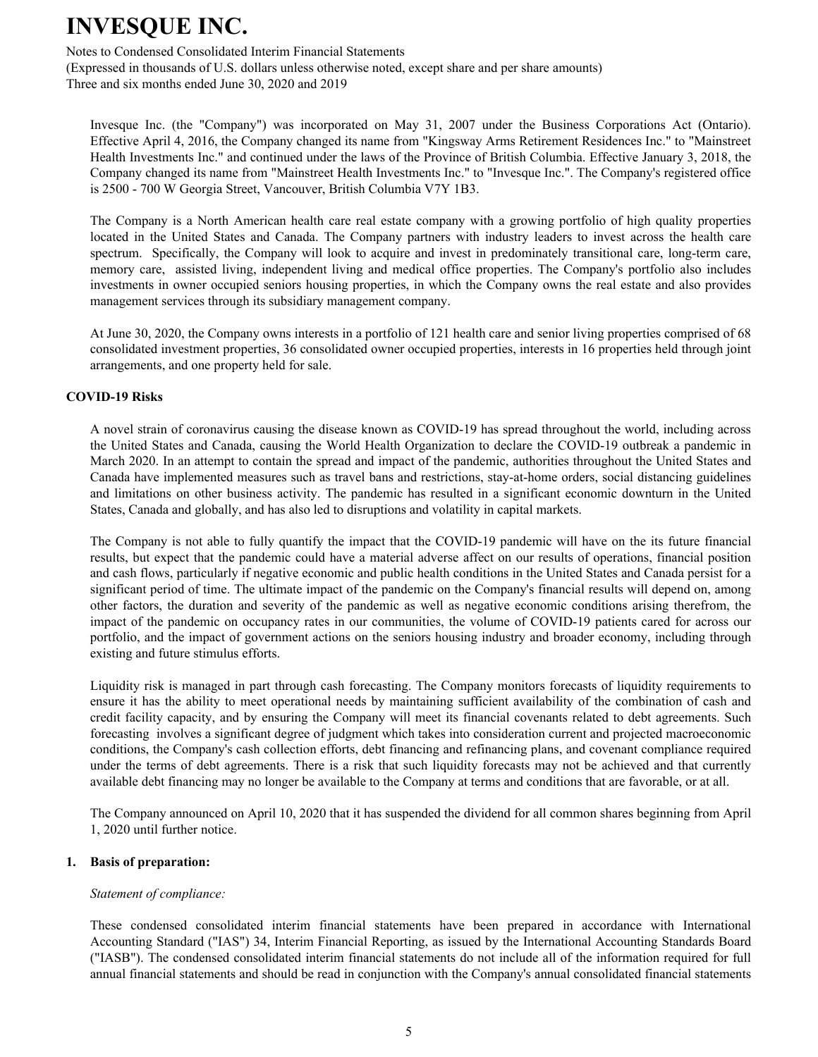Invesque Inc. (the "Company") was incorporated on May 31, 2007 under the Business Corporations Act (Ontario). Effective April 4, 2016, the Company changed its name from "Kingsway Arms Retirement Residences Inc." to "Mainstreet Health Investments Inc." and continued under the laws of the Province of British Columbia. Effective January 3, 2018, the Company changed its name from "Mainstreet Health Investments Inc." to "Invesque Inc.". The Company's registered office is 2500 - 700 W Georgia Street, Vancouver, British Columbia V7Y 1B3.

The Company is a North American health care real estate company with a growing portfolio of high quality properties located in the United States and Canada. The Company partners with industry leaders to invest across the health care spectrum. Specifically, the Company will look to acquire and invest in predominately transitional care, long-term care, memory care, assisted living, independent living and medical office properties. The Company's portfolio also includes investments in owner occupied seniors housing properties, in which the Company owns the real estate and also provides management services through its subsidiary management company.

At June 30, 2020, the Company owns interests in a portfolio of 121 health care and senior living properties comprised of 68 consolidated investment properties, 36 consolidated owner occupied properties, interests in 16 properties held through joint arrangements, and one property held for sale.

**COVID-19 Risks**

A novel strain of coronavirus causing the disease known as COVID-19 has spread throughout the world, including across the United States and Canada, causing the World Health Organization to declare the COVID-19 outbreak a pandemic in March 2020. In an attempt to contain the spread and impact of the pandemic, authorities throughout the United States and Canada have implemented measures such as travel bans and restrictions, stay-at-home orders, social distancing guidelines and limitations on other business activity. The pandemic has resulted in a significant economic downturn in the United States, Canada and globally, and has also led to disruptions and volatility in capital markets.

The Company is not able to fully quantify the impact that the COVID-19 pandemic will have on the its future financial results, but expect that the pandemic could have a material adverse affect on our results of operations, financial position and cash flows, particularly if negative economic and public health conditions in the United States and Canada persist for a significant period of time. The ultimate impact of the pandemic on the Company's financial results will depend on, among other factors, the duration and severity of the pandemic as well as negative economic conditions arising therefrom, the impact of the pandemic on occupancy rates in our communities, the volume of COVID-19 patients cared for across our portfolio, and the impact of government actions on the seniors housing industry and broader economy, including through existing and future stimulus efforts.

Liquidity risk is managed in part through cash forecasting. The Company monitors forecasts of liquidity requirements to ensure it has the ability to meet operational needs by maintaining sufficient availability of the combination of cash and credit facility capacity, and by ensuring the Company will meet its financial covenants related to debt agreements. Such forecasting involves a significant degree of judgment which takes into consideration current and projected macroeconomic conditions, the Company's cash collection efforts, debt financing and refinancing plans, and covenant compliance required under the terms of debt agreements. There is a risk that such liquidity forecasts may not be achieved and that currently available debt financing may no longer be available to the Company at terms and conditions that are favorable, or at all.

The Company announced on April 10, 2020 that it has suspended the dividend for all common shares beginning from April 1, 2020 until further notice.

## 1. Basis of preparation:

*Statement of compliance:*

These condensed consolidated interim financial statements have been prepared in accordance with International Accounting Standard ("IAS") 34, Interim Financial Reporting, as issued by the International Accounting Standards Board ("IASB"). The condensed consolidated interim financial statements do not include all of the information required for full annual financial statements and should be read in conjunction with the Company's annual consolidated financial statements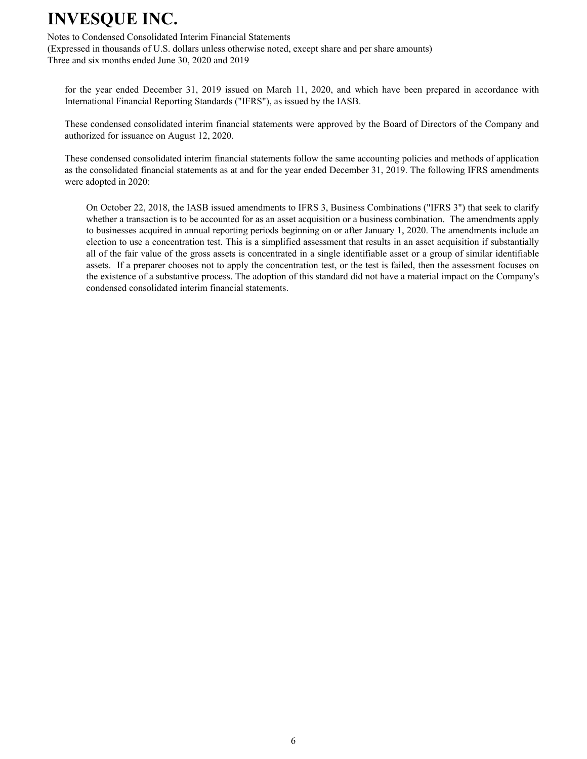for the year ended December 31, 2019 issued on March 11, 2020, and which have been prepared in accordance with International Financial Reporting Standards ("IFRS"), as issued by the IASB.

These condensed consolidated interim financial statements were approved by the Board of Directors of the Company and authorized for issuance on August 12, 2020.

These condensed consolidated interim financial statements follow the same accounting policies and methods of application as the consolidated financial statements as at and for the year ended December 31, 2019. The following IFRS amendments were adopted in 2020:

On October 22, 2018, the IASB issued amendments to IFRS 3, Business Combinations ("IFRS 3") that seek to clarify whether a transaction is to be accounted for as an asset acquisition or a business combination. The amendments apply to businesses acquired in annual reporting periods beginning on or after January 1, 2020. The amendments include an election to use a concentration test. This is a simplified assessment that results in an asset acquisition if substantially all of the fair value of the gross assets is concentrated in a single identifiable asset or a group of similar identifiable assets. If a preparer chooses not to apply the concentration test, or the test is failed, then the assessment focuses on the existence of a substantive process. The adoption of this standard did not have a material impact on the Company's condensed consolidated interim financial statements.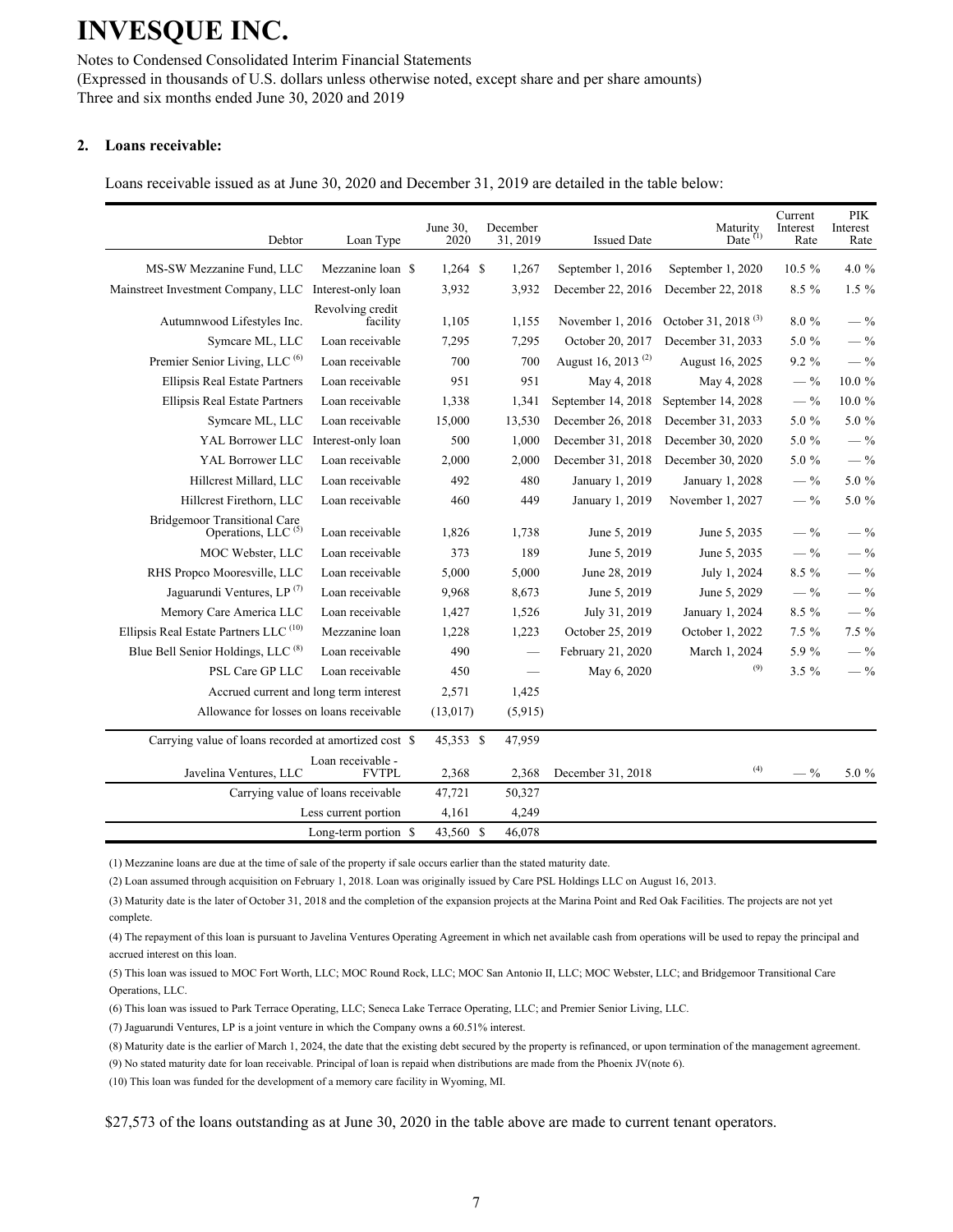# INVESQUE INC.

Notes to Condensed Consolidated Interim Financial Statements
(Expressed in thousands of U.S. dollars unless otherwise noted, except share and per share amounts)
Three and six months ended June 30, 2020 and 2019

## 2. Loans receivable:

Loans receivable issued as at June 30, 2020 and December 31, 2019 are detailed in the table below:

| Debtor | Loan Type | June 30, 2020 | December 31, 2019 | Issued Date | Maturity Date [1] | Current Interest Rate | PIK Interest Rate |
|---|---|---|---|---|---|---|---|
| MS-SW Mezzanine Fund, LLC | Mezzanine loan | $ 1,264 | $ 1,267 | September 1, 2016 | September 1, 2020 | 10.5 % | 4.0 % |
| Mainstreet Investment Company, LLC | Interest-only loan | 3,932 | 3,932 | December 22, 2016 | December 22, 2018 | 8.5 % | 1.5 % |
| Autumnwood Lifestyles Inc. | Revolving credit facility | 1,105 | 1,155 | November 1, 2016 | October 31, 2018 [3] | 8.0 % | — % |
| Symcare ML, LLC | Loan receivable | 7,295 | 7,295 | October 20, 2017 | December 31, 2033 | 5.0 % | — % |
| Premier Senior Living, LLC [6] | Loan receivable | 700 | 700 | August 16, 2013 [2] | August 16, 2025 | 9.2 % | — % |
| Ellipsis Real Estate Partners | Loan receivable | 951 | 951 | May 4, 2018 | May 4, 2028 | — % | 10.0 % |
| Ellipsis Real Estate Partners | Loan receivable | 1,338 | 1,341 | September 14, 2018 | September 14, 2028 | — % | 10.0 % |
| Symcare ML, LLC | Loan receivable | 15,000 | 13,530 | December 26, 2018 | December 31, 2033 | 5.0 % | 5.0 % |
| YAL Borrower LLC | Interest-only loan | 500 | 1,000 | December 31, 2018 | December 30, 2020 | 5.0 % | — % |
| YAL Borrower LLC | Loan receivable | 2,000 | 2,000 | December 31, 2018 | December 30, 2020 | 5.0 % | — % |
| Hillcrest Millard, LLC | Loan receivable | 492 | 480 | January 1, 2019 | January 1, 2028 | — % | 5.0 % |
| Hillcrest Firethorn, LLC | Loan receivable | 460 | 449 | January 1, 2019 | November 1, 2027 | — % | 5.0 % |
| Bridgemoor Transitional Care Operations, LLC [5] | Loan receivable | 1,826 | 1,738 | June 5, 2019 | June 5, 2035 | — % | — % |
| MOC Webster, LLC | Loan receivable | 373 | 189 | June 5, 2019 | June 5, 2035 | — % | — % |
| RHS Propco Mooresville, LLC | Loan receivable | 5,000 | 5,000 | June 28, 2019 | July 1, 2024 | 8.5 % | — % |
| Jaguarundi Ventures, LP [7] | Loan receivable | 9,968 | 8,673 | June 5, 2019 | June 5, 2029 | — % | — % |
| Memory Care America LLC | Loan receivable | 1,427 | 1,526 | July 31, 2019 | January 1, 2024 | 8.5 % | — % |
| Ellipsis Real Estate Partners LLC [10] | Mezzanine loan | 1,228 | 1,223 | October 25, 2019 | October 1, 2022 | 7.5 % | 7.5 % |
| Blue Bell Senior Holdings, LLC [8] | Loan receivable | 490 | — | February 21, 2020 | March 1, 2024 | 5.9 % | — % |
| PSL Care GP LLC | Loan receivable | 450 | — | May 6, 2020 | [9] | 3.5 % | — % |
| Accrued current and long term interest | | 2,571 | 1,425 | | | | |
| Allowance for losses on loans receivable | | (13,017) | (5,915) | | | | |
| Carrying value of loans recorded at amortized cost | | $ 45,353 | $ 47,959 | | | | |
| Javelina Ventures, LLC | Loan receivable - FVTPL | 2,368 | 2,368 | December 31, 2018 | [4] | — % | 5.0 % |
| Carrying value of loans receivable | | 47,721 | 50,327 | | | | |
| Less current portion | | 4,161 | 4,249 | | | | |
| Long-term portion | | $ 43,560 | $ 46,078 | | | | |

(1) Mezzanine loans are due at the time of sale of the property if sale occurs earlier than the stated maturity date.

(2) Loan assumed through acquisition on February 1, 2018. Loan was originally issued by Care PSL Holdings LLC on August 16, 2013.

(3) Maturity date is the later of October 31, 2018 and the completion of the expansion projects at the Marina Point and Red Oak Facilities. The projects are not yet complete.

(4) The repayment of this loan is pursuant to Javelina Ventures Operating Agreement in which net available cash from operations will be used to repay the principal and accrued interest on this loan.

(5) This loan was issued to MOC Fort Worth, LLC; MOC Round Rock, LLC; MOC San Antonio II, LLC; MOC Webster, LLC; and Bridgemoor Transitional Care Operations, LLC.

(6) This loan was issued to Park Terrace Operating, LLC; Seneca Lake Terrace Operating, LLC; and Premier Senior Living, LLC.

(7) Jaguarundi Ventures, LP is a joint venture in which the Company owns a 60.51% interest.

(8) Maturity date is the earlier of March 1, 2024, the date that the existing debt secured by the property is refinanced, or upon termination of the management agreement.

(9) No stated maturity date for loan receivable. Principal of loan is repaid when distributions are made from the Phoenix JV(note 6).

(10) This loan was funded for the development of a memory care facility in Wyoming, MI.

$27,573 of the loans outstanding as at June 30, 2020 in the table above are made to current tenant operators.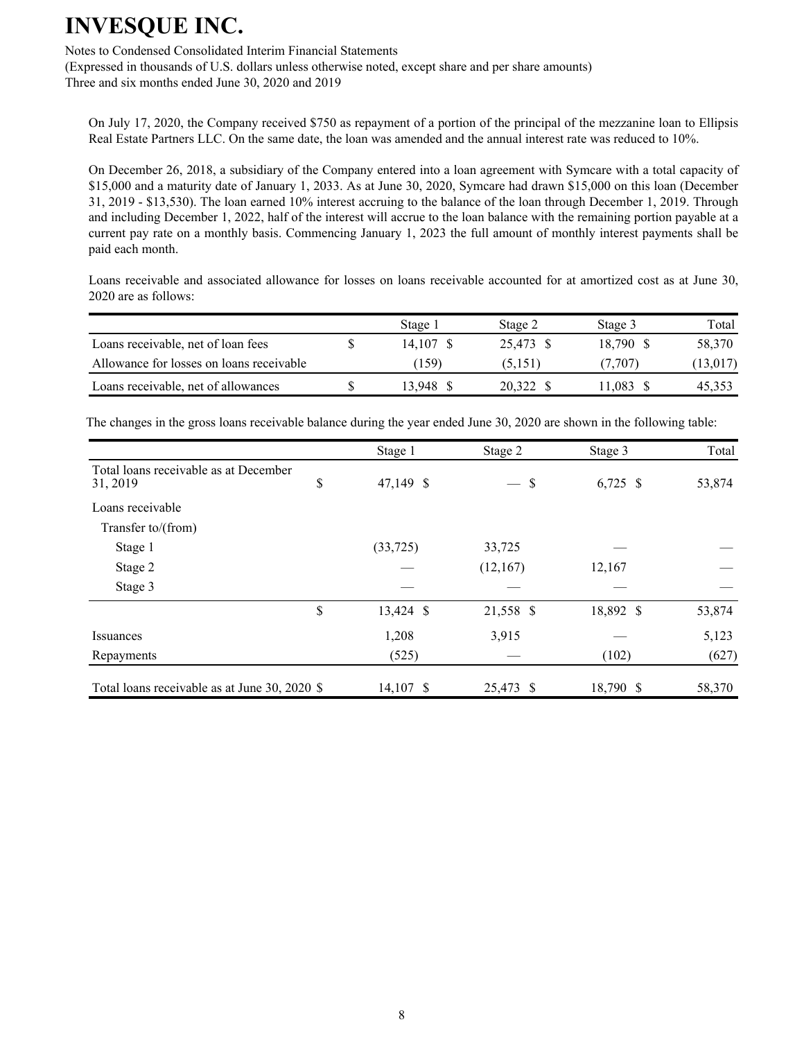On July 17, 2020, the Company received $750 as repayment of a portion of the principal of the mezzanine loan to Ellipsis Real Estate Partners LLC. On the same date, the loan was amended and the annual interest rate was reduced to 10%.

On December 26, 2018, a subsidiary of the Company entered into a loan agreement with Symcare with a total capacity of $15,000 and a maturity date of January 1, 2033. As at June 30, 2020, Symcare had drawn $15,000 on this loan (December 31, 2019 - $13,530). The loan earned 10% interest accruing to the balance of the loan through December 1, 2019. Through and including December 1, 2022, half of the interest will accrue to the loan balance with the remaining portion payable at a current pay rate on a monthly basis. Commencing January 1, 2023 the full amount of monthly interest payments shall be paid each month.

Loans receivable and associated allowance for losses on loans receivable accounted for at amortized cost as at June 30, 2020 are as follows:

| | Stage 1 | Stage 2 | Stage 3 | Total |
|---|---|---|---|---|
| Loans receivable, net of loan fees | $ 14,107 | $ 25,473 | $ 18,790 | $ 58,370 |
| Allowance for losses on loans receivable | (159) | (5,151) | (7,707) | (13,017) |
| Loans receivable, net of allowances | $ 13,948 | $ 20,322 | $ 11,083 | $ 45,353 |

The changes in the gross loans receivable balance during the year ended June 30, 2020 are shown in the following table:

| | Stage 1 | Stage 2 | Stage 3 | Total |
|---|---|---|---|---|
| Total loans receivable as at December 31, 2019 | $ 47,149 | $ — | $ 6,725 | $ 53,874 |
| Loans receivable | | | | |
| Transfer to/(from) | | | | |
| Stage 1 | (33,725) | 33,725 | — | — |
| Stage 2 | — | (12,167) | 12,167 | — |
| Stage 3 | — | — | — | — |
| | $ 13,424 | $ 21,558 | $ 18,892 | $ 53,874 |
| Issuances | 1,208 | 3,915 | — | 5,123 |
| Repayments | (525) | — | (102) | (627) |
| Total loans receivable as at June 30, 2020 | $ 14,107 | $ 25,473 | $ 18,790 | $ 58,370 |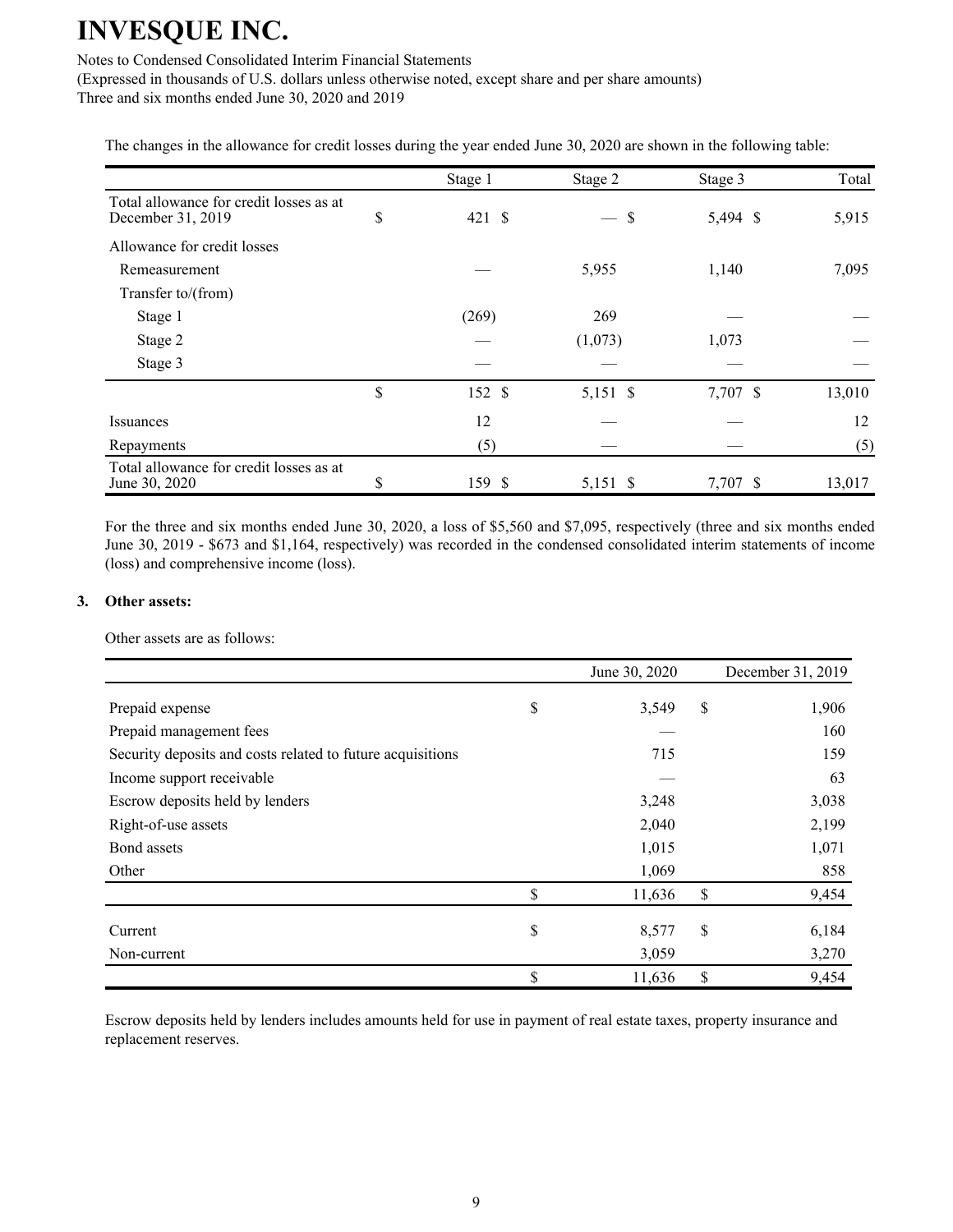The changes in the allowance for credit losses during the year ended June 30, 2020 are shown in the following table:

| | Stage 1 | Stage 2 | Stage 3 | Total |
|---|---|---|---|---|
| Total allowance for credit losses as at December 31, 2019 | $ 421 | $ — | $ 5,494 | $ 5,915 |
| Allowance for credit losses | | | | |
| Remeasurement | — | 5,955 | 1,140 | 7,095 |
| Transfer to/(from) | | | | |
| Stage 1 | (269) | 269 | — | — |
| Stage 2 | — | (1,073) | 1,073 | — |
| Stage 3 | — | — | — | — |
| | $ 152 | $ 5,151 | $ 7,707 | $ 13,010 |
| Issuances | 12 | — | — | 12 |
| Repayments | (5) | — | — | (5) |
| Total allowance for credit losses as at June 30, 2020 | $ 159 | $ 5,151 | $ 7,707 | $ 13,017 |

For the three and six months ended June 30, 2020, a loss of $5,560 and $7,095, respectively (three and six months ended June 30, 2019 - $673 and $1,164, respectively) was recorded in the condensed consolidated interim statements of income (loss) and comprehensive income (loss).

## 3. Other assets:

Other assets are as follows:

| | June 30, 2020 | December 31, 2019 |
|---|---|---|
| Prepaid expense | $ 3,549 | $ 1,906 |
| Prepaid management fees | — | 160 |
| Security deposits and costs related to future acquisitions | 715 | 159 |
| Income support receivable | — | 63 |
| Escrow deposits held by lenders | 3,248 | 3,038 |
| Right-of-use assets | 2,040 | 2,199 |
| Bond assets | 1,015 | 1,071 |
| Other | 1,069 | 858 |
| | $ 11,636 | $ 9,454 |
| Current | $ 8,577 | $ 6,184 |
| Non-current | 3,059 | 3,270 |
| | $ 11,636 | $ 9,454 |

Escrow deposits held by lenders includes amounts held for use in payment of real estate taxes, property insurance and replacement reserves.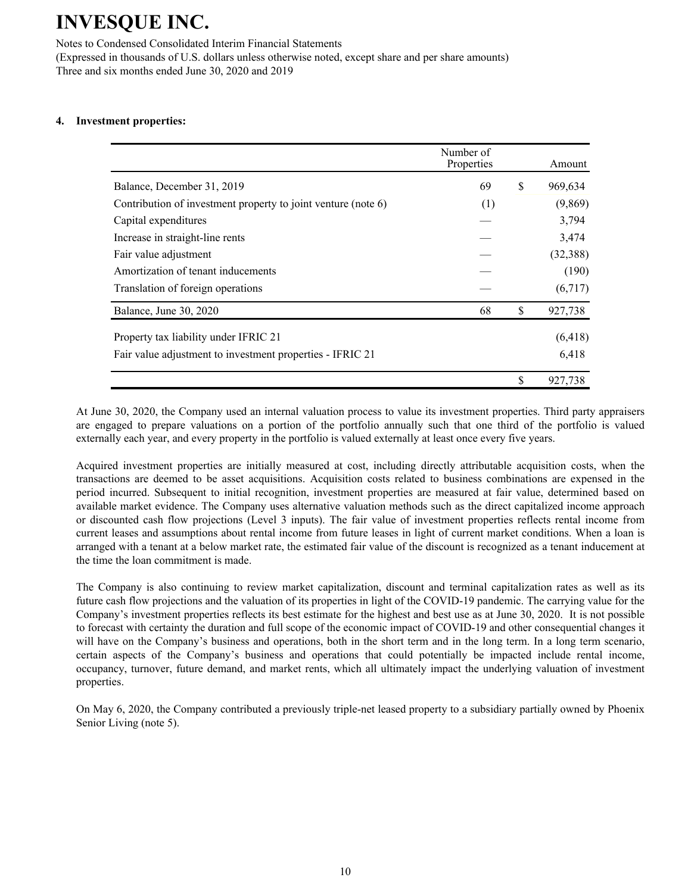# INVESQUE INC.

Notes to Condensed Consolidated Interim Financial Statements
(Expressed in thousands of U.S. dollars unless otherwise noted, except share and per share amounts)
Three and six months ended June 30, 2020 and 2019

**4. Investment properties:**

| | Number of Properties | Amount |
|---|---|---|
| Balance, December 31, 2019 | 69 | $ 969,634 |
| Contribution of investment property to joint venture (note 6) | (1) | (9,869) |
| Capital expenditures | — | 3,794 |
| Increase in straight-line rents | — | 3,474 |
| Fair value adjustment | — | (32,388) |
| Amortization of tenant inducements | — | (190) |
| Translation of foreign operations | — | (6,717) |
| Balance, June 30, 2020 | 68 | $ 927,738 |
| Property tax liability under IFRIC 21 | | (6,418) |
| Fair value adjustment to investment properties - IFRIC 21 | | 6,418 |
| | | $ 927,738 |

At June 30, 2020, the Company used an internal valuation process to value its investment properties. Third party appraisers are engaged to prepare valuations on a portion of the portfolio annually such that one third of the portfolio is valued externally each year, and every property in the portfolio is valued externally at least once every five years.

Acquired investment properties are initially measured at cost, including directly attributable acquisition costs, when the transactions are deemed to be asset acquisitions. Acquisition costs related to business combinations are expensed in the period incurred. Subsequent to initial recognition, investment properties are measured at fair value, determined based on available market evidence. The Company uses alternative valuation methods such as the direct capitalized income approach or discounted cash flow projections (Level 3 inputs). The fair value of investment properties reflects rental income from current leases and assumptions about rental income from future leases in light of current market conditions. When a loan is arranged with a tenant at a below market rate, the estimated fair value of the discount is recognized as a tenant inducement at the time the loan commitment is made.

The Company is also continuing to review market capitalization, discount and terminal capitalization rates as well as its future cash flow projections and the valuation of its properties in light of the COVID-19 pandemic. The carrying value for the Company's investment properties reflects its best estimate for the highest and best use as at June 30, 2020. It is not possible to forecast with certainty the duration and full scope of the economic impact of COVID-19 and other consequential changes it will have on the Company's business and operations, both in the short term and in the long term. In a long term scenario, certain aspects of the Company's business and operations that could potentially be impacted include rental income, occupancy, turnover, future demand, and market rents, which all ultimately impact the underlying valuation of investment properties.

On May 6, 2020, the Company contributed a previously triple-net leased property to a subsidiary partially owned by Phoenix Senior Living (note 5).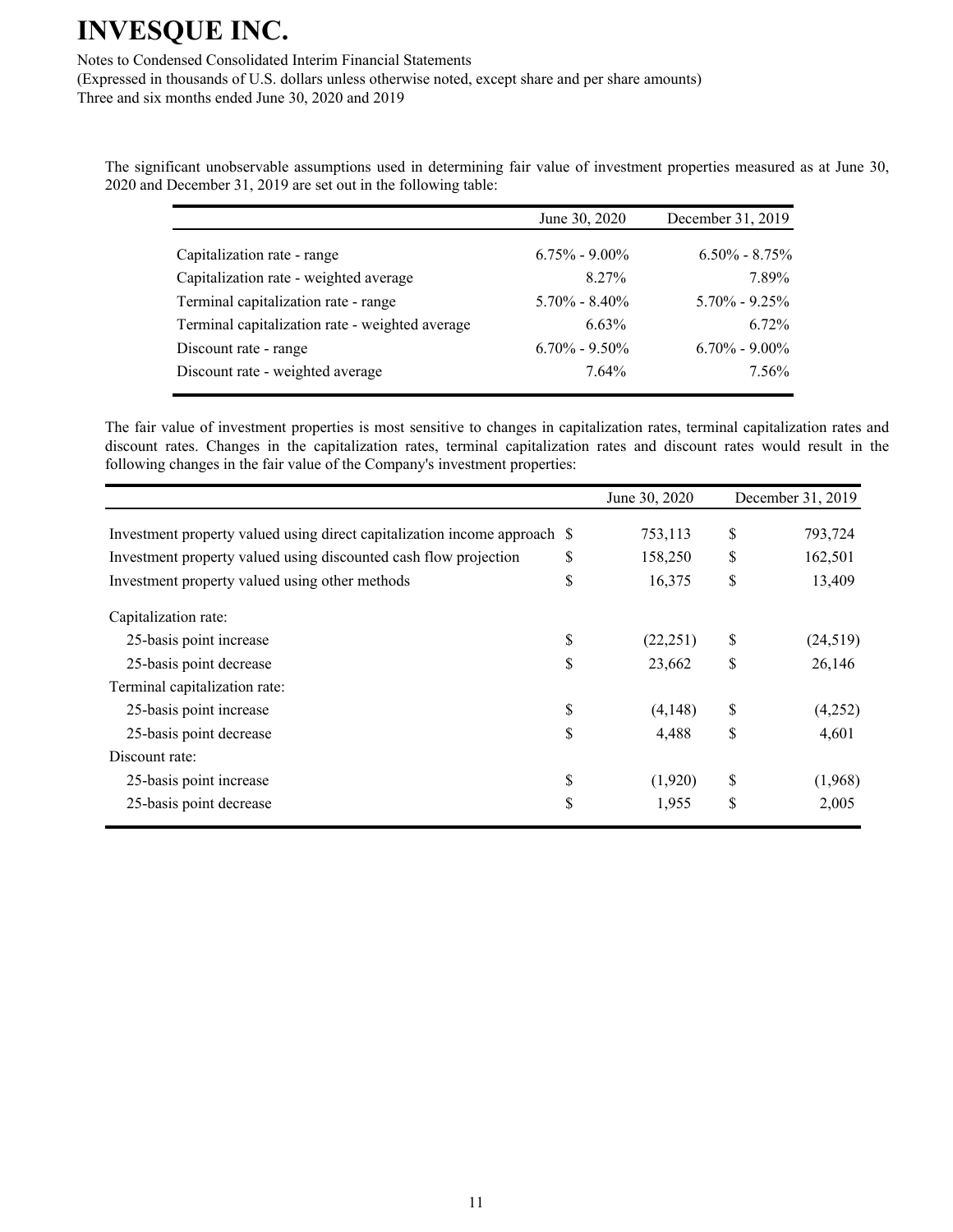The significant unobservable assumptions used in determining fair value of investment properties measured as at June 30, 2020 and December 31, 2019 are set out in the following table:

| | June 30, 2020 | December 31, 2019 |
|---|---|---|
| Capitalization rate - range | 6.75% - 9.00% | 6.50% - 8.75% |
| Capitalization rate - weighted average | 8.27% | 7.89% |
| Terminal capitalization rate - range | 5.70% - 8.40% | 5.70% - 9.25% |
| Terminal capitalization rate - weighted average | 6.63% | 6.72% |
| Discount rate - range | 6.70% - 9.50% | 6.70% - 9.00% |
| Discount rate - weighted average | 7.64% | 7.56% |

The fair value of investment properties is most sensitive to changes in capitalization rates, terminal capitalization rates and discount rates. Changes in the capitalization rates, terminal capitalization rates and discount rates would result in the following changes in the fair value of the Company's investment properties:

| | June 30, 2020 | December 31, 2019 |
|---|---|---|
| Investment property valued using direct capitalization income approach | $ 753,113 | $ 793,724 |
| Investment property valued using discounted cash flow projection | $ 158,250 | $ 162,501 |
| Investment property valued using other methods | $ 16,375 | $ 13,409 |
| Capitalization rate: | | |
| 25-basis point increase | $ (22,251) | $ (24,519) |
| 25-basis point decrease | $ 23,662 | $ 26,146 |
| Terminal capitalization rate: | | |
| 25-basis point increase | $ (4,148) | $ (4,252) |
| 25-basis point decrease | $ 4,488 | $ 4,601 |
| Discount rate: | | |
| 25-basis point increase | $ (1,920) | $ (1,968) |
| 25-basis point decrease | $ 1,955 | $ 2,005 |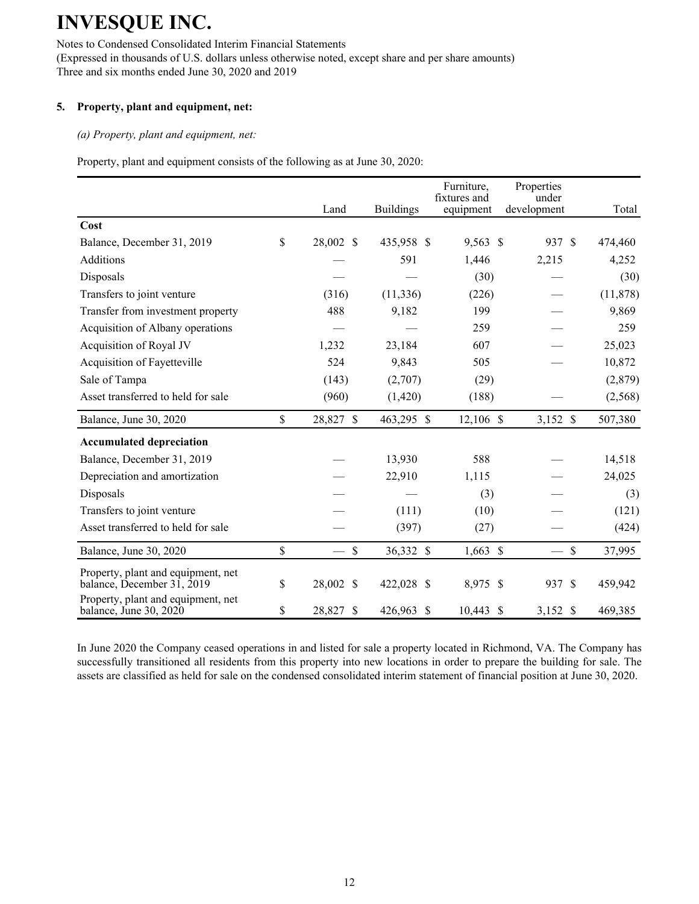# INVESQUE INC.

Notes to Condensed Consolidated Interim Financial Statements
(Expressed in thousands of U.S. dollars unless otherwise noted, except share and per share amounts)
Three and six months ended June 30, 2020 and 2019

## 5. Property, plant and equipment, net:

*(a) Property, plant and equipment, net:*

Property, plant and equipment consists of the following as at June 30, 2020:

| | Land | Buildings | Furniture, fixtures and equipment | Properties under development | Total |
|---|---|---|---|---|---|
| **Cost** | | | | | |
| Balance, December 31, 2019 | $ 28,002 | $ 435,958 | $ 9,563 | $ 937 | $ 474,460 |
| Additions | — | 591 | 1,446 | 2,215 | 4,252 |
| Disposals | — | — | (30) | — | (30) |
| Transfers to joint venture | (316) | (11,336) | (226) | — | (11,878) |
| Transfer from investment property | 488 | 9,182 | 199 | — | 9,869 |
| Acquisition of Albany operations | — | — | 259 | — | 259 |
| Acquisition of Royal JV | 1,232 | 23,184 | 607 | — | 25,023 |
| Acquisition of Fayetteville | 524 | 9,843 | 505 | — | 10,872 |
| Sale of Tampa | (143) | (2,707) | (29) | | (2,879) |
| Asset transferred to held for sale | (960) | (1,420) | (188) | — | (2,568) |
| Balance, June 30, 2020 | $ 28,827 | $ 463,295 | $ 12,106 | $ 3,152 | $ 507,380 |
| **Accumulated depreciation** | | | | | |
| Balance, December 31, 2019 | — | 13,930 | 588 | — | 14,518 |
| Depreciation and amortization | — | 22,910 | 1,115 | — | 24,025 |
| Disposals | — | — | (3) | — | (3) |
| Transfers to joint venture | — | (111) | (10) | — | (121) |
| Asset transferred to held for sale | — | (397) | (27) | — | (424) |
| Balance, June 30, 2020 | $ — | $ 36,332 | $ 1,663 | $ — | $ 37,995 |
| Property, plant and equipment, net balance, December 31, 2019 | $ 28,002 | $ 422,028 | $ 8,975 | $ 937 | $ 459,942 |
| Property, plant and equipment, net balance, June 30, 2020 | $ 28,827 | $ 426,963 | $ 10,443 | $ 3,152 | $ 469,385 |

In June 2020 the Company ceased operations in and listed for sale a property located in Richmond, VA. The Company has successfully transitioned all residents from this property into new locations in order to prepare the building for sale. The assets are classified as held for sale on the condensed consolidated interim statement of financial position at June 30, 2020.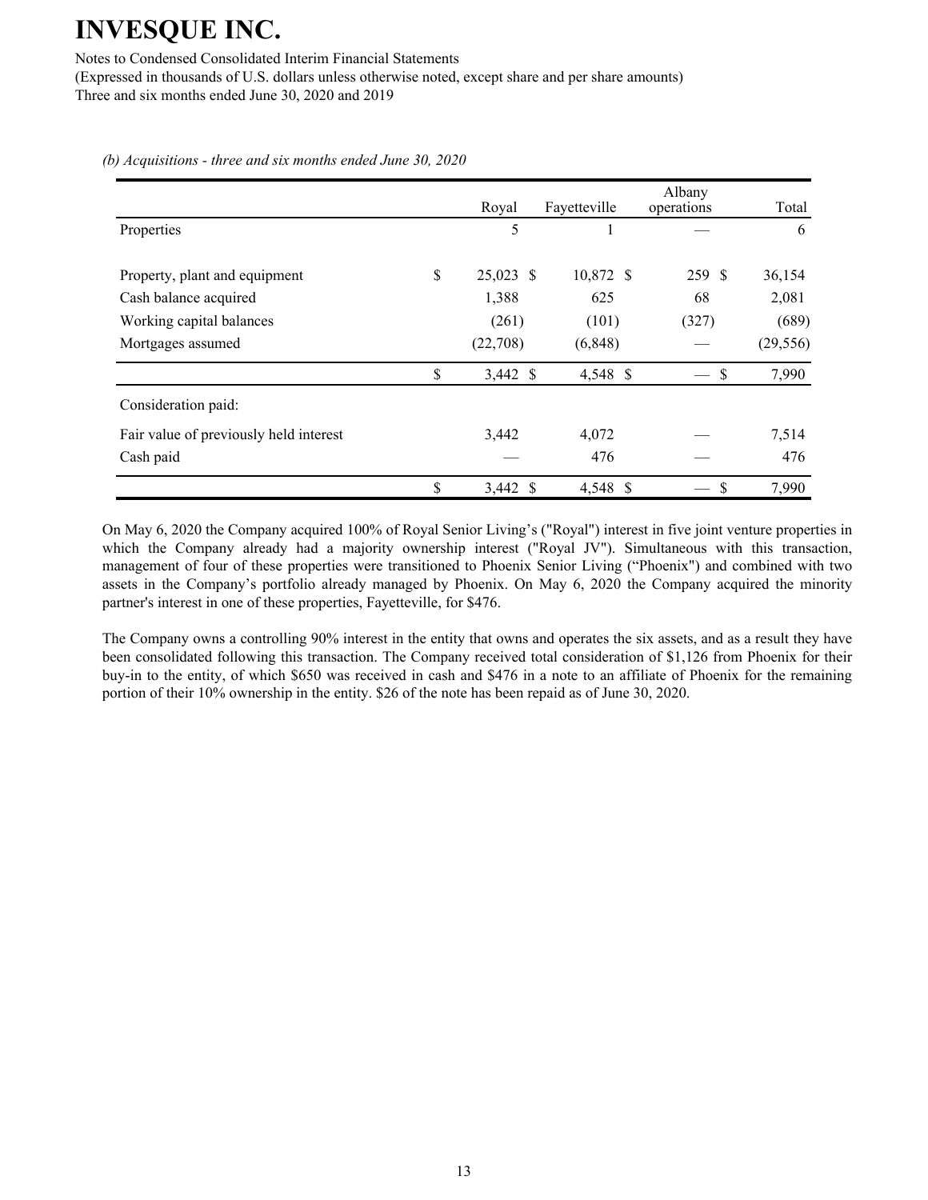*(b) Acquisitions - three and six months ended June 30, 2020*

| | Royal | Fayetteville | Albany operations | Total |
|---|---|---|---|---|
| Properties | 5 | 1 | — | 6 |
| | | | | |
| Property, plant and equipment | $ 25,023 | $ 10,872 | $ 259 | $ 36,154 |
| Cash balance acquired | 1,388 | 625 | 68 | 2,081 |
| Working capital balances | (261) | (101) | (327) | (689) |
| Mortgages assumed | (22,708) | (6,848) | — | (29,556) |
| | $ 3,442 | $ 4,548 | $ — | $ 7,990 |
| Consideration paid: | | | | |
| Fair value of previously held interest | 3,442 | 4,072 | — | 7,514 |
| Cash paid | — | 476 | — | 476 |
| | $ 3,442 | $ 4,548 | $ — | $ 7,990 |

On May 6, 2020 the Company acquired 100% of Royal Senior Living's ("Royal") interest in five joint venture properties in which the Company already had a majority ownership interest ("Royal JV"). Simultaneous with this transaction, management of four of these properties were transitioned to Phoenix Senior Living ("Phoenix") and combined with two assets in the Company's portfolio already managed by Phoenix. On May 6, 2020 the Company acquired the minority partner's interest in one of these properties, Fayetteville, for $476.

The Company owns a controlling 90% interest in the entity that owns and operates the six assets, and as a result they have been consolidated following this transaction. The Company received total consideration of $1,126 from Phoenix for their buy-in to the entity, of which $650 was received in cash and $476 in a note to an affiliate of Phoenix for the remaining portion of their 10% ownership in the entity. $26 of the note has been repaid as of June 30, 2020.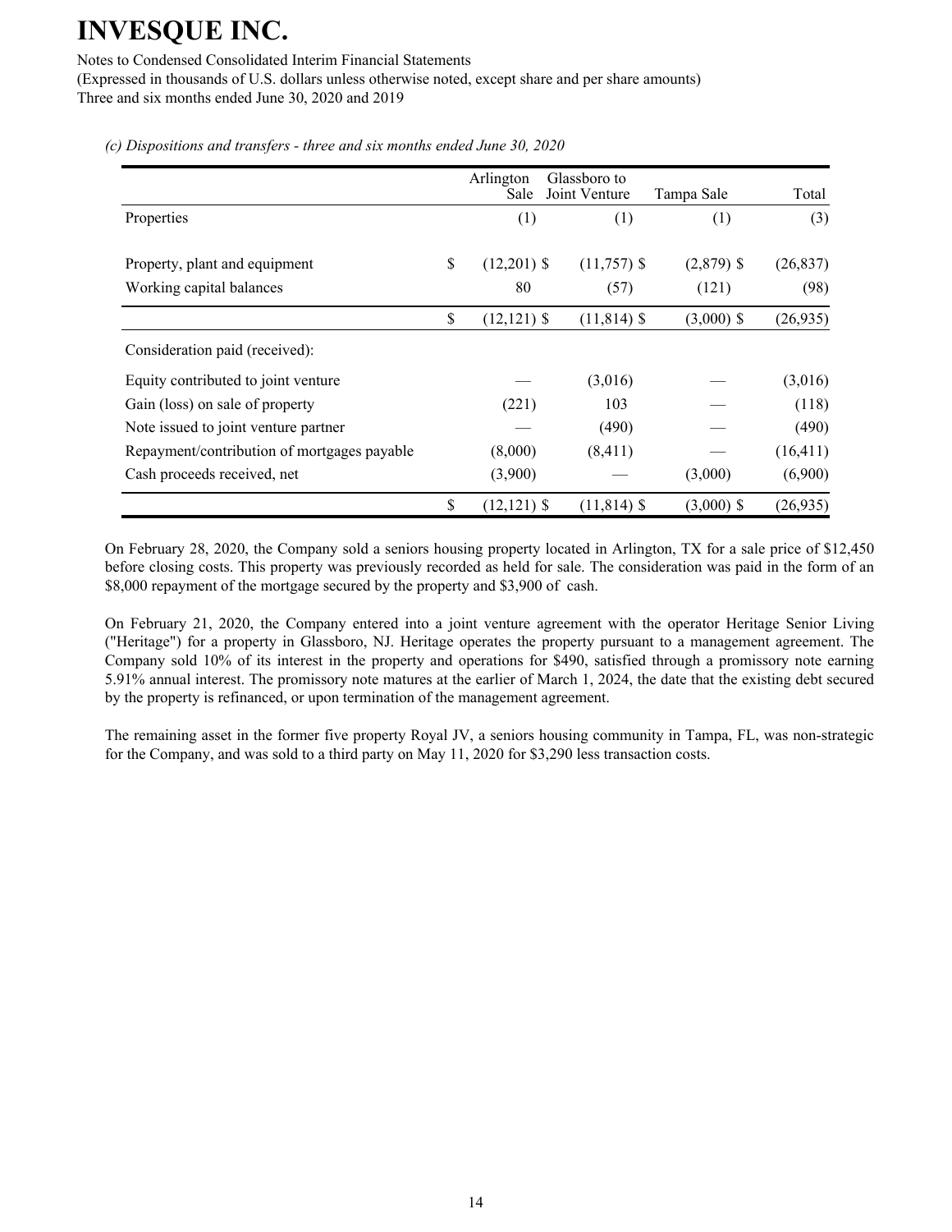*(c) Dispositions and transfers - three and six months ended June 30, 2020*

| | Arlington Sale | Glassboro to Joint Venture | Tampa Sale | Total |
|---|---|---|---|---|
| Properties | (1) | (1) | (1) | (3) |
| | | | | |
| Property, plant and equipment | $ (12,201) | $ (11,757) | $ (2,879) | $ (26,837) |
| Working capital balances | 80 | (57) | (121) | (98) |
| | $ (12,121) | $ (11,814) | $ (3,000) | $ (26,935) |
| Consideration paid (received): | | | | |
| Equity contributed to joint venture | — | (3,016) | — | (3,016) |
| Gain (loss) on sale of property | (221) | 103 | — | (118) |
| Note issued to joint venture partner | — | (490) | — | (490) |
| Repayment/contribution of mortgages payable | (8,000) | (8,411) | — | (16,411) |
| Cash proceeds received, net | (3,900) | — | (3,000) | (6,900) |
| | $ (12,121) | $ (11,814) | $ (3,000) | $ (26,935) |

On February 28, 2020, the Company sold a seniors housing property located in Arlington, TX for a sale price of $12,450 before closing costs. This property was previously recorded as held for sale. The consideration was paid in the form of an $8,000 repayment of the mortgage secured by the property and $3,900 of cash.

On February 21, 2020, the Company entered into a joint venture agreement with the operator Heritage Senior Living ("Heritage") for a property in Glassboro, NJ. Heritage operates the property pursuant to a management agreement. The Company sold 10% of its interest in the property and operations for $490, satisfied through a promissory note earning 5.91% annual interest. The promissory note matures at the earlier of March 1, 2024, the date that the existing debt secured by the property is refinanced, or upon termination of the management agreement.

The remaining asset in the former five property Royal JV, a seniors housing community in Tampa, FL, was non-strategic for the Company, and was sold to a third party on May 11, 2020 for $3,290 less transaction costs.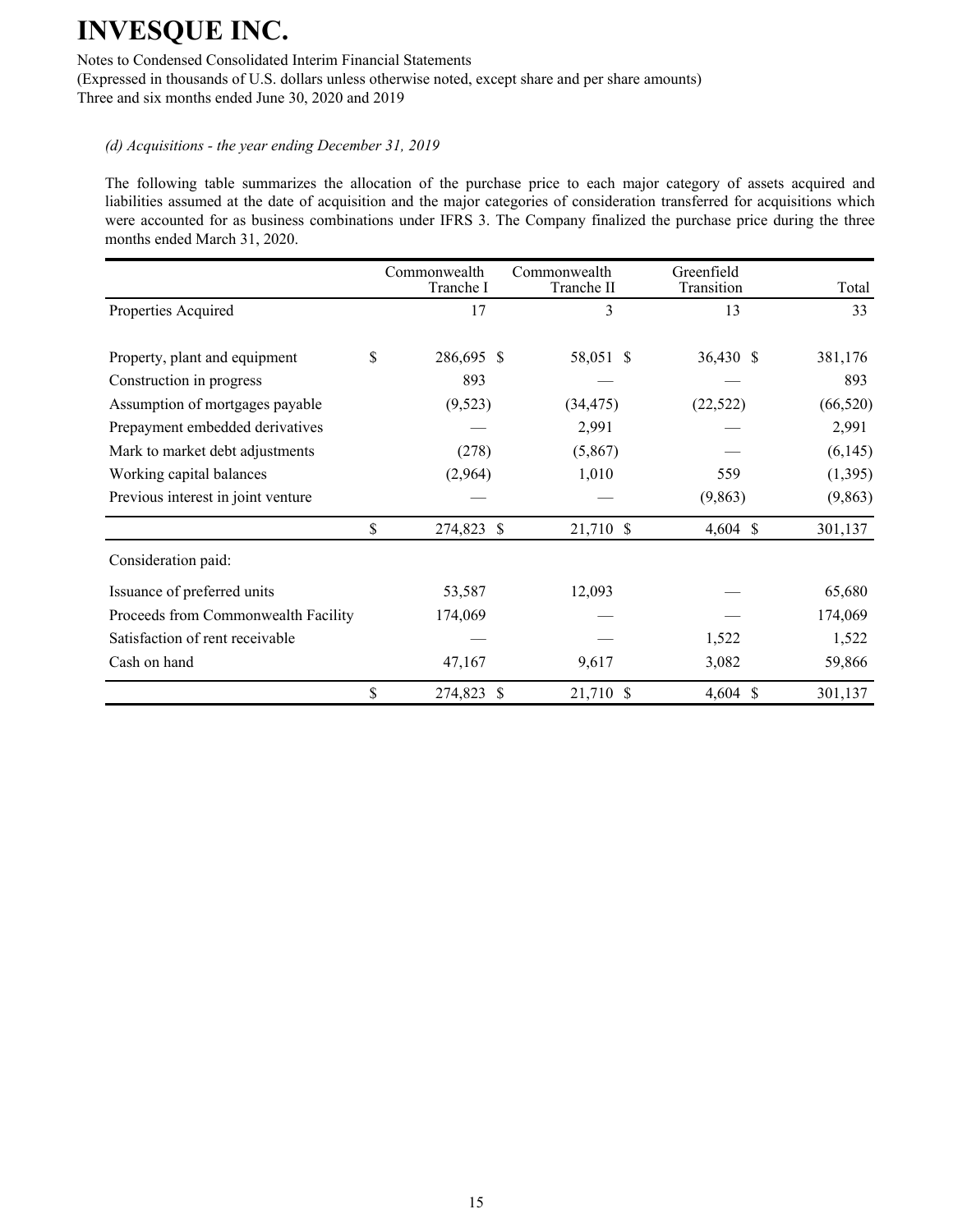*(d) Acquisitions - the year ending December 31, 2019*

The following table summarizes the allocation of the purchase price to each major category of assets acquired and liabilities assumed at the date of acquisition and the major categories of consideration transferred for acquisitions which were accounted for as business combinations under IFRS 3. The Company finalized the purchase price during the three months ended March 31, 2020.

| | Commonwealth Tranche I | Commonwealth Tranche II | Greenfield Transition | Total |
|---|---|---|---|---|
| Properties Acquired | 17 | 3 | 13 | 33 |
| | | | | |
| Property, plant and equipment | $ 286,695 | $ 58,051 | $ 36,430 | $ 381,176 |
| Construction in progress | 893 | — | — | 893 |
| Assumption of mortgages payable | (9,523) | (34,475) | (22,522) | (66,520) |
| Prepayment embedded derivatives | — | 2,991 | — | 2,991 |
| Mark to market debt adjustments | (278) | (5,867) | — | (6,145) |
| Working capital balances | (2,964) | 1,010 | 559 | (1,395) |
| Previous interest in joint venture | — | — | (9,863) | (9,863) |
| | $ 274,823 | $ 21,710 | $ 4,604 | $ 301,137 |
| Consideration paid: | | | | |
| Issuance of preferred units | 53,587 | 12,093 | — | 65,680 |
| Proceeds from Commonwealth Facility | 174,069 | — | — | 174,069 |
| Satisfaction of rent receivable | — | — | 1,522 | 1,522 |
| Cash on hand | 47,167 | 9,617 | 3,082 | 59,866 |
| | $ 274,823 | $ 21,710 | $ 4,604 | $ 301,137 |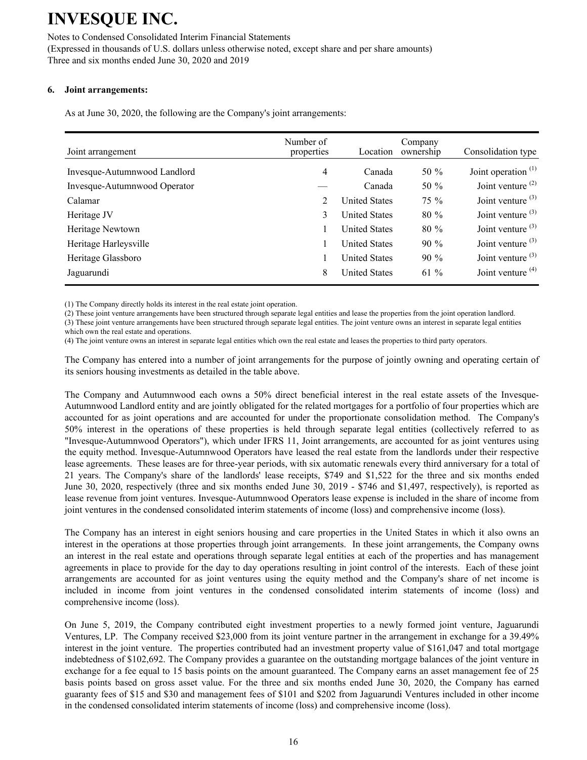# INVESQUE INC.

Notes to Condensed Consolidated Interim Financial Statements
(Expressed in thousands of U.S. dollars unless otherwise noted, except share and per share amounts)
Three and six months ended June 30, 2020 and 2019

**6. Joint arrangements:**

As at June 30, 2020, the following are the Company's joint arrangements:

| Joint arrangement | Number of properties | Location | Company ownership | Consolidation type |
|---|---|---|---|---|
| Invesque-Autumnwood Landlord | 4 | Canada | 50 % | Joint operation [1] |
| Invesque-Autumnwood Operator | — | Canada | 50 % | Joint venture [2] |
| Calamar | 2 | United States | 75 % | Joint venture [3] |
| Heritage JV | 3 | United States | 80 % | Joint venture [3] |
| Heritage Newtown | 1 | United States | 80 % | Joint venture [3] |
| Heritage Harleysville | 1 | United States | 90 % | Joint venture [3] |
| Heritage Glassboro | 1 | United States | 90 % | Joint venture [3] |
| Jaguarundi | 8 | United States | 61 % | Joint venture [4] |

(1) The Company directly holds its interest in the real estate joint operation.
(2) These joint venture arrangements have been structured through separate legal entities and lease the properties from the joint operation landlord.
(3) These joint venture arrangements have been structured through separate legal entities. The joint venture owns an interest in separate legal entities which own the real estate and operations.
(4) The joint venture owns an interest in separate legal entities which own the real estate and leases the properties to third party operators.

The Company has entered into a number of joint arrangements for the purpose of jointly owning and operating certain of its seniors housing investments as detailed in the table above.

The Company and Autumnwood each owns a 50% direct beneficial interest in the real estate assets of the Invesque-Autumnwood Landlord entity and are jointly obligated for the related mortgages for a portfolio of four properties which are accounted for as joint operations and are accounted for under the proportionate consolidation method. The Company's 50% interest in the operations of these properties is held through separate legal entities (collectively referred to as "Invesque-Autumnwood Operators"), which under IFRS 11, Joint arrangements, are accounted for as joint ventures using the equity method. Invesque-Autumnwood Operators have leased the real estate from the landlords under their respective lease agreements. These leases are for three-year periods, with six automatic renewals every third anniversary for a total of 21 years. The Company's share of the landlords' lease receipts, $749 and $1,522 for the three and six months ended June 30, 2020, respectively (three and six months ended June 30, 2019 - $746 and $1,497, respectively), is reported as lease revenue from joint ventures. Invesque-Autumnwood Operators lease expense is included in the share of income from joint ventures in the condensed consolidated interim statements of income (loss) and comprehensive income (loss).

The Company has an interest in eight seniors housing and care properties in the United States in which it also owns an interest in the operations at those properties through joint arrangements. In these joint arrangements, the Company owns an interest in the real estate and operations through separate legal entities at each of the properties and has management agreements in place to provide for the day to day operations resulting in joint control of the interests. Each of these joint arrangements are accounted for as joint ventures using the equity method and the Company's share of net income is included in income from joint ventures in the condensed consolidated interim statements of income (loss) and comprehensive income (loss).

On June 5, 2019, the Company contributed eight investment properties to a newly formed joint venture, Jaguarundi Ventures, LP. The Company received $23,000 from its joint venture partner in the arrangement in exchange for a 39.49% interest in the joint venture. The properties contributed had an investment property value of $161,047 and total mortgage indebtedness of $102,692. The Company provides a guarantee on the outstanding mortgage balances of the joint venture in exchange for a fee equal to 15 basis points on the amount guaranteed. The Company earns an asset management fee of 25 basis points based on gross asset value. For the three and six months ended June 30, 2020, the Company has earned guaranty fees of $15 and $30 and management fees of $101 and $202 from Jaguarundi Ventures included in other income in the condensed consolidated interim statements of income (loss) and comprehensive income (loss).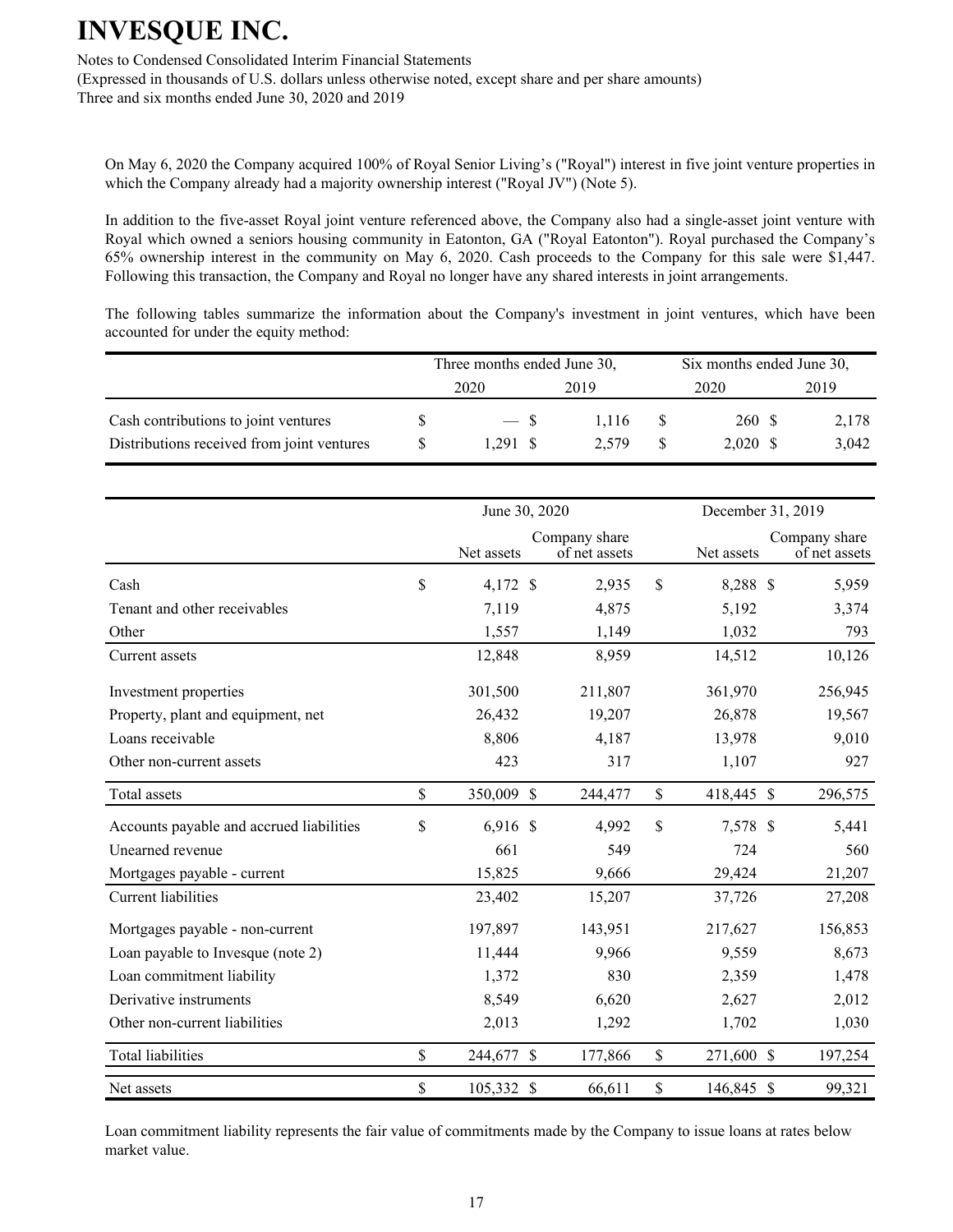On May 6, 2020 the Company acquired 100% of Royal Senior Living's ("Royal") interest in five joint venture properties in which the Company already had a majority ownership interest ("Royal JV") (Note 5).

In addition to the five-asset Royal joint venture referenced above, the Company also had a single-asset joint venture with Royal which owned a seniors housing community in Eatonton, GA ("Royal Eatonton"). Royal purchased the Company's 65% ownership interest in the community on May 6, 2020. Cash proceeds to the Company for this sale were $1,447. Following this transaction, the Company and Royal no longer have any shared interests in joint arrangements.

The following tables summarize the information about the Company's investment in joint ventures, which have been accounted for under the equity method:

| | Three months ended June 30, | | Six months ended June 30, | |
|---|---|---|---|---|
| | 2020 | 2019 | 2020 | 2019 |
| Cash contributions to joint ventures | $ — | $ 1,116 | $ 260 | $ 2,178 |
| Distributions received from joint ventures | $ 1,291 | $ 2,579 | $ 2,020 | $ 3,042 |

| | June 30, 2020 | | December 31, 2019 | |
|---|---|---|---|---|
| | Net assets | Company share of net assets | Net assets | Company share of net assets |
| Cash | $ 4,172 | $ 2,935 | $ 8,288 | $ 5,959 |
| Tenant and other receivables | 7,119 | 4,875 | 5,192 | 3,374 |
| Other | 1,557 | 1,149 | 1,032 | 793 |
| Current assets | 12,848 | 8,959 | 14,512 | 10,126 |
| Investment properties | 301,500 | 211,807 | 361,970 | 256,945 |
| Property, plant and equipment, net | 26,432 | 19,207 | 26,878 | 19,567 |
| Loans receivable | 8,806 | 4,187 | 13,978 | 9,010 |
| Other non-current assets | 423 | 317 | 1,107 | 927 |
| Total assets | $ 350,009 | $ 244,477 | $ 418,445 | $ 296,575 |
| Accounts payable and accrued liabilities | $ 6,916 | $ 4,992 | $ 7,578 | $ 5,441 |
| Unearned revenue | 661 | 549 | 724 | 560 |
| Mortgages payable - current | 15,825 | 9,666 | 29,424 | 21,207 |
| Current liabilities | 23,402 | 15,207 | 37,726 | 27,208 |
| Mortgages payable - non-current | 197,897 | 143,951 | 217,627 | 156,853 |
| Loan payable to Invesque (note 2) | 11,444 | 9,966 | 9,559 | 8,673 |
| Loan commitment liability | 1,372 | 830 | 2,359 | 1,478 |
| Derivative instruments | 8,549 | 6,620 | 2,627 | 2,012 |
| Other non-current liabilities | 2,013 | 1,292 | 1,702 | 1,030 |
| Total liabilities | $ 244,677 | $ 177,866 | $ 271,600 | $ 197,254 |
| Net assets | $ 105,332 | $ 66,611 | $ 146,845 | $ 99,321 |

Loan commitment liability represents the fair value of commitments made by the Company to issue loans at rates below market value.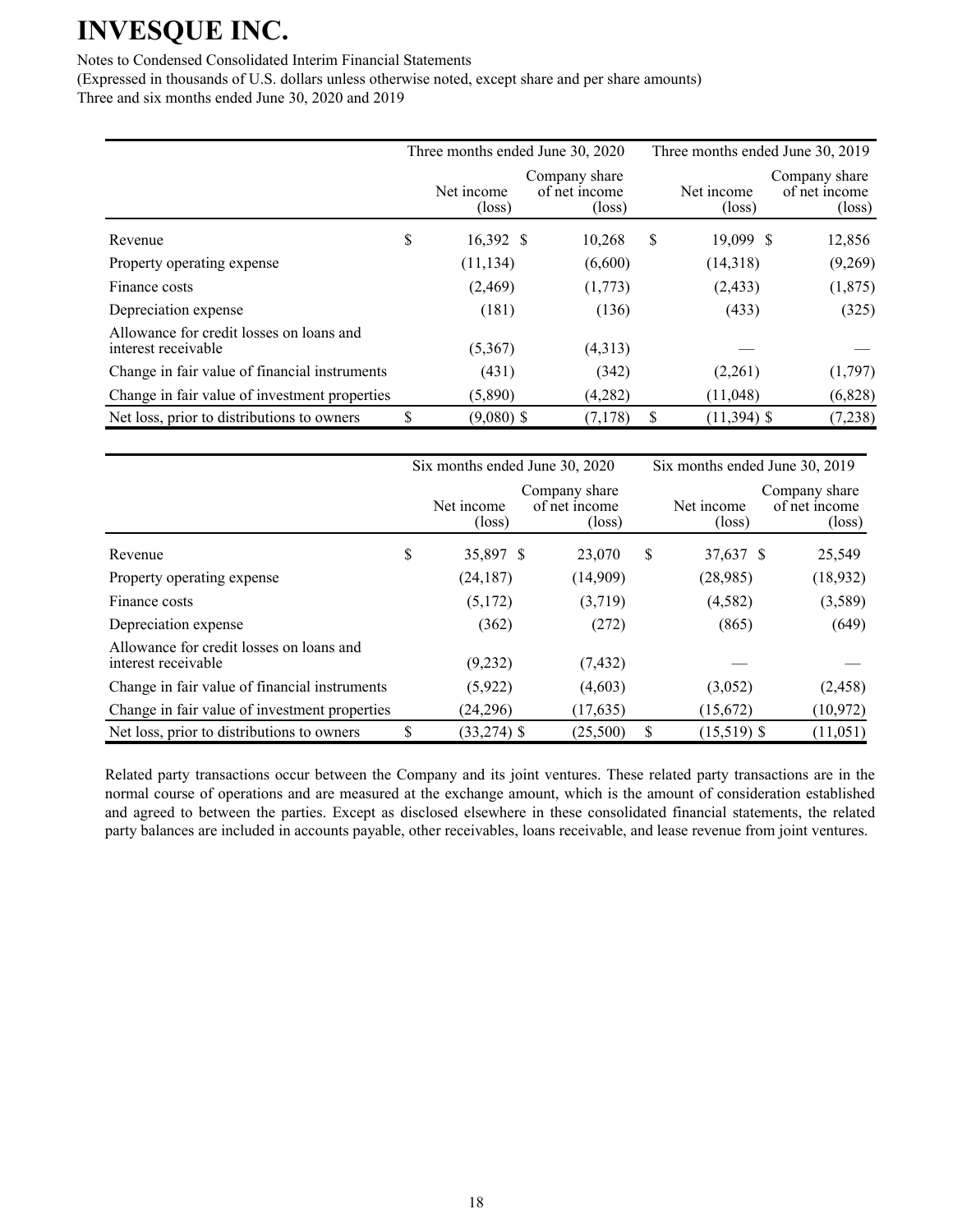|  | Three months ended June 30, 2020 |  | Three months ended June 30, 2019 |  |
| --- | --- | --- | --- | --- |
|  | Net income (loss) | Company share of net income (loss) | Net income (loss) | Company share of net income (loss) |
| Revenue | $ 16,392 | $ 10,268 | $ 19,099 | $ 12,856 |
| Property operating expense | (11,134) | (6,600) | (14,318) | (9,269) |
| Finance costs | (2,469) | (1,773) | (2,433) | (1,875) |
| Depreciation expense | (181) | (136) | (433) | (325) |
| Allowance for credit losses on loans and interest receivable | (5,367) | (4,313) | — | — |
| Change in fair value of financial instruments | (431) | (342) | (2,261) | (1,797) |
| Change in fair value of investment properties | (5,890) | (4,282) | (11,048) | (6,828) |
| Net loss, prior to distributions to owners | $ (9,080) | $ (7,178) | $ (11,394) | $ (7,238) |

|  | Six months ended June 30, 2020 |  | Six months ended June 30, 2019 |  |
| --- | --- | --- | --- | --- |
|  | Net income (loss) | Company share of net income (loss) | Net income (loss) | Company share of net income (loss) |
| Revenue | $ 35,897 | $ 23,070 | $ 37,637 | $ 25,549 |
| Property operating expense | (24,187) | (14,909) | (28,985) | (18,932) |
| Finance costs | (5,172) | (3,719) | (4,582) | (3,589) |
| Depreciation expense | (362) | (272) | (865) | (649) |
| Allowance for credit losses on loans and interest receivable | (9,232) | (7,432) | — | — |
| Change in fair value of financial instruments | (5,922) | (4,603) | (3,052) | (2,458) |
| Change in fair value of investment properties | (24,296) | (17,635) | (15,672) | (10,972) |
| Net loss, prior to distributions to owners | $ (33,274) | $ (25,500) | $ (15,519) | $ (11,051) |

Related party transactions occur between the Company and its joint ventures. These related party transactions are in the normal course of operations and are measured at the exchange amount, which is the amount of consideration established and agreed to between the parties. Except as disclosed elsewhere in these consolidated financial statements, the related party balances are included in accounts payable, other receivables, loans receivable, and lease revenue from joint ventures.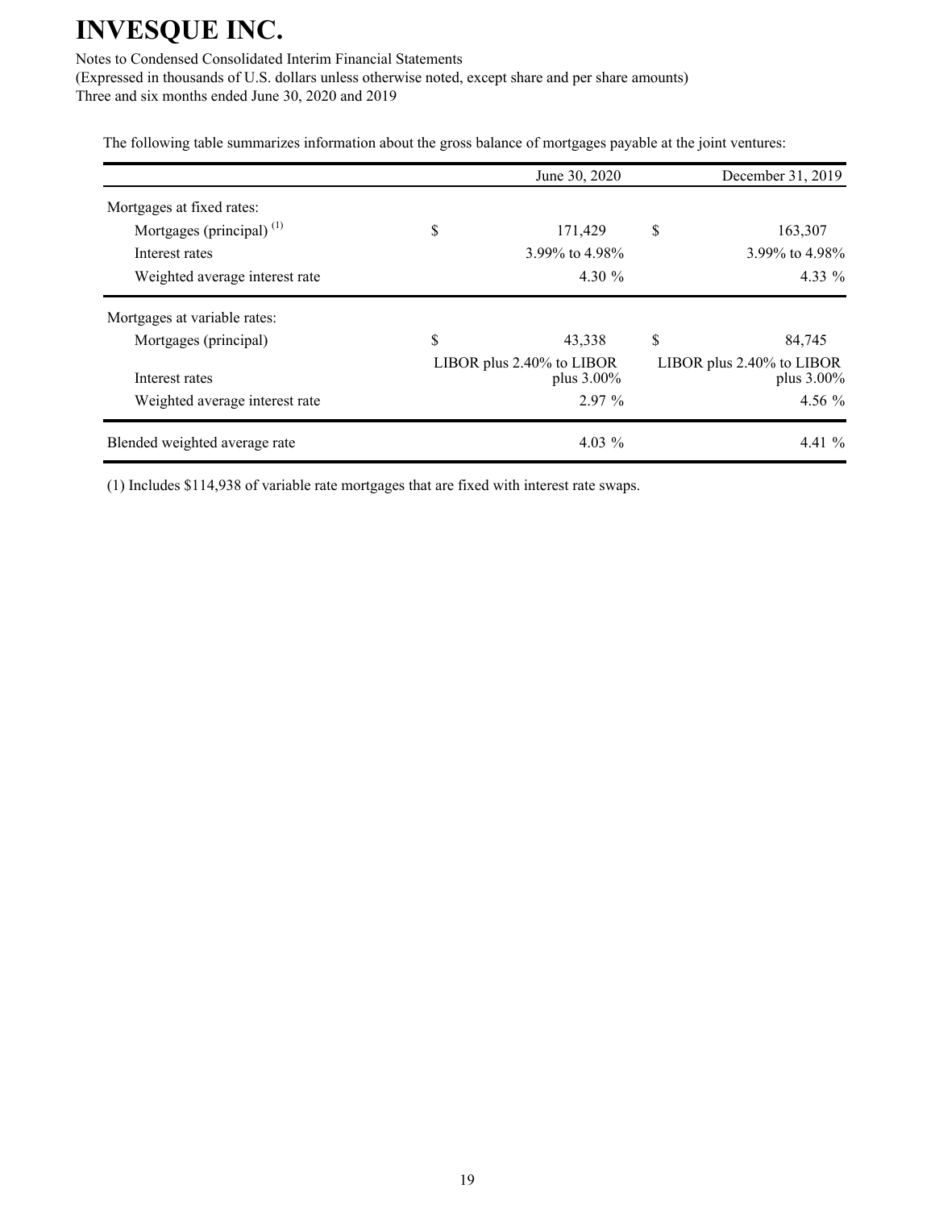# INVESQUE INC.

Notes to Condensed Consolidated Interim Financial Statements
(Expressed in thousands of U.S. dollars unless otherwise noted, except share and per share amounts)
Three and six months ended June 30, 2020 and 2019

The following table summarizes information about the gross balance of mortgages payable at the joint ventures:

| | June 30, 2020 | December 31, 2019 |
|---|---|---|
| Mortgages at fixed rates: | | |
| Mortgages (principal) (1) | $ 171,429 | $ 163,307 |
| Interest rates | 3.99% to 4.98% | 3.99% to 4.98% |
| Weighted average interest rate | 4.30 % | 4.33 % |
| Mortgages at variable rates: | | |
| Mortgages (principal) | $ 43,338 | $ 84,745 |
| Interest rates | LIBOR plus 2.40% to LIBOR plus 3.00% | LIBOR plus 2.40% to LIBOR plus 3.00% |
| Weighted average interest rate | 2.97 % | 4.56 % |
| Blended weighted average rate | 4.03 % | 4.41 % |

(1) Includes $114,938 of variable rate mortgages that are fixed with interest rate swaps.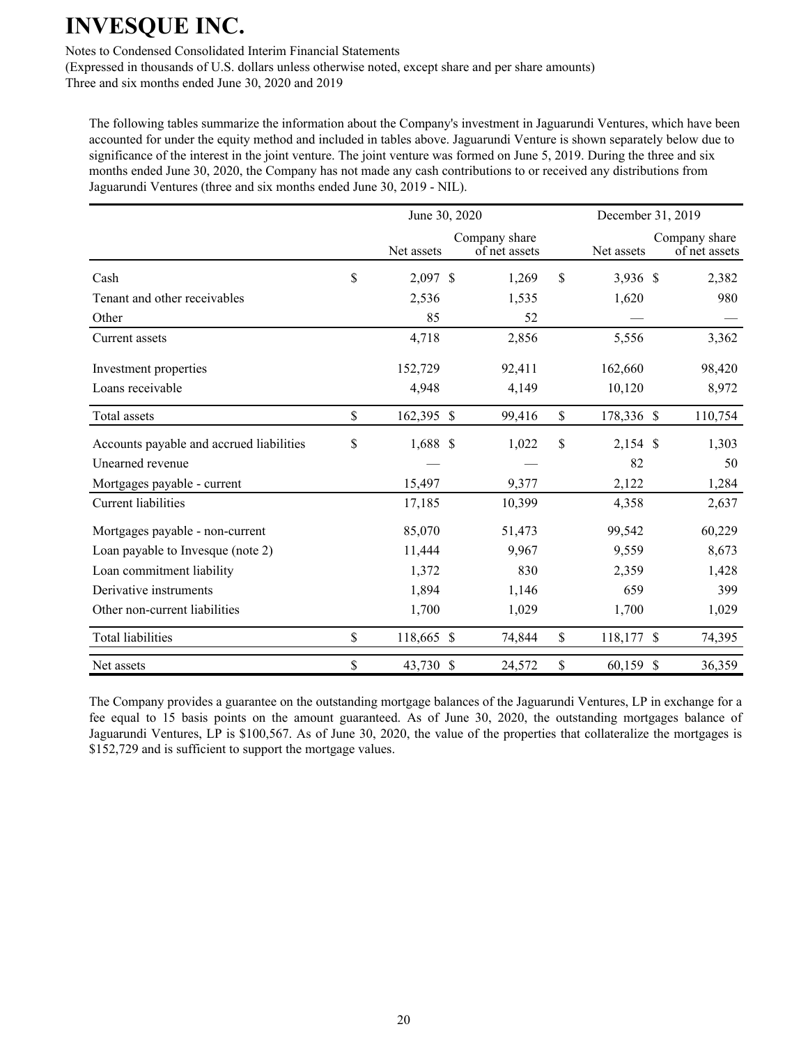The following tables summarize the information about the Company's investment in Jaguarundi Ventures, which have been accounted for under the equity method and included in tables above. Jaguarundi Venture is shown separately below due to significance of the interest in the joint venture. The joint venture was formed on June 5, 2019. During the three and six months ended June 30, 2020, the Company has not made any cash contributions to or received any distributions from Jaguarundi Ventures (three and six months ended June 30, 2019 - NIL).

| | June 30, 2020 | | December 31, 2019 | |
|---|---|---|---|---|
| | Net assets | Company share of net assets | Net assets | Company share of net assets |
| Cash | $ 2,097 | $ 1,269 | $ 3,936 | $ 2,382 |
| Tenant and other receivables | 2,536 | 1,535 | 1,620 | 980 |
| Other | 85 | 52 | — | — |
| Current assets | 4,718 | 2,856 | 5,556 | 3,362 |
| Investment properties | 152,729 | 92,411 | 162,660 | 98,420 |
| Loans receivable | 4,948 | 4,149 | 10,120 | 8,972 |
| Total assets | $ 162,395 | $ 99,416 | $ 178,336 | $ 110,754 |
| Accounts payable and accrued liabilities | $ 1,688 | $ 1,022 | $ 2,154 | $ 1,303 |
| Unearned revenue | — | — | 82 | 50 |
| Mortgages payable - current | 15,497 | 9,377 | 2,122 | 1,284 |
| Current liabilities | 17,185 | 10,399 | 4,358 | 2,637 |
| Mortgages payable - non-current | 85,070 | 51,473 | 99,542 | 60,229 |
| Loan payable to Invesque (note 2) | 11,444 | 9,967 | 9,559 | 8,673 |
| Loan commitment liability | 1,372 | 830 | 2,359 | 1,428 |
| Derivative instruments | 1,894 | 1,146 | 659 | 399 |
| Other non-current liabilities | 1,700 | 1,029 | 1,700 | 1,029 |
| Total liabilities | $ 118,665 | $ 74,844 | $ 118,177 | $ 74,395 |
| Net assets | $ 43,730 | $ 24,572 | $ 60,159 | $ 36,359 |

The Company provides a guarantee on the outstanding mortgage balances of the Jaguarundi Ventures, LP in exchange for a fee equal to 15 basis points on the amount guaranteed. As of June 30, 2020, the outstanding mortgages balance of Jaguarundi Ventures, LP is $100,567. As of June 30, 2020, the value of the properties that collateralize the mortgages is $152,729 and is sufficient to support the mortgage values.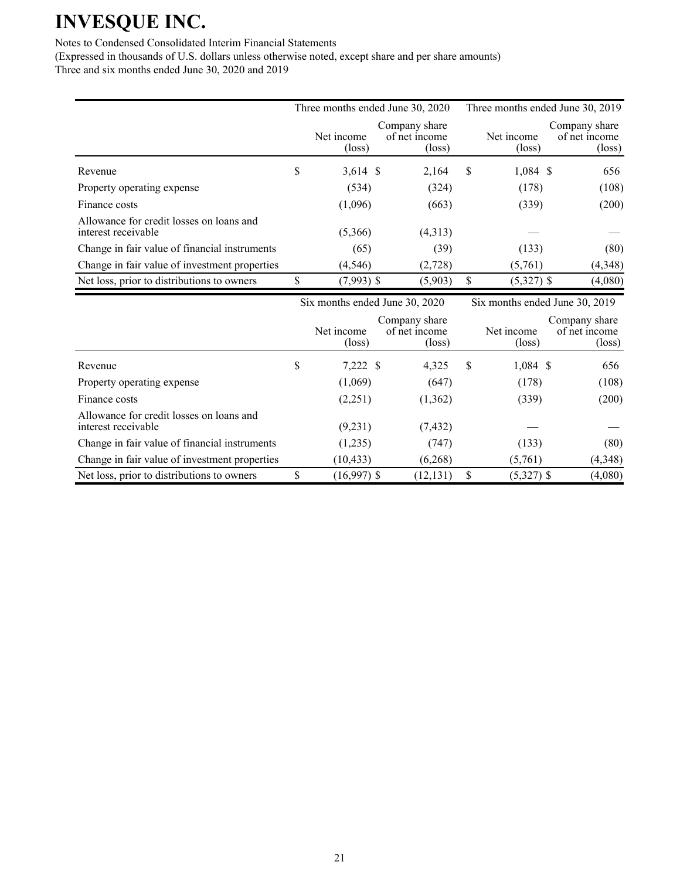|  | Three months ended June 30, 2020 |  | Three months ended June 30, 2019 |  |
| --- | --- | --- | --- | --- |
|  | Net income (loss) | Company share of net income (loss) | Net income (loss) | Company share of net income (loss) |
| Revenue | $ 3,614 | $ 2,164 | $ 1,084 | $ 656 |
| Property operating expense | (534) | (324) | (178) | (108) |
| Finance costs | (1,096) | (663) | (339) | (200) |
| Allowance for credit losses on loans and interest receivable | (5,366) | (4,313) | — | — |
| Change in fair value of financial instruments | (65) | (39) | (133) | (80) |
| Change in fair value of investment properties | (4,546) | (2,728) | (5,761) | (4,348) |
| Net loss, prior to distributions to owners | $ (7,993) | $ (5,903) | $ (5,327) | $ (4,080) |

|  | Six months ended June 30, 2020 |  | Six months ended June 30, 2019 |  |
| --- | --- | --- | --- | --- |
|  | Net income (loss) | Company share of net income (loss) | Net income (loss) | Company share of net income (loss) |
| Revenue | $ 7,222 | $ 4,325 | $ 1,084 | $ 656 |
| Property operating expense | (1,069) | (647) | (178) | (108) |
| Finance costs | (2,251) | (1,362) | (339) | (200) |
| Allowance for credit losses on loans and interest receivable | (9,231) | (7,432) | — | — |
| Change in fair value of financial instruments | (1,235) | (747) | (133) | (80) |
| Change in fair value of investment properties | (10,433) | (6,268) | (5,761) | (4,348) |
| Net loss, prior to distributions to owners | $ (16,997) | $ (12,131) | $ (5,327) | $ (4,080) |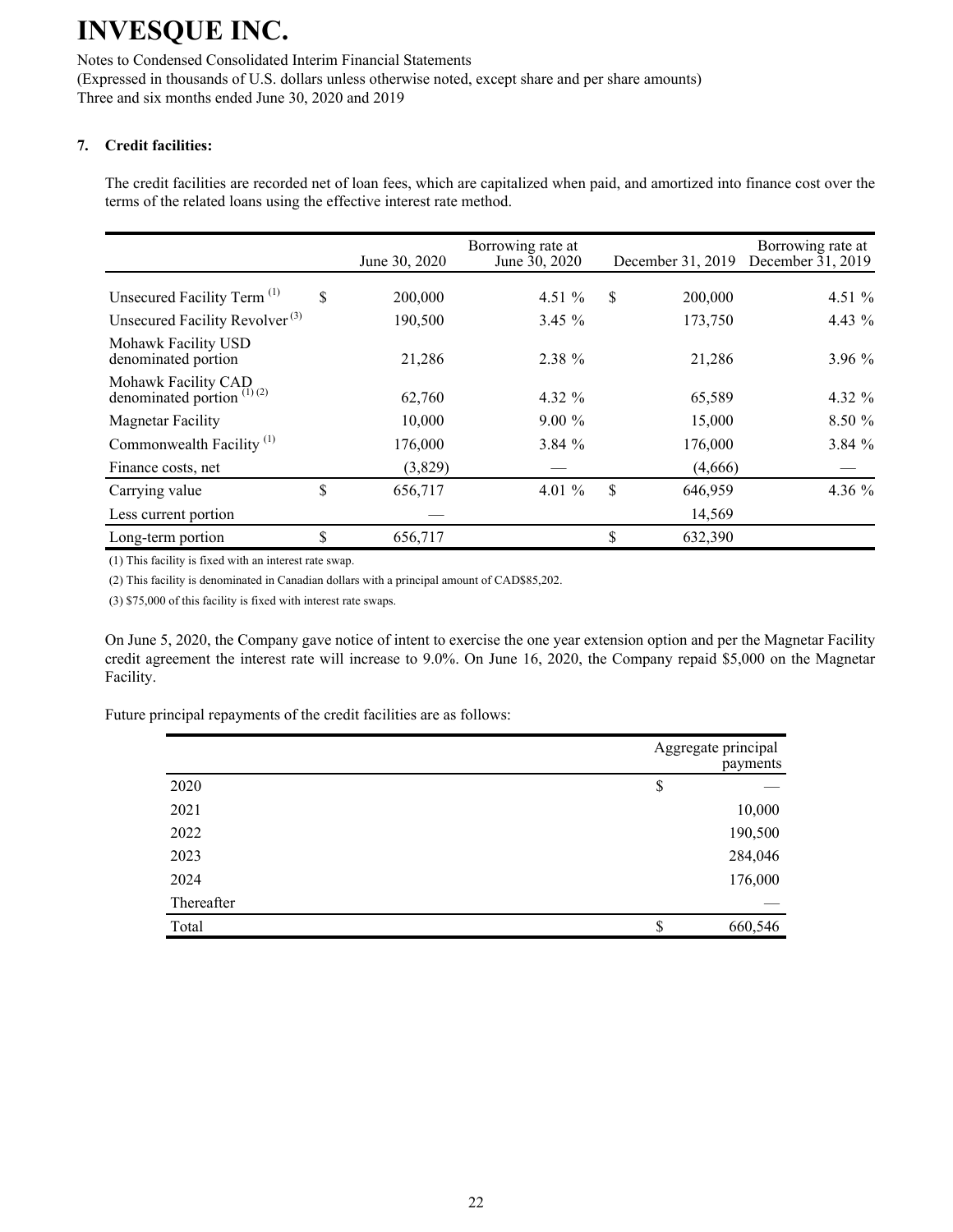# INVESQUE INC.

Notes to Condensed Consolidated Interim Financial Statements
(Expressed in thousands of U.S. dollars unless otherwise noted, except share and per share amounts)
Three and six months ended June 30, 2020 and 2019

**7. Credit facilities:**

The credit facilities are recorded net of loan fees, which are capitalized when paid, and amortized into finance cost over the terms of the related loans using the effective interest rate method.

| | June 30, 2020 | Borrowing rate at June 30, 2020 | December 31, 2019 | Borrowing rate at December 31, 2019 |
|---|---|---|---|---|
| Unsecured Facility Term [(1)] | $ 200,000 | 4.51 % | $ 200,000 | 4.51 % |
| Unsecured Facility Revolver [(3)] | 190,500 | 3.45 % | 173,750 | 4.43 % |
| Mohawk Facility USD denominated portion | 21,286 | 2.38 % | 21,286 | 3.96 % |
| Mohawk Facility CAD denominated portion [(1) (2)] | 62,760 | 4.32 % | 65,589 | 4.32 % |
| Magnetar Facility | 10,000 | 9.00 % | 15,000 | 8.50 % |
| Commonwealth Facility [(1)] | 176,000 | 3.84 % | 176,000 | 3.84 % |
| Finance costs, net | (3,829) | — | (4,666) | — |
| Carrying value | $ 656,717 | 4.01 % | $ 646,959 | 4.36 % |
| Less current portion | — | | 14,569 | |
| Long-term portion | $ 656,717 | | $ 632,390 | |

(1) This facility is fixed with an interest rate swap.

(2) This facility is denominated in Canadian dollars with a principal amount of CAD$85,202.

(3) $75,000 of this facility is fixed with interest rate swaps.

On June 5, 2020, the Company gave notice of intent to exercise the one year extension option and per the Magnetar Facility credit agreement the interest rate will increase to 9.0%. On June 16, 2020, the Company repaid $5,000 on the Magnetar Facility.

Future principal repayments of the credit facilities are as follows:

| | Aggregate principal payments |
|---|---|
| 2020 | $ — |
| 2021 | 10,000 |
| 2022 | 190,500 |
| 2023 | 284,046 |
| 2024 | 176,000 |
| Thereafter | — |
| Total | $ 660,546 |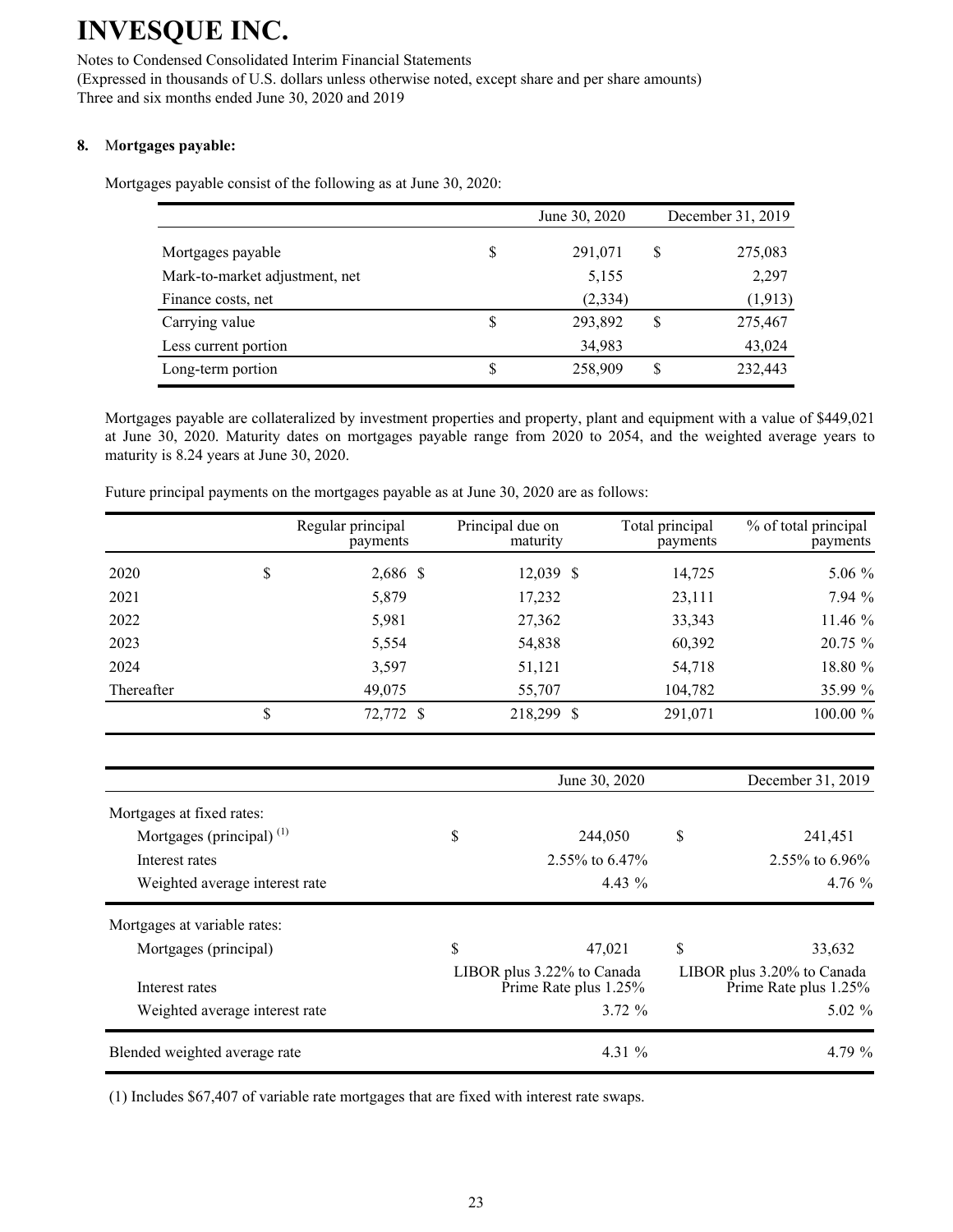# INVESQUE INC.

Notes to Condensed Consolidated Interim Financial Statements
(Expressed in thousands of U.S. dollars unless otherwise noted, except share and per share amounts)
Three and six months ended June 30, 2020 and 2019

**8. Mortgages payable:**

Mortgages payable consist of the following as at June 30, 2020:

| | | June 30, 2020 | | December 31, 2019 |
|---|---|---|---|---|
| Mortgages payable | $ | 291,071 | $ | 275,083 |
| Mark-to-market adjustment, net | | 5,155 | | 2,297 |
| Finance costs, net | | (2,334) | | (1,913) |
| Carrying value | $ | 293,892 | $ | 275,467 |
| Less current portion | | 34,983 | | 43,024 |
| Long-term portion | $ | 258,909 | $ | 232,443 |

Mortgages payable are collateralized by investment properties and property, plant and equipment with a value of $449,021 at June 30, 2020. Maturity dates on mortgages payable range from 2020 to 2054, and the weighted average years to maturity is 8.24 years at June 30, 2020.

Future principal payments on the mortgages payable as at June 30, 2020 are as follows:

| | | Regular principal payments | Principal due on maturity | Total principal payments | % of total principal payments |
|---|---|---|---|---|---|
| 2020 | $ | 2,686 | $ 12,039 | $ 14,725 | 5.06 % |
| 2021 | | 5,879 | 17,232 | 23,111 | 7.94 % |
| 2022 | | 5,981 | 27,362 | 33,343 | 11.46 % |
| 2023 | | 5,554 | 54,838 | 60,392 | 20.75 % |
| 2024 | | 3,597 | 51,121 | 54,718 | 18.80 % |
| Thereafter | | 49,075 | 55,707 | 104,782 | 35.99 % |
| | $ | 72,772 | $ 218,299 | $ 291,071 | 100.00 % |

| | | June 30, 2020 | | December 31, 2019 |
|---|---|---|---|---|
| Mortgages at fixed rates: | | | | |
| Mortgages (principal) [(1)] | $ | 244,050 | $ | 241,451 |
| Interest rates | | 2.55% to 6.47% | | 2.55% to 6.96% |
| Weighted average interest rate | | 4.43 % | | 4.76 % |
| Mortgages at variable rates: | | | | |
| Mortgages (principal) | $ | 47,021 | $ | 33,632 |
| Interest rates | | LIBOR plus 3.22% to Canada Prime Rate plus 1.25% | | LIBOR plus 3.20% to Canada Prime Rate plus 1.25% |
| Weighted average interest rate | | 3.72 % | | 5.02 % |
| Blended weighted average rate | | 4.31 % | | 4.79 % |

(1) Includes $67,407 of variable rate mortgages that are fixed with interest rate swaps.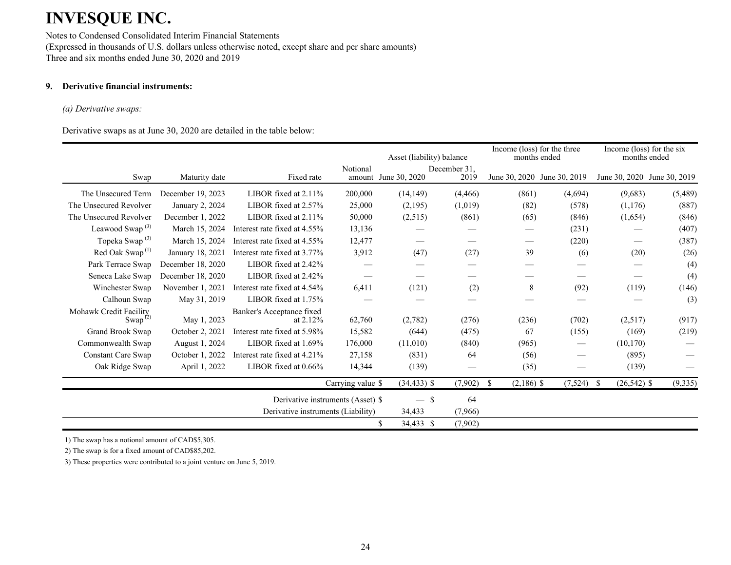# INVESQUE INC.

Notes to Condensed Consolidated Interim Financial Statements
(Expressed in thousands of U.S. dollars unless otherwise noted, except share and per share amounts)
Three and six months ended June 30, 2020 and 2019

## 9. Derivative financial instruments:

*(a) Derivative swaps:*

Derivative swaps as at June 30, 2020 are detailed in the table below:

| Swap | Maturity date | Fixed rate | Notional amount | Asset (liability) balance | | Income (loss) for the three months ended | | Income (loss) for the six months ended | |
|---|---|---|---|---|---|---|---|---|---|
| | | | | June 30, 2020 | December 31, 2019 | June 30, 2020 | June 30, 2019 | June 30, 2020 | June 30, 2019 |
| The Unsecured Term | December 19, 2023 | LIBOR fixed at 2.11% | 200,000 | (14,149) | (4,466) | (861) | (4,694) | (9,683) | (5,489) |
| The Unsecured Revolver | January 2, 2024 | LIBOR fixed at 2.57% | 25,000 | (2,195) | (1,019) | (82) | (578) | (1,176) | (887) |
| The Unsecured Revolver | December 1, 2022 | LIBOR fixed at 2.11% | 50,000 | (2,515) | (861) | (65) | (846) | (1,654) | (846) |
| Leawood Swap [3] | March 15, 2024 | Interest rate fixed at 4.55% | 13,136 | — | — | — | (231) | — | (407) |
| Topeka Swap [3] | March 15, 2024 | Interest rate fixed at 4.55% | 12,477 | — | — | — | (220) | — | (387) |
| Red Oak Swap [1] | January 18, 2021 | Interest rate fixed at 3.77% | 3,912 | (47) | (27) | 39 | (6) | (20) | (26) |
| Park Terrace Swap | December 18, 2020 | LIBOR fixed at 2.42% | — | — | — | — | — | — | (4) |
| Seneca Lake Swap | December 18, 2020 | LIBOR fixed at 2.42% | — | — | — | — | — | — | (4) |
| Winchester Swap | November 1, 2021 | Interest rate fixed at 4.54% | 6,411 | (121) | (2) | 8 | (92) | (119) | (146) |
| Calhoun Swap | May 31, 2019 | LIBOR fixed at 1.75% | — | — | — | — | — | — | (3) |
| Mohawk Credit Facility Swap [2] | May 1, 2023 | Banker's Acceptance fixed at 2.12% | 62,760 | (2,782) | (276) | (236) | (702) | (2,517) | (917) |
| Grand Brook Swap | October 2, 2021 | Interest rate fixed at 5.98% | 15,582 | (644) | (475) | 67 | (155) | (169) | (219) |
| Commonwealth Swap | August 1, 2024 | LIBOR fixed at 1.69% | 176,000 | (11,010) | (840) | (965) | — | (10,170) | — |
| Constant Care Swap | October 1, 2022 | Interest rate fixed at 4.21% | 27,158 | (831) | 64 | (56) | — | (895) | — |
| Oak Ridge Swap | April 1, 2022 | LIBOR fixed at 0.66% | 14,344 | (139) | — | (35) | — | (139) | — |
| | | | Carrying value $ | (34,433) $ | (7,902) | $ (2,186) $ | (7,524) | $ (26,542) $ | (9,335) |
| | | Derivative instruments (Asset) $ | | — $ | 64 | | | | |
| | | Derivative instruments (Liability) | | 34,433 | (7,966) | | | | |
| | | | $ | 34,433 $ | (7,902) | | | | |

1) The swap has a notional amount of CAD$5,305.

2) The swap is for a fixed amount of CAD$85,202.

3) These properties were contributed to a joint venture on June 5, 2019.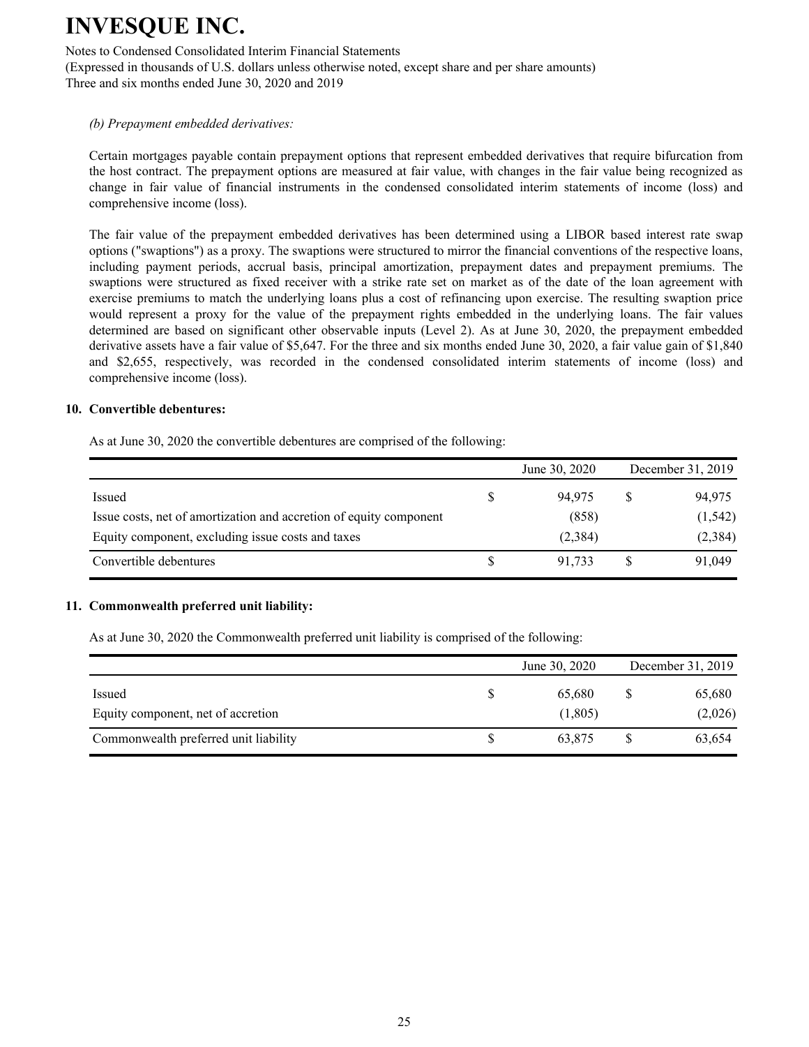*(b) Prepayment embedded derivatives:*

Certain mortgages payable contain prepayment options that represent embedded derivatives that require bifurcation from the host contract. The prepayment options are measured at fair value, with changes in the fair value being recognized as change in fair value of financial instruments in the condensed consolidated interim statements of income (loss) and comprehensive income (loss).

The fair value of the prepayment embedded derivatives has been determined using a LIBOR based interest rate swap options ("swaptions") as a proxy. The swaptions were structured to mirror the financial conventions of the respective loans, including payment periods, accrual basis, principal amortization, prepayment dates and prepayment premiums. The swaptions were structured as fixed receiver with a strike rate set on market as of the date of the loan agreement with exercise premiums to match the underlying loans plus a cost of refinancing upon exercise. The resulting swaption price would represent a proxy for the value of the prepayment rights embedded in the underlying loans. The fair values determined are based on significant other observable inputs (Level 2). As at June 30, 2020, the prepayment embedded derivative assets have a fair value of $5,647. For the three and six months ended June 30, 2020, a fair value gain of $1,840 and $2,655, respectively, was recorded in the condensed consolidated interim statements of income (loss) and comprehensive income (loss).

## 10. Convertible debentures:

As at June 30, 2020 the convertible debentures are comprised of the following:

| | June 30, 2020 | December 31, 2019 |
|---|---|---|
| Issued | $ 94,975 | $ 94,975 |
| Issue costs, net of amortization and accretion of equity component | (858) | (1,542) |
| Equity component, excluding issue costs and taxes | (2,384) | (2,384) |
| Convertible debentures | $ 91,733 | $ 91,049 |

## 11. Commonwealth preferred unit liability:

As at June 30, 2020 the Commonwealth preferred unit liability is comprised of the following:

| | June 30, 2020 | December 31, 2019 |
|---|---|---|
| Issued | $ 65,680 | $ 65,680 |
| Equity component, net of accretion | (1,805) | (2,026) |
| Commonwealth preferred unit liability | $ 63,875 | $ 63,654 |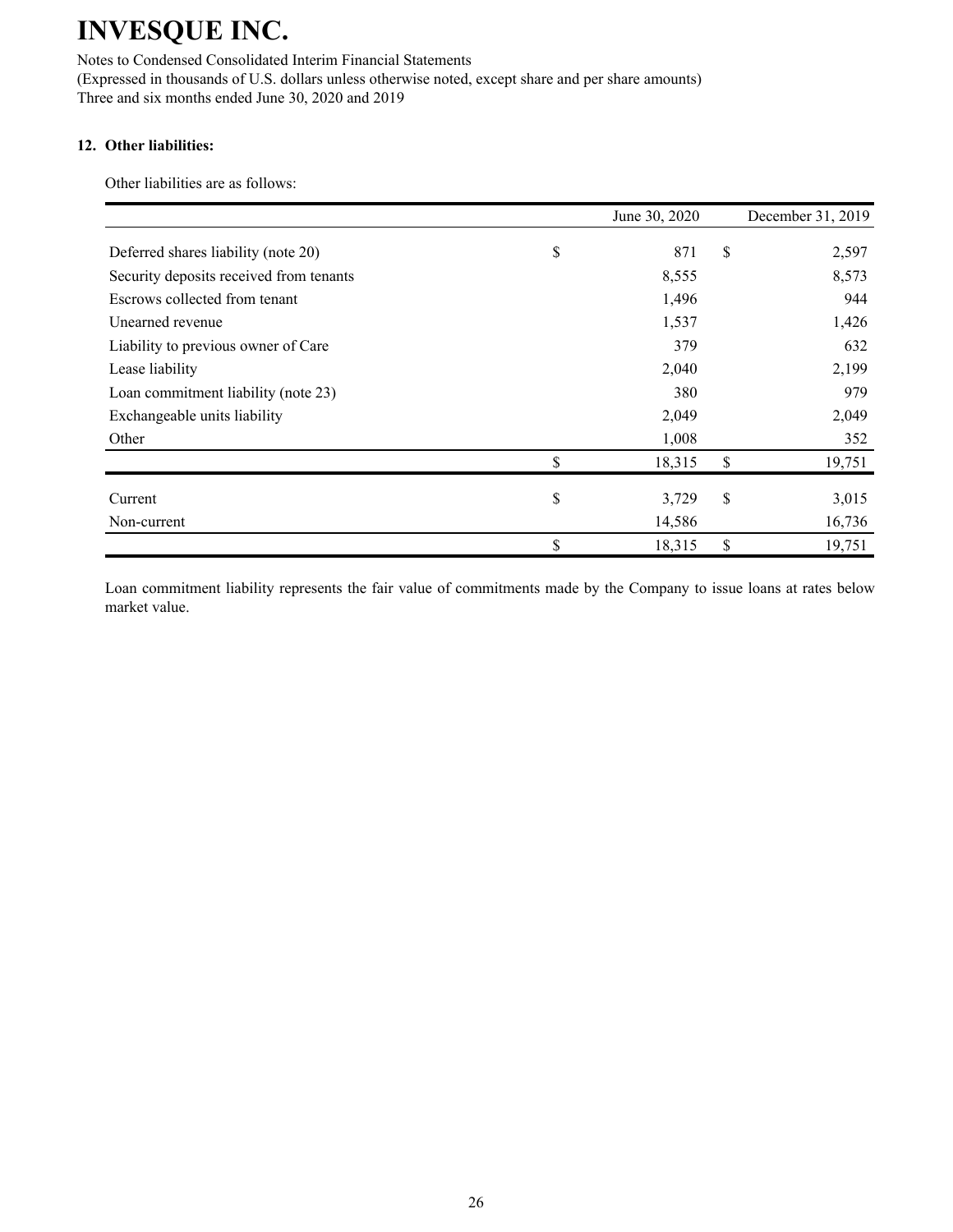## 12. Other liabilities:

Other liabilities are as follows:

| | June 30, 2020 | December 31, 2019 |
|---|---|---|
| Deferred shares liability (note 20) | $ 871 | $ 2,597 |
| Security deposits received from tenants | 8,555 | 8,573 |
| Escrows collected from tenant | 1,496 | 944 |
| Unearned revenue | 1,537 | 1,426 |
| Liability to previous owner of Care | 379 | 632 |
| Lease liability | 2,040 | 2,199 |
| Loan commitment liability (note 23) | 380 | 979 |
| Exchangeable units liability | 2,049 | 2,049 |
| Other | 1,008 | 352 |
| | $ 18,315 | $ 19,751 |
| Current | $ 3,729 | $ 3,015 |
| Non-current | 14,586 | 16,736 |
| | $ 18,315 | $ 19,751 |

Loan commitment liability represents the fair value of commitments made by the Company to issue loans at rates below market value.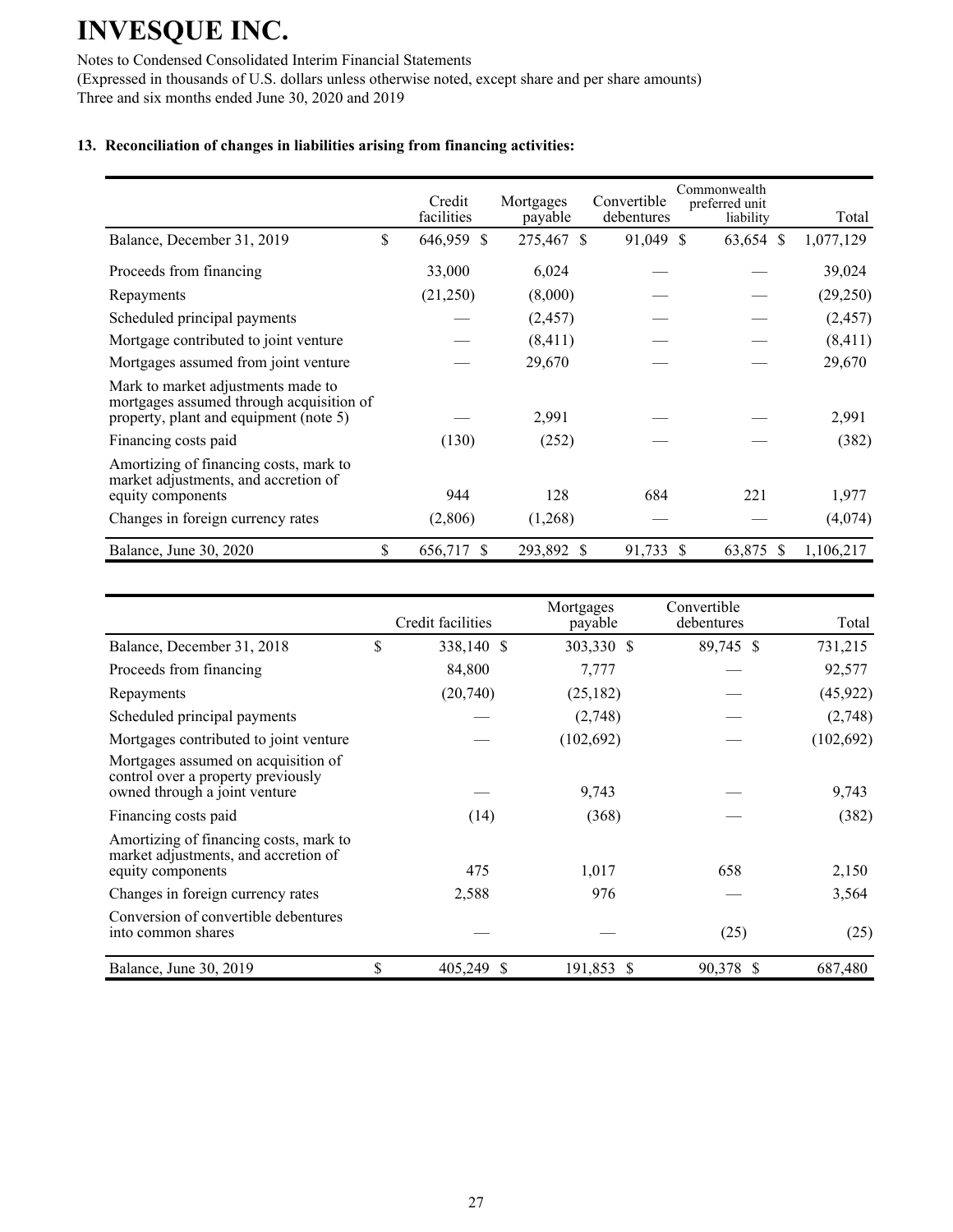# INVESQUE INC.

Notes to Condensed Consolidated Interim Financial Statements
(Expressed in thousands of U.S. dollars unless otherwise noted, except share and per share amounts)
Three and six months ended June 30, 2020 and 2019

## 13. Reconciliation of changes in liabilities arising from financing activities:

| | Credit facilities | Mortgages payable | Convertible debentures | Commonwealth preferred unit liability | Total |
|---|---|---|---|---|---|
| Balance, December 31, 2019 | $ 646,959 | $ 275,467 | $ 91,049 | $ 63,654 | $ 1,077,129 |
| Proceeds from financing | 33,000 | 6,024 | — | — | 39,024 |
| Repayments | (21,250) | (8,000) | — | — | (29,250) |
| Scheduled principal payments | — | (2,457) | — | — | (2,457) |
| Mortgage contributed to joint venture | — | (8,411) | — | — | (8,411) |
| Mortgages assumed from joint venture | — | 29,670 | — | — | 29,670 |
| Mark to market adjustments made to mortgages assumed through acquisition of property, plant and equipment (note 5) | — | 2,991 | — | — | 2,991 |
| Financing costs paid | (130) | (252) | — | — | (382) |
| Amortizing of financing costs, mark to market adjustments, and accretion of equity components | 944 | 128 | 684 | 221 | 1,977 |
| Changes in foreign currency rates | (2,806) | (1,268) | — | — | (4,074) |
| Balance, June 30, 2020 | $ 656,717 | $ 293,892 | $ 91,733 | $ 63,875 | $ 1,106,217 |

| | Credit facilities | Mortgages payable | Convertible debentures | Total |
|---|---|---|---|---|
| Balance, December 31, 2018 | $ 338,140 | $ 303,330 | $ 89,745 | $ 731,215 |
| Proceeds from financing | 84,800 | 7,777 | — | 92,577 |
| Repayments | (20,740) | (25,182) | — | (45,922) |
| Scheduled principal payments | — | (2,748) | — | (2,748) |
| Mortgages contributed to joint venture | — | (102,692) | — | (102,692) |
| Mortgages assumed on acquisition of control over a property previously owned through a joint venture | — | 9,743 | — | 9,743 |
| Financing costs paid | (14) | (368) | — | (382) |
| Amortizing of financing costs, mark to market adjustments, and accretion of equity components | 475 | 1,017 | 658 | 2,150 |
| Changes in foreign currency rates | 2,588 | 976 | — | 3,564 |
| Conversion of convertible debentures into common shares | — | — | (25) | (25) |
| Balance, June 30, 2019 | $ 405,249 | $ 191,853 | $ 90,378 | $ 687,480 |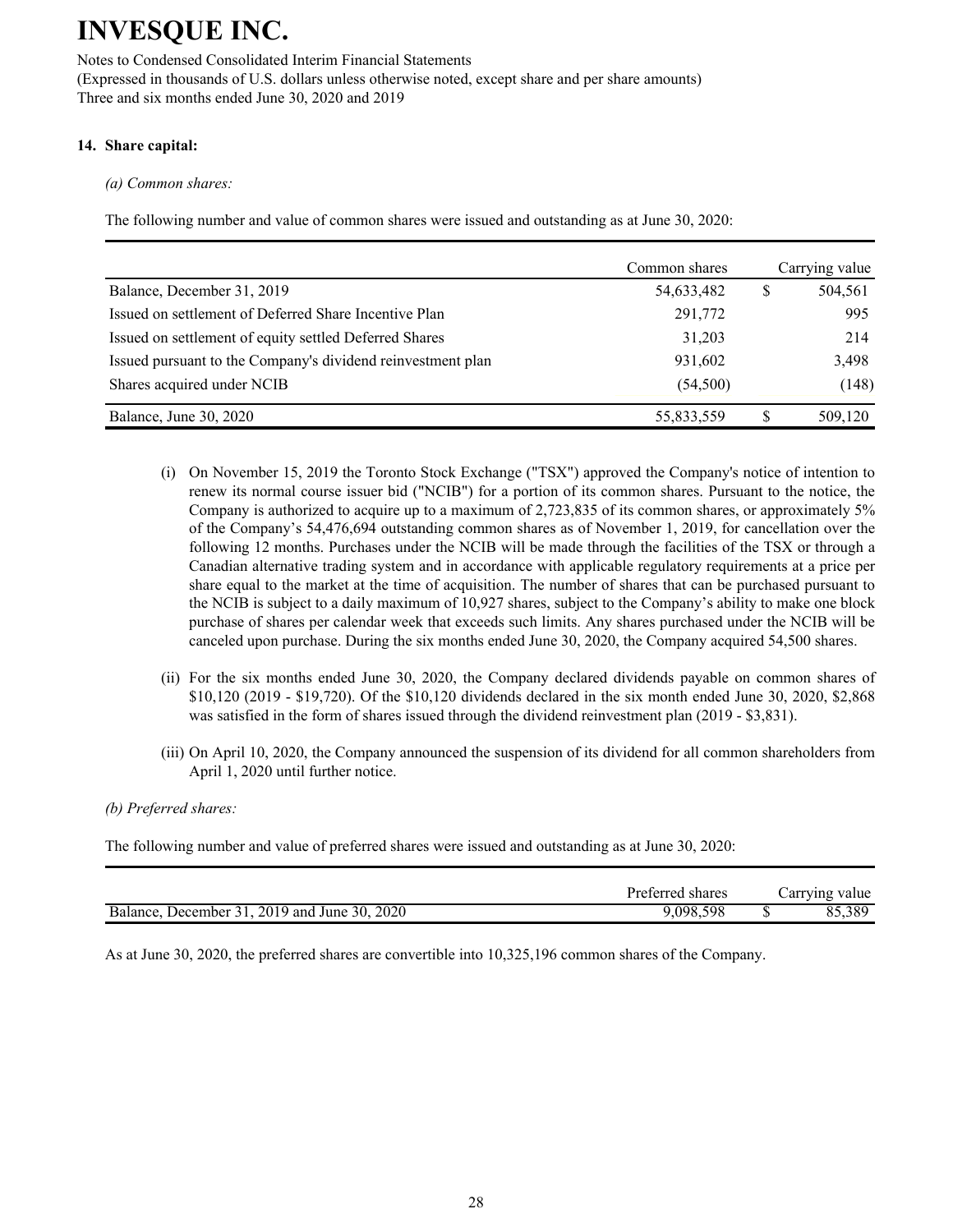## 14. Share capital:

*(a) Common shares:*

The following number and value of common shares were issued and outstanding as at June 30, 2020:

| | Common shares | | Carrying value |
|---|---|---|---|
| Balance, December 31, 2019 | 54,633,482 | $ | 504,561 |
| Issued on settlement of Deferred Share Incentive Plan | 291,772 | | 995 |
| Issued on settlement of equity settled Deferred Shares | 31,203 | | 214 |
| Issued pursuant to the Company's dividend reinvestment plan | 931,602 | | 3,498 |
| Shares acquired under NCIB | (54,500) | | (148) |
| Balance, June 30, 2020 | 55,833,559 | $ | 509,120 |

(i) On November 15, 2019 the Toronto Stock Exchange ("TSX") approved the Company's notice of intention to renew its normal course issuer bid ("NCIB") for a portion of its common shares. Pursuant to the notice, the Company is authorized to acquire up to a maximum of 2,723,835 of its common shares, or approximately 5% of the Company's 54,476,694 outstanding common shares as of November 1, 2019, for cancellation over the following 12 months. Purchases under the NCIB will be made through the facilities of the TSX or through a Canadian alternative trading system and in accordance with applicable regulatory requirements at a price per share equal to the market at the time of acquisition. The number of shares that can be purchased pursuant to the NCIB is subject to a daily maximum of 10,927 shares, subject to the Company's ability to make one block purchase of shares per calendar week that exceeds such limits. Any shares purchased under the NCIB will be canceled upon purchase. During the six months ended June 30, 2020, the Company acquired 54,500 shares.

(ii) For the six months ended June 30, 2020, the Company declared dividends payable on common shares of $10,120 (2019 - $19,720). Of the $10,120 dividends declared in the six month ended June 30, 2020, $2,868 was satisfied in the form of shares issued through the dividend reinvestment plan (2019 - $3,831).

(iii) On April 10, 2020, the Company announced the suspension of its dividend for all common shareholders from April 1, 2020 until further notice.

*(b) Preferred shares:*

The following number and value of preferred shares were issued and outstanding as at June 30, 2020:

| | Preferred shares | | Carrying value |
|---|---|---|---|
| Balance, December 31, 2019 and June 30, 2020 | 9,098,598 | $ | 85,389 |

As at June 30, 2020, the preferred shares are convertible into 10,325,196 common shares of the Company.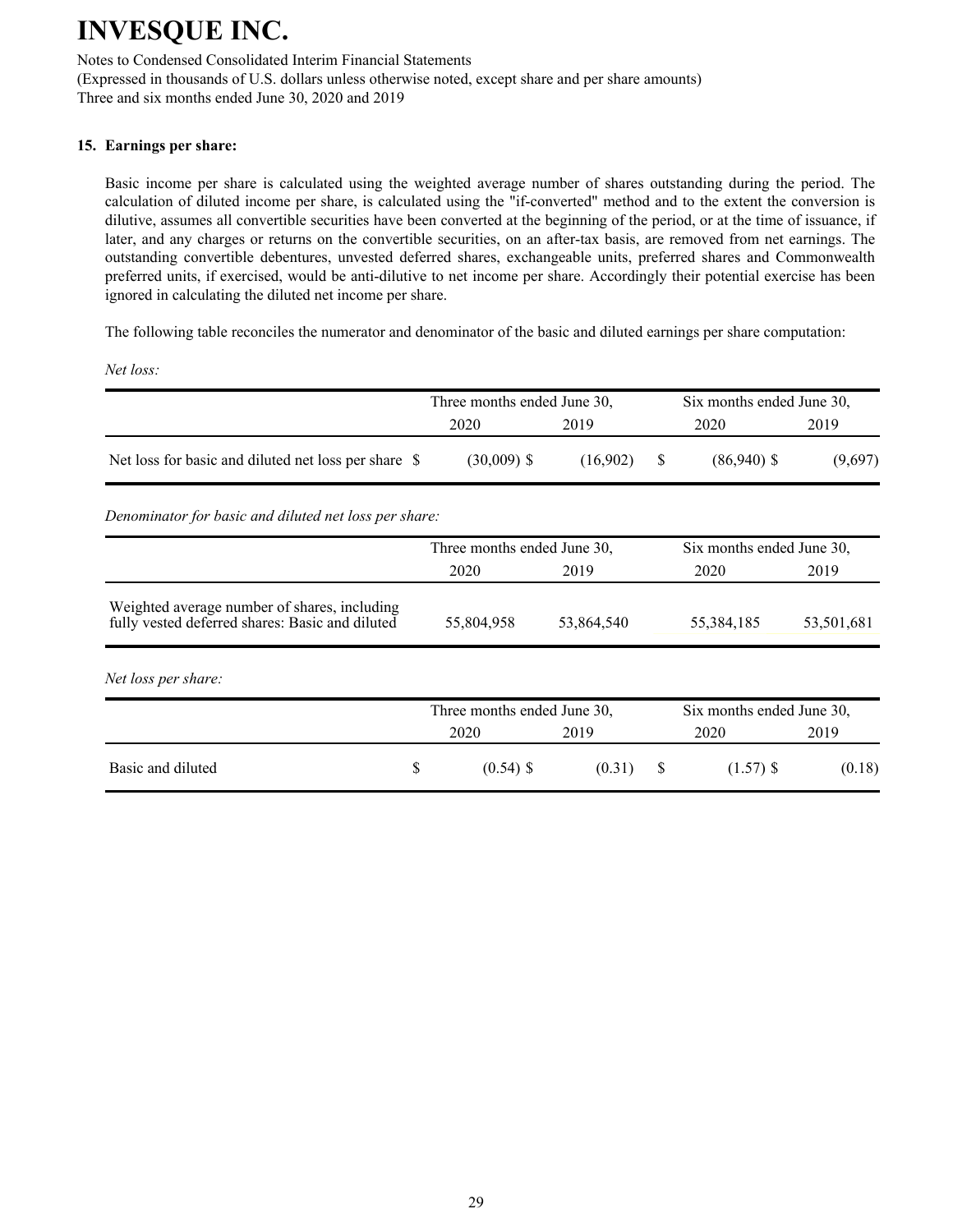# INVESQUE INC.

Notes to Condensed Consolidated Interim Financial Statements
(Expressed in thousands of U.S. dollars unless otherwise noted, except share and per share amounts)
Three and six months ended June 30, 2020 and 2019

## 15. Earnings per share:

Basic income per share is calculated using the weighted average number of shares outstanding during the period. The calculation of diluted income per share, is calculated using the "if-converted" method and to the extent the conversion is dilutive, assumes all convertible securities have been converted at the beginning of the period, or at the time of issuance, if later, and any charges or returns on the convertible securities, on an after-tax basis, are removed from net earnings. The outstanding convertible debentures, unvested deferred shares, exchangeable units, preferred shares and Commonwealth preferred units, if exercised, would be anti-dilutive to net income per share. Accordingly their potential exercise has been ignored in calculating the diluted net income per share.

The following table reconciles the numerator and denominator of the basic and diluted earnings per share computation:

*Net loss:*

| | Three months ended June 30, | | Six months ended June 30, | |
|---|---|---|---|---|
| | 2020 | 2019 | 2020 | 2019 |
| Net loss for basic and diluted net loss per share | $ (30,009) | $ (16,902) | $ (86,940) | $ (9,697) |

*Denominator for basic and diluted net loss per share:*

| | Three months ended June 30, | | Six months ended June 30, | |
|---|---|---|---|---|
| | 2020 | 2019 | 2020 | 2019 |
| Weighted average number of shares, including fully vested deferred shares: Basic and diluted | 55,804,958 | 53,864,540 | 55,384,185 | 53,501,681 |

*Net loss per share:*

| | Three months ended June 30, | | Six months ended June 30, | |
|---|---|---|---|---|
| | 2020 | 2019 | 2020 | 2019 |
| Basic and diluted | $ (0.54) | $ (0.31) | $ (1.57) | $ (0.18) |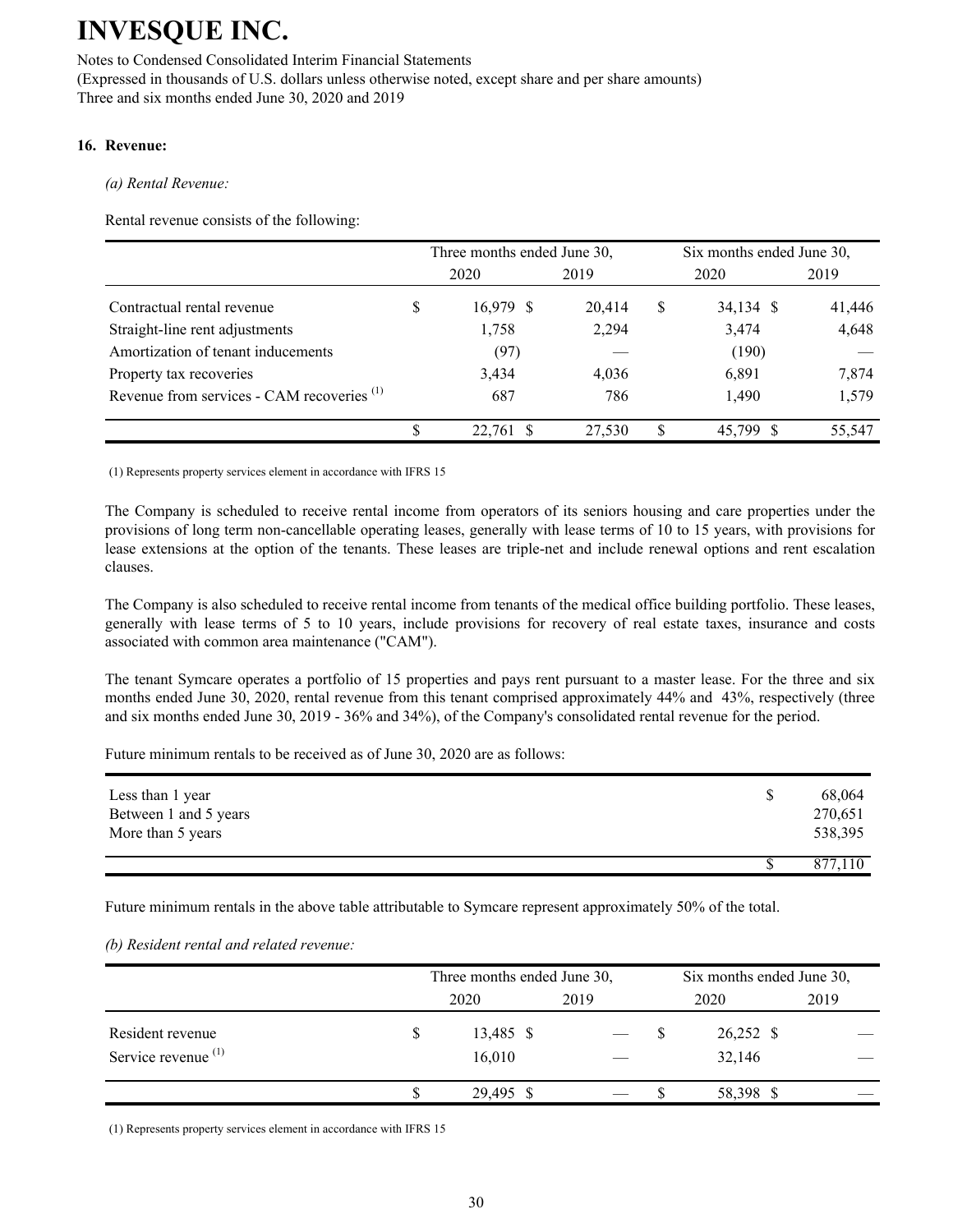# INVESQUE INC.

Notes to Condensed Consolidated Interim Financial Statements

(Expressed in thousands of U.S. dollars unless otherwise noted, except share and per share amounts)

Three and six months ended June 30, 2020 and 2019

**16. Revenue:**

*(a) Rental Revenue:*

Rental revenue consists of the following:

| | Three months ended June 30, | | Six months ended June 30, | |
|---|---|---|---|---|
| | 2020 | 2019 | 2020 | 2019 |
| Contractual rental revenue | $ 16,979 | $ 20,414 | $ 34,134 | $ 41,446 |
| Straight-line rent adjustments | 1,758 | 2,294 | 3,474 | 4,648 |
| Amortization of tenant inducements | (97) | — | (190) | — |
| Property tax recoveries | 3,434 | 4,036 | 6,891 | 7,874 |
| Revenue from services - CAM recoveries [(1)] | 687 | 786 | 1,490 | 1,579 |
| | $ 22,761 | $ 27,530 | $ 45,799 | $ 55,547 |

(1) Represents property services element in accordance with IFRS 15

The Company is scheduled to receive rental income from operators of its seniors housing and care properties under the provisions of long term non-cancellable operating leases, generally with lease terms of 10 to 15 years, with provisions for lease extensions at the option of the tenants. These leases are triple-net and include renewal options and rent escalation clauses.

The Company is also scheduled to receive rental income from tenants of the medical office building portfolio. These leases, generally with lease terms of 5 to 10 years, include provisions for recovery of real estate taxes, insurance and costs associated with common area maintenance ("CAM").

The tenant Symcare operates a portfolio of 15 properties and pays rent pursuant to a master lease. For the three and six months ended June 30, 2020, rental revenue from this tenant comprised approximately 44% and 43%, respectively (three and six months ended June 30, 2019 - 36% and 34%), of the Company's consolidated rental revenue for the period.

Future minimum rentals to be received as of June 30, 2020 are as follows:

| | |
|---|---|
| Less than 1 year | $ 68,064 |
| Between 1 and 5 years | 270,651 |
| More than 5 years | 538,395 |
| | $ 877,110 |

Future minimum rentals in the above table attributable to Symcare represent approximately 50% of the total.

*(b) Resident rental and related revenue:*

| | Three months ended June 30, | | Six months ended June 30, | |
|---|---|---|---|---|
| | 2020 | 2019 | 2020 | 2019 |
| Resident revenue | $ 13,485 | $ — | $ 26,252 | $ — |
| Service revenue [(1)] | 16,010 | — | 32,146 | — |
| | $ 29,495 | $ — | $ 58,398 | $ — |

(1) Represents property services element in accordance with IFRS 15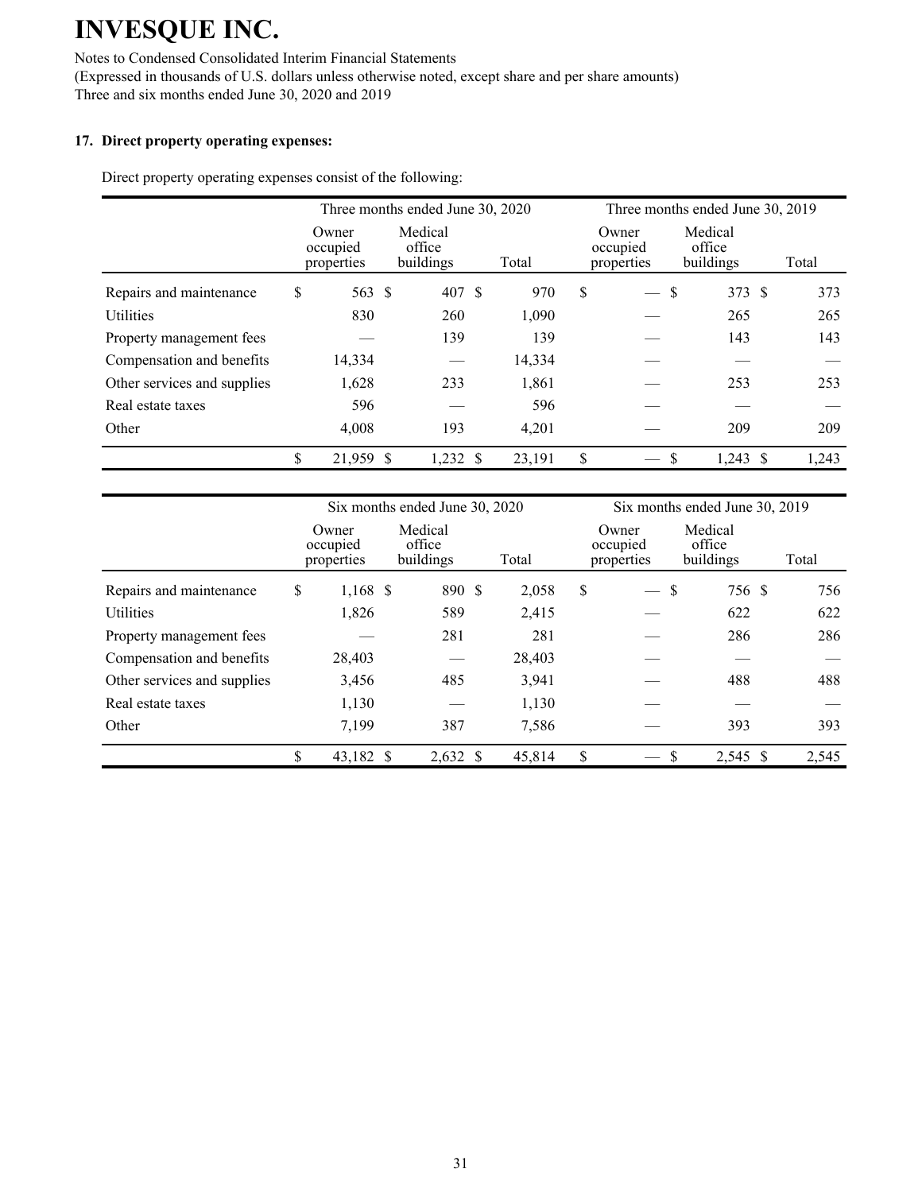# INVESQUE INC.

Notes to Condensed Consolidated Interim Financial Statements
(Expressed in thousands of U.S. dollars unless otherwise noted, except share and per share amounts)
Three and six months ended June 30, 2020 and 2019

**17. Direct property operating expenses:**

Direct property operating expenses consist of the following:

| | Three months ended June 30, 2020 | | | Three months ended June 30, 2019 | | |
|---|---|---|---|---|---|---|
| | Owner occupied properties | Medical office buildings | Total | Owner occupied properties | Medical office buildings | Total |
| Repairs and maintenance | $ 563 | $ 407 | $ 970 | $ — | $ 373 | $ 373 |
| Utilities | 830 | 260 | 1,090 | — | 265 | 265 |
| Property management fees | — | 139 | 139 | — | 143 | 143 |
| Compensation and benefits | 14,334 | — | 14,334 | — | — | — |
| Other services and supplies | 1,628 | 233 | 1,861 | — | 253 | 253 |
| Real estate taxes | 596 | — | 596 | — | — | — |
| Other | 4,008 | 193 | 4,201 | — | 209 | 209 |
| | $ 21,959 | $ 1,232 | $ 23,191 | $ — | $ 1,243 | $ 1,243 |

| | Six months ended June 30, 2020 | | | Six months ended June 30, 2019 | | |
|---|---|---|---|---|---|---|
| | Owner occupied properties | Medical office buildings | Total | Owner occupied properties | Medical office buildings | Total |
| Repairs and maintenance | $ 1,168 | $ 890 | $ 2,058 | $ — | $ 756 | $ 756 |
| Utilities | 1,826 | 589 | 2,415 | — | 622 | 622 |
| Property management fees | — | 281 | 281 | — | 286 | 286 |
| Compensation and benefits | 28,403 | — | 28,403 | — | — | — |
| Other services and supplies | 3,456 | 485 | 3,941 | — | 488 | 488 |
| Real estate taxes | 1,130 | — | 1,130 | — | — | — |
| Other | 7,199 | 387 | 7,586 | — | 393 | 393 |
| | $ 43,182 | $ 2,632 | $ 45,814 | $ — | $ 2,545 | $ 2,545 |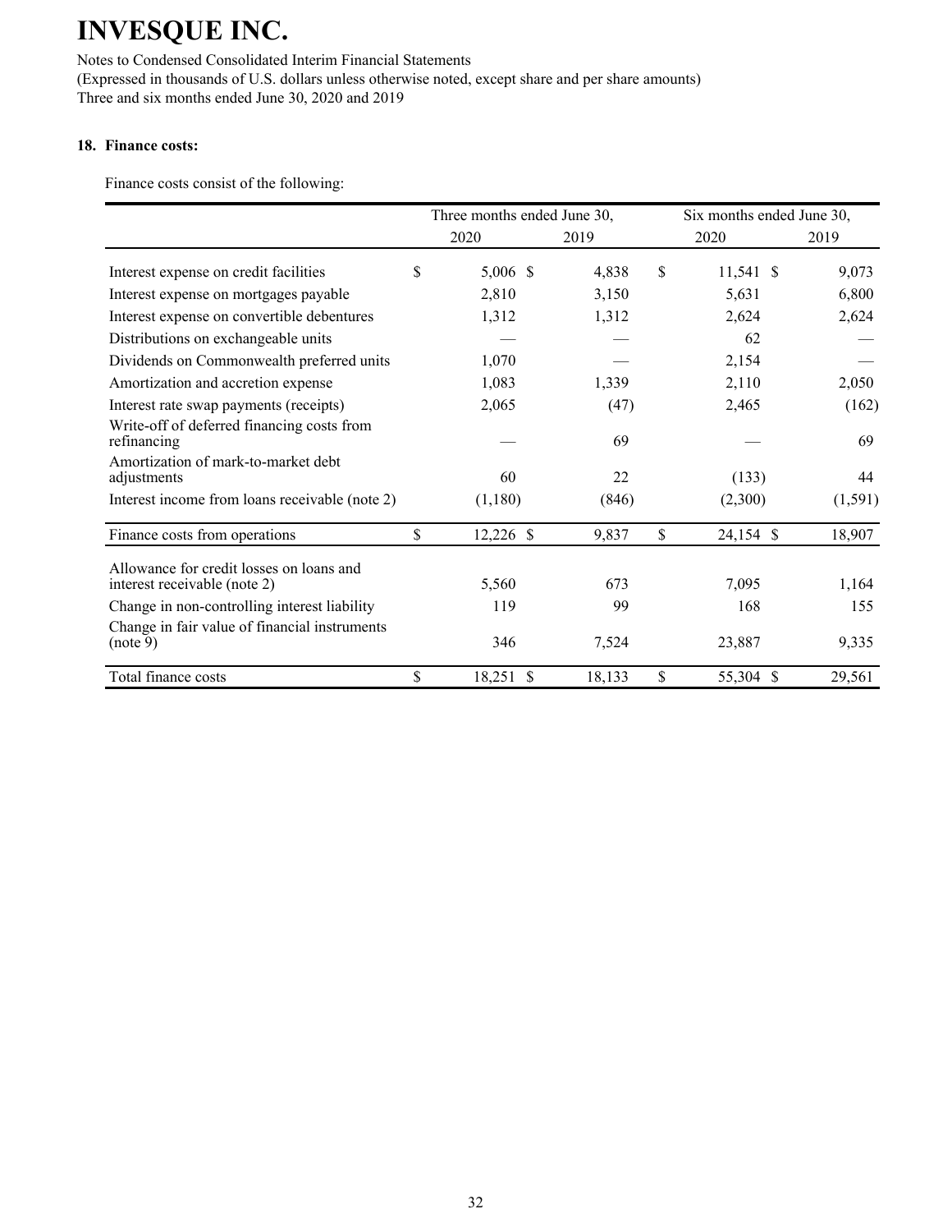# INVESQUE INC.

Notes to Condensed Consolidated Interim Financial Statements
(Expressed in thousands of U.S. dollars unless otherwise noted, except share and per share amounts)
Three and six months ended June 30, 2020 and 2019

### 18. Finance costs:

Finance costs consist of the following:

| | Three months ended June 30, | | Six months ended June 30, | |
|---|---|---|---|---|
| | 2020 | 2019 | 2020 | 2019 |
| Interest expense on credit facilities | $ 5,006 | $ 4,838 | $ 11,541 | $ 9,073 |
| Interest expense on mortgages payable | 2,810 | 3,150 | 5,631 | 6,800 |
| Interest expense on convertible debentures | 1,312 | 1,312 | 2,624 | 2,624 |
| Distributions on exchangeable units | — | — | 62 | — |
| Dividends on Commonwealth preferred units | 1,070 | — | 2,154 | — |
| Amortization and accretion expense | 1,083 | 1,339 | 2,110 | 2,050 |
| Interest rate swap payments (receipts) | 2,065 | (47) | 2,465 | (162) |
| Write-off of deferred financing costs from refinancing | — | 69 | — | 69 |
| Amortization of mark-to-market debt adjustments | 60 | 22 | (133) | 44 |
| Interest income from loans receivable (note 2) | (1,180) | (846) | (2,300) | (1,591) |
| Finance costs from operations | $ 12,226 | $ 9,837 | $ 24,154 | $ 18,907 |
| Allowance for credit losses on loans and interest receivable (note 2) | 5,560 | 673 | 7,095 | 1,164 |
| Change in non-controlling interest liability | 119 | 99 | 168 | 155 |
| Change in fair value of financial instruments (note 9) | 346 | 7,524 | 23,887 | 9,335 |
| Total finance costs | $ 18,251 | $ 18,133 | $ 55,304 | $ 29,561 |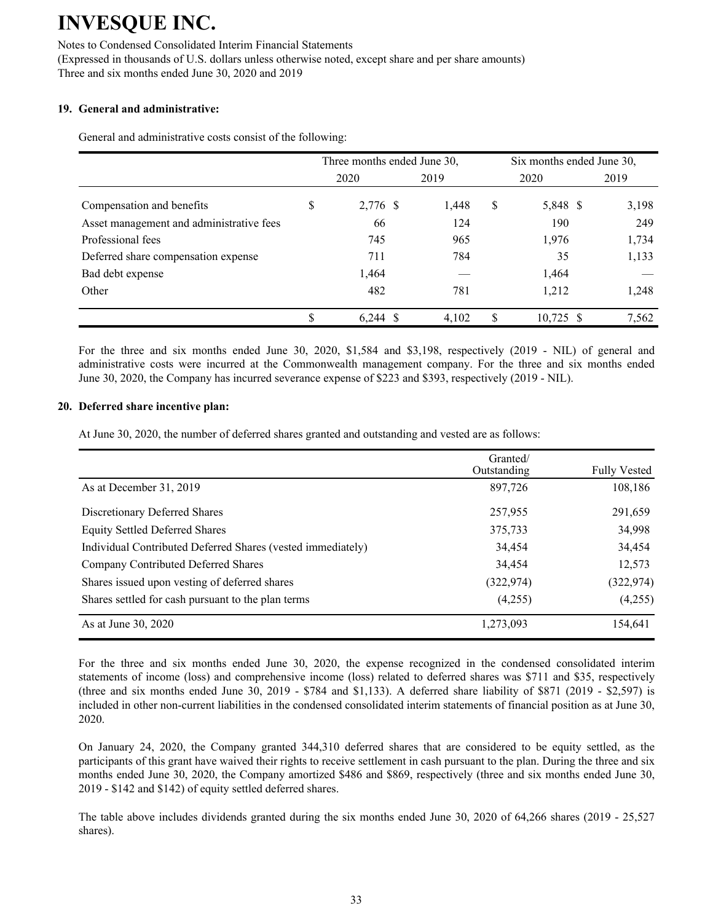# INVESQUE INC.

Notes to Condensed Consolidated Interim Financial Statements
(Expressed in thousands of U.S. dollars unless otherwise noted, except share and per share amounts)
Three and six months ended June 30, 2020 and 2019

## 19. General and administrative:

General and administrative costs consist of the following:

| | Three months ended June 30, | | Six months ended June 30, | |
|---|---|---|---|---|
| | 2020 | 2019 | 2020 | 2019 |
| Compensation and benefits | $ 2,776 | $ 1,448 | $ 5,848 | $ 3,198 |
| Asset management and administrative fees | 66 | 124 | 190 | 249 |
| Professional fees | 745 | 965 | 1,976 | 1,734 |
| Deferred share compensation expense | 711 | 784 | 35 | 1,133 |
| Bad debt expense | 1,464 | — | 1,464 | — |
| Other | 482 | 781 | 1,212 | 1,248 |
| | $ 6,244 | $ 4,102 | $ 10,725 | $ 7,562 |

For the three and six months ended June 30, 2020, $1,584 and $3,198, respectively (2019 - NIL) of general and administrative costs were incurred at the Commonwealth management company. For the three and six months ended June 30, 2020, the Company has incurred severance expense of $223 and $393, respectively (2019 - NIL).

## 20. Deferred share incentive plan:

At June 30, 2020, the number of deferred shares granted and outstanding and vested are as follows:

| | Granted/ Outstanding | Fully Vested |
|---|---|---|
| As at December 31, 2019 | 897,726 | 108,186 |
| Discretionary Deferred Shares | 257,955 | 291,659 |
| Equity Settled Deferred Shares | 375,733 | 34,998 |
| Individual Contributed Deferred Shares (vested immediately) | 34,454 | 34,454 |
| Company Contributed Deferred Shares | 34,454 | 12,573 |
| Shares issued upon vesting of deferred shares | (322,974) | (322,974) |
| Shares settled for cash pursuant to the plan terms | (4,255) | (4,255) |
| As at June 30, 2020 | 1,273,093 | 154,641 |

For the three and six months ended June 30, 2020, the expense recognized in the condensed consolidated interim statements of income (loss) and comprehensive income (loss) related to deferred shares was $711 and $35, respectively (three and six months ended June 30, 2019 - $784 and $1,133). A deferred share liability of $871 (2019 - $2,597) is included in other non-current liabilities in the condensed consolidated interim statements of financial position as at June 30, 2020.

On January 24, 2020, the Company granted 344,310 deferred shares that are considered to be equity settled, as the participants of this grant have waived their rights to receive settlement in cash pursuant to the plan. During the three and six months ended June 30, 2020, the Company amortized $486 and $869, respectively (three and six months ended June 30, 2019 - $142 and $142) of equity settled deferred shares.

The table above includes dividends granted during the six months ended June 30, 2020 of 64,266 shares (2019 - 25,527 shares).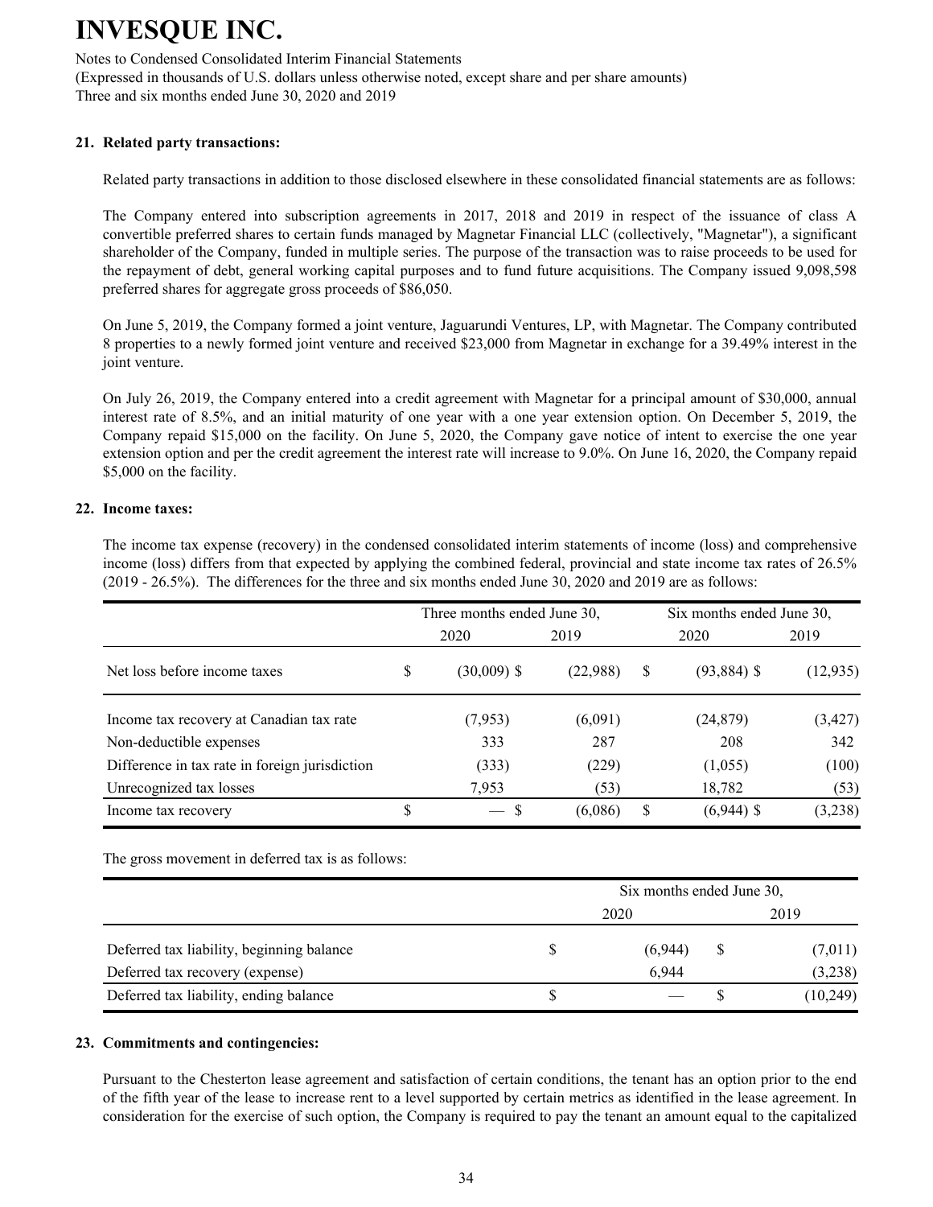## 21. Related party transactions:

Related party transactions in addition to those disclosed elsewhere in these consolidated financial statements are as follows:

The Company entered into subscription agreements in 2017, 2018 and 2019 in respect of the issuance of class A convertible preferred shares to certain funds managed by Magnetar Financial LLC (collectively, "Magnetar"), a significant shareholder of the Company, funded in multiple series. The purpose of the transaction was to raise proceeds to be used for the repayment of debt, general working capital purposes and to fund future acquisitions. The Company issued 9,098,598 preferred shares for aggregate gross proceeds of $86,050.

On June 5, 2019, the Company formed a joint venture, Jaguarundi Ventures, LP, with Magnetar. The Company contributed 8 properties to a newly formed joint venture and received $23,000 from Magnetar in exchange for a 39.49% interest in the joint venture.

On July 26, 2019, the Company entered into a credit agreement with Magnetar for a principal amount of $30,000, annual interest rate of 8.5%, and an initial maturity of one year with a one year extension option. On December 5, 2019, the Company repaid $15,000 on the facility. On June 5, 2020, the Company gave notice of intent to exercise the one year extension option and per the credit agreement the interest rate will increase to 9.0%. On June 16, 2020, the Company repaid $5,000 on the facility.

## 22. Income taxes:

The income tax expense (recovery) in the condensed consolidated interim statements of income (loss) and comprehensive income (loss) differs from that expected by applying the combined federal, provincial and state income tax rates of 26.5% (2019 - 26.5%). The differences for the three and six months ended June 30, 2020 and 2019 are as follows:

| | Three months ended June 30, | | Six months ended June 30, | |
|---|---|---|---|---|
| | 2020 | 2019 | 2020 | 2019 |
| Net loss before income taxes | $ (30,009) | $ (22,988) | $ (93,884) | $ (12,935) |
| Income tax recovery at Canadian tax rate | (7,953) | (6,091) | (24,879) | (3,427) |
| Non-deductible expenses | 333 | 287 | 208 | 342 |
| Difference in tax rate in foreign jurisdiction | (333) | (229) | (1,055) | (100) |
| Unrecognized tax losses | 7,953 | (53) | 18,782 | (53) |
| Income tax recovery | $ — | $ (6,086) | $ (6,944) | $ (3,238) |

The gross movement in deferred tax is as follows:

| | Six months ended June 30, | |
|---|---|---|
| | 2020 | 2019 |
| Deferred tax liability, beginning balance | $ (6,944) | $ (7,011) |
| Deferred tax recovery (expense) | 6,944 | (3,238) |
| Deferred tax liability, ending balance | $ — | $ (10,249) |

## 23. Commitments and contingencies:

Pursuant to the Chesterton lease agreement and satisfaction of certain conditions, the tenant has an option prior to the end of the fifth year of the lease to increase rent to a level supported by certain metrics as identified in the lease agreement. In consideration for the exercise of such option, the Company is required to pay the tenant an amount equal to the capitalized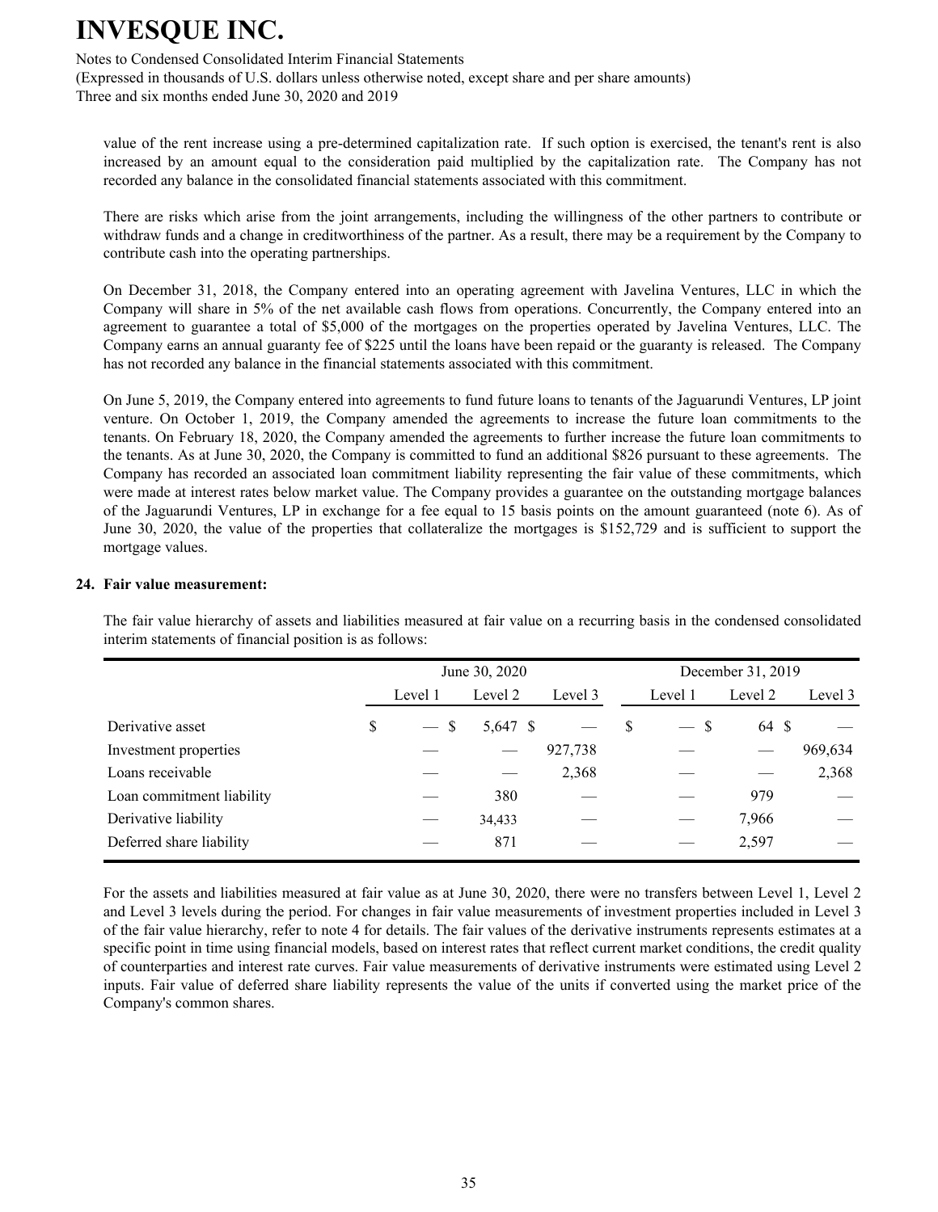value of the rent increase using a pre-determined capitalization rate. If such option is exercised, the tenant's rent is also increased by an amount equal to the consideration paid multiplied by the capitalization rate. The Company has not recorded any balance in the consolidated financial statements associated with this commitment.

There are risks which arise from the joint arrangements, including the willingness of the other partners to contribute or withdraw funds and a change in creditworthiness of the partner. As a result, there may be a requirement by the Company to contribute cash into the operating partnerships.

On December 31, 2018, the Company entered into an operating agreement with Javelina Ventures, LLC in which the Company will share in 5% of the net available cash flows from operations. Concurrently, the Company entered into an agreement to guarantee a total of $5,000 of the mortgages on the properties operated by Javelina Ventures, LLC. The Company earns an annual guaranty fee of $225 until the loans have been repaid or the guaranty is released. The Company has not recorded any balance in the financial statements associated with this commitment.

On June 5, 2019, the Company entered into agreements to fund future loans to tenants of the Jaguarundi Ventures, LP joint venture. On October 1, 2019, the Company amended the agreements to increase the future loan commitments to the tenants. On February 18, 2020, the Company amended the agreements to further increase the future loan commitments to the tenants. As at June 30, 2020, the Company is committed to fund an additional $826 pursuant to these agreements. The Company has recorded an associated loan commitment liability representing the fair value of these commitments, which were made at interest rates below market value. The Company provides a guarantee on the outstanding mortgage balances of the Jaguarundi Ventures, LP in exchange for a fee equal to 15 basis points on the amount guaranteed (note 6). As of June 30, 2020, the value of the properties that collateralize the mortgages is $152,729 and is sufficient to support the mortgage values.

## 24. Fair value measurement:

The fair value hierarchy of assets and liabilities measured at fair value on a recurring basis in the condensed consolidated interim statements of financial position is as follows:

| | June 30, 2020 | | | December 31, 2019 | | |
|---|---|---|---|---|---|---|
| | Level 1 | Level 2 | Level 3 | Level 1 | Level 2 | Level 3 |
| Derivative asset | $ — | $ 5,647 | $ — | $ — | $ 64 | $ — |
| Investment properties | — | — | 927,738 | — | — | 969,634 |
| Loans receivable | — | — | 2,368 | — | — | 2,368 |
| Loan commitment liability | — | 380 | — | — | 979 | — |
| Derivative liability | — | 34,433 | — | — | 7,966 | — |
| Deferred share liability | — | 871 | — | — | 2,597 | — |

For the assets and liabilities measured at fair value as at June 30, 2020, there were no transfers between Level 1, Level 2 and Level 3 levels during the period. For changes in fair value measurements of investment properties included in Level 3 of the fair value hierarchy, refer to note 4 for details. The fair values of the derivative instruments represents estimates at a specific point in time using financial models, based on interest rates that reflect current market conditions, the credit quality of counterparties and interest rate curves. Fair value measurements of derivative instruments were estimated using Level 2 inputs. Fair value of deferred share liability represents the value of the units if converted using the market price of the Company's common shares.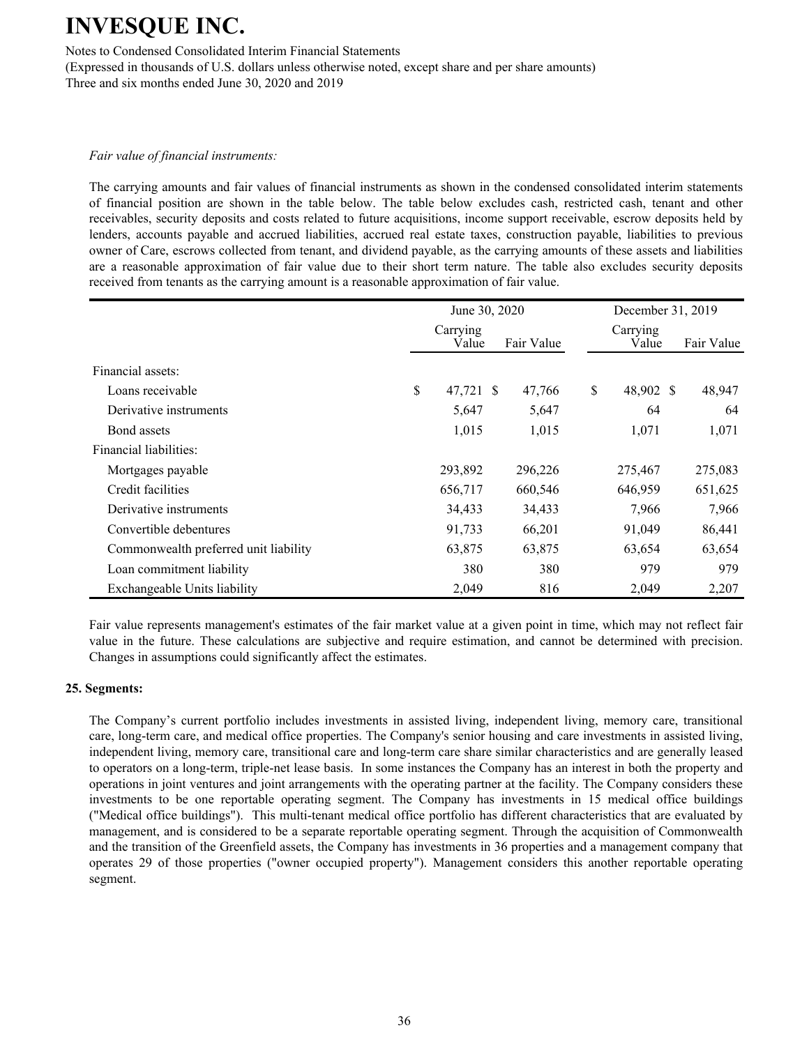*Fair value of financial instruments:*

The carrying amounts and fair values of financial instruments as shown in the condensed consolidated interim statements of financial position are shown in the table below. The table below excludes cash, restricted cash, tenant and other receivables, security deposits and costs related to future acquisitions, income support receivable, escrow deposits held by lenders, accounts payable and accrued liabilities, accrued real estate taxes, construction payable, liabilities to previous owner of Care, escrows collected from tenant, and dividend payable, as the carrying amounts of these assets and liabilities are a reasonable approximation of fair value due to their short term nature. The table also excludes security deposits received from tenants as the carrying amount is a reasonable approximation of fair value.

| | June 30, 2020 | | December 31, 2019 | |
|---|---|---|---|---|
| | Carrying Value | Fair Value | Carrying Value | Fair Value |
| Financial assets: | | | | |
| Loans receivable | $ 47,721 | $ 47,766 | $ 48,902 | $ 48,947 |
| Derivative instruments | 5,647 | 5,647 | 64 | 64 |
| Bond assets | 1,015 | 1,015 | 1,071 | 1,071 |
| Financial liabilities: | | | | |
| Mortgages payable | 293,892 | 296,226 | 275,467 | 275,083 |
| Credit facilities | 656,717 | 660,546 | 646,959 | 651,625 |
| Derivative instruments | 34,433 | 34,433 | 7,966 | 7,966 |
| Convertible debentures | 91,733 | 66,201 | 91,049 | 86,441 |
| Commonwealth preferred unit liability | 63,875 | 63,875 | 63,654 | 63,654 |
| Loan commitment liability | 380 | 380 | 979 | 979 |
| Exchangeable Units liability | 2,049 | 816 | 2,049 | 2,207 |

Fair value represents management's estimates of the fair market value at a given point in time, which may not reflect fair value in the future. These calculations are subjective and require estimation, and cannot be determined with precision. Changes in assumptions could significantly affect the estimates.

### 25. Segments:

The Company's current portfolio includes investments in assisted living, independent living, memory care, transitional care, long-term care, and medical office properties. The Company's senior housing and care investments in assisted living, independent living, memory care, transitional care and long-term care share similar characteristics and are generally leased to operators on a long-term, triple-net lease basis. In some instances the Company has an interest in both the property and operations in joint ventures and joint arrangements with the operating partner at the facility. The Company considers these investments to be one reportable operating segment. The Company has investments in 15 medical office buildings ("Medical office buildings"). This multi-tenant medical office portfolio has different characteristics that are evaluated by management, and is considered to be a separate reportable operating segment. Through the acquisition of Commonwealth and the transition of the Greenfield assets, the Company has investments in 36 properties and a management company that operates 29 of those properties ("owner occupied property"). Management considers this another reportable operating segment.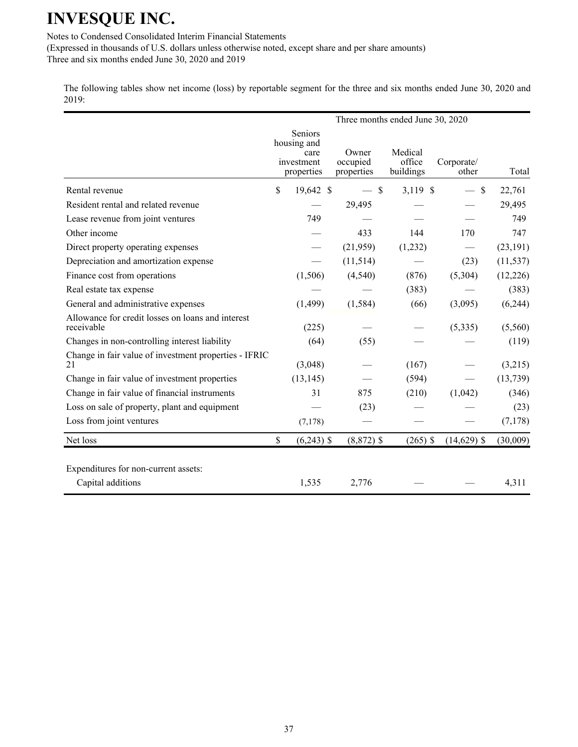# INVESQUE INC.

Notes to Condensed Consolidated Interim Financial Statements

(Expressed in thousands of U.S. dollars unless otherwise noted, except share and per share amounts)

Three and six months ended June 30, 2020 and 2019

The following tables show net income (loss) by reportable segment for the three and six months ended June 30, 2020 and 2019:

| | Three months ended June 30, 2020 | | | | |
|---|---|---|---|---|---|
| | Seniors housing and care investment properties | Owner occupied properties | Medical office buildings | Corporate/ other | Total |
| Rental revenue | $ 19,642 | $ — | $ 3,119 | $ — | $ 22,761 |
| Resident rental and related revenue | — | 29,495 | — | — | 29,495 |
| Lease revenue from joint ventures | 749 | — | — | — | 749 |
| Other income | — | 433 | 144 | 170 | 747 |
| Direct property operating expenses | — | (21,959) | (1,232) | — | (23,191) |
| Depreciation and amortization expense | — | (11,514) | — | (23) | (11,537) |
| Finance cost from operations | (1,506) | (4,540) | (876) | (5,304) | (12,226) |
| Real estate tax expense | — | — | (383) | — | (383) |
| General and administrative expenses | (1,499) | (1,584) | (66) | (3,095) | (6,244) |
| Allowance for credit losses on loans and interest receivable | (225) | — | — | (5,335) | (5,560) |
| Changes in non-controlling interest liability | (64) | (55) | — | — | (119) |
| Change in fair value of investment properties - IFRIC 21 | (3,048) | — | (167) | — | (3,215) |
| Change in fair value of investment properties | (13,145) | — | (594) | — | (13,739) |
| Change in fair value of financial instruments | 31 | 875 | (210) | (1,042) | (346) |
| Loss on sale of property, plant and equipment | — | (23) | — | — | (23) |
| Loss from joint ventures | (7,178) | — | — | — | (7,178) |
| Net loss | $ (6,243) | $ (8,872) | $ (265) | $ (14,629) | $ (30,009) |
| | | | | | |
| Expenditures for non-current assets: | | | | | |
| Capital additions | 1,535 | 2,776 | — | — | 4,311 |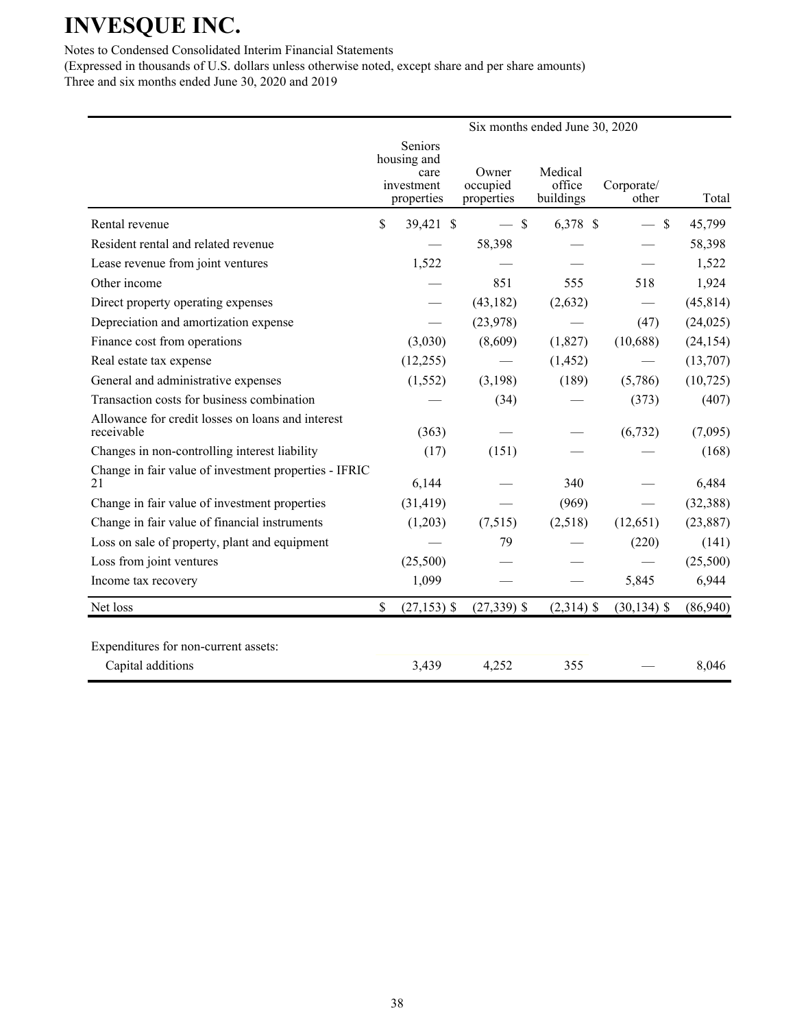# INVESQUE INC.

Notes to Condensed Consolidated Interim Financial Statements
(Expressed in thousands of U.S. dollars unless otherwise noted, except share and per share amounts)
Three and six months ended June 30, 2020 and 2019

| | Six months ended June 30, 2020 | | | | |
|---|---|---|---|---|---|
| | Seniors housing and care investment properties | Owner occupied properties | Medical office buildings | Corporate/ other | Total |
| Rental revenue | $ 39,421 | $ — | $ 6,378 | $ — | $ 45,799 |
| Resident rental and related revenue | — | 58,398 | — | — | 58,398 |
| Lease revenue from joint ventures | 1,522 | — | — | — | 1,522 |
| Other income | — | 851 | 555 | 518 | 1,924 |
| Direct property operating expenses | — | (43,182) | (2,632) | — | (45,814) |
| Depreciation and amortization expense | — | (23,978) | — | (47) | (24,025) |
| Finance cost from operations | (3,030) | (8,609) | (1,827) | (10,688) | (24,154) |
| Real estate tax expense | (12,255) | — | (1,452) | — | (13,707) |
| General and administrative expenses | (1,552) | (3,198) | (189) | (5,786) | (10,725) |
| Transaction costs for business combination | — | (34) | — | (373) | (407) |
| Allowance for credit losses on loans and interest receivable | (363) | — | — | (6,732) | (7,095) |
| Changes in non-controlling interest liability | (17) | (151) | — | — | (168) |
| Change in fair value of investment properties - IFRIC 21 | 6,144 | — | 340 | — | 6,484 |
| Change in fair value of investment properties | (31,419) | — | (969) | — | (32,388) |
| Change in fair value of financial instruments | (1,203) | (7,515) | (2,518) | (12,651) | (23,887) |
| Loss on sale of property, plant and equipment | — | 79 | — | (220) | (141) |
| Loss from joint ventures | (25,500) | — | — | — | (25,500) |
| Income tax recovery | 1,099 | — | — | 5,845 | 6,944 |
| Net loss | $ (27,153) | $ (27,339) | $ (2,314) | $ (30,134) | $ (86,940) |
| | | | | | |
| Expenditures for non-current assets: | | | | | |
| Capital additions | 3,439 | 4,252 | 355 | — | 8,046 |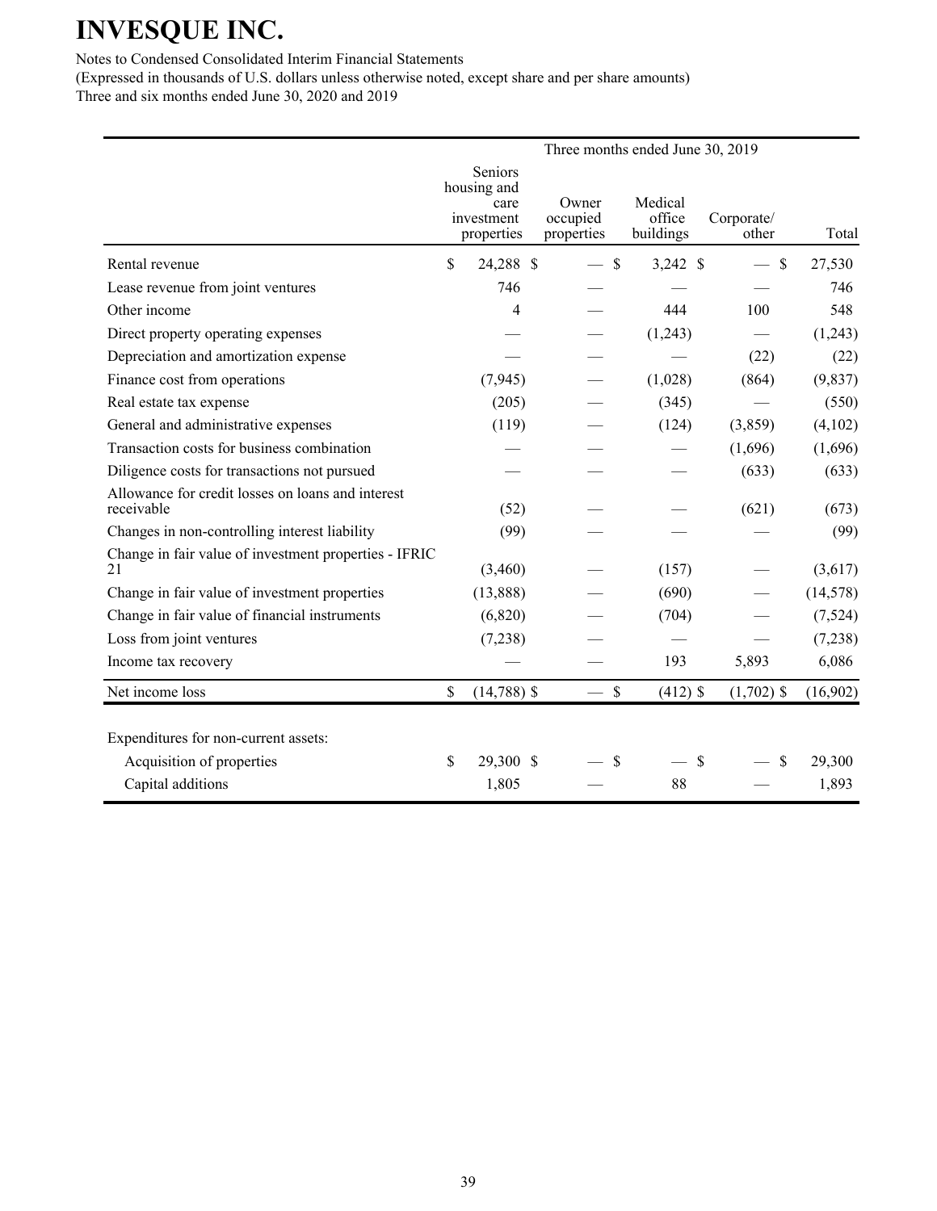# INVESQUE INC.

Notes to Condensed Consolidated Interim Financial Statements
(Expressed in thousands of U.S. dollars unless otherwise noted, except share and per share amounts)
Three and six months ended June 30, 2020 and 2019

| | Three months ended June 30, 2019 | | | | |
|---|---|---|---|---|---|
| | Seniors housing and care investment properties | Owner occupied properties | Medical office buildings | Corporate/ other | Total |
| Rental revenue | $ 24,288 | $ — | $ 3,242 | $ — | $ 27,530 |
| Lease revenue from joint ventures | 746 | — | — | — | 746 |
| Other income | 4 | — | 444 | 100 | 548 |
| Direct property operating expenses | — | — | (1,243) | — | (1,243) |
| Depreciation and amortization expense | — | — | — | (22) | (22) |
| Finance cost from operations | (7,945) | — | (1,028) | (864) | (9,837) |
| Real estate tax expense | (205) | — | (345) | — | (550) |
| General and administrative expenses | (119) | — | (124) | (3,859) | (4,102) |
| Transaction costs for business combination | — | — | — | (1,696) | (1,696) |
| Diligence costs for transactions not pursued | — | — | — | (633) | (633) |
| Allowance for credit losses on loans and interest receivable | (52) | — | — | (621) | (673) |
| Changes in non-controlling interest liability | (99) | — | — | — | (99) |
| Change in fair value of investment properties - IFRIC 21 | (3,460) | — | (157) | — | (3,617) |
| Change in fair value of investment properties | (13,888) | — | (690) | — | (14,578) |
| Change in fair value of financial instruments | (6,820) | — | (704) | — | (7,524) |
| Loss from joint ventures | (7,238) | — | — | — | (7,238) |
| Income tax recovery | — | — | 193 | 5,893 | 6,086 |
| Net income loss | $ (14,788) | $ — | $ (412) | $ (1,702) | $ (16,902) |
| | | | | | |
| Expenditures for non-current assets: | | | | | |
| Acquisition of properties | $ 29,300 | $ — | $ — | $ — | $ 29,300 |
| Capital additions | 1,805 | — | 88 | — | 1,893 |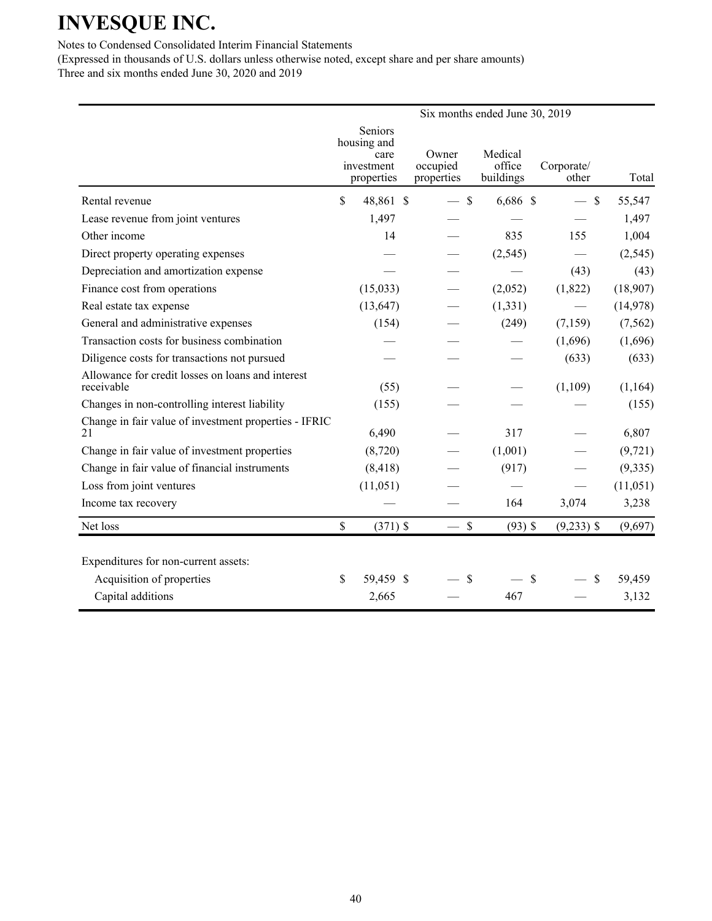# INVESQUE INC.

Notes to Condensed Consolidated Interim Financial Statements
(Expressed in thousands of U.S. dollars unless otherwise noted, except share and per share amounts)
Three and six months ended June 30, 2020 and 2019

| | Six months ended June 30, 2019 | | | | |
|---|---|---|---|---|---|
| | Seniors housing and care investment properties | Owner occupied properties | Medical office buildings | Corporate/ other | Total |
| Rental revenue | $ 48,861 | $ — | $ 6,686 | $ — | $ 55,547 |
| Lease revenue from joint ventures | 1,497 | — | — | — | 1,497 |
| Other income | 14 | — | 835 | 155 | 1,004 |
| Direct property operating expenses | — | — | (2,545) | — | (2,545) |
| Depreciation and amortization expense | — | — | — | (43) | (43) |
| Finance cost from operations | (15,033) | — | (2,052) | (1,822) | (18,907) |
| Real estate tax expense | (13,647) | — | (1,331) | — | (14,978) |
| General and administrative expenses | (154) | — | (249) | (7,159) | (7,562) |
| Transaction costs for business combination | — | — | — | (1,696) | (1,696) |
| Diligence costs for transactions not pursued | — | — | — | (633) | (633) |
| Allowance for credit losses on loans and interest receivable | (55) | — | — | (1,109) | (1,164) |
| Changes in non-controlling interest liability | (155) | — | — | — | (155) |
| Change in fair value of investment properties - IFRIC 21 | 6,490 | — | 317 | — | 6,807 |
| Change in fair value of investment properties | (8,720) | — | (1,001) | — | (9,721) |
| Change in fair value of financial instruments | (8,418) | — | (917) | — | (9,335) |
| Loss from joint ventures | (11,051) | — | — | — | (11,051) |
| Income tax recovery | — | — | 164 | 3,074 | 3,238 |
| Net loss | $ (371) | $ — | $ (93) | $ (9,233) | $ (9,697) |
| | | | | | |
| Expenditures for non-current assets: | | | | | |
| Acquisition of properties | $ 59,459 | $ — | $ — | $ — | $ 59,459 |
| Capital additions | 2,665 | — | 467 | — | 3,132 |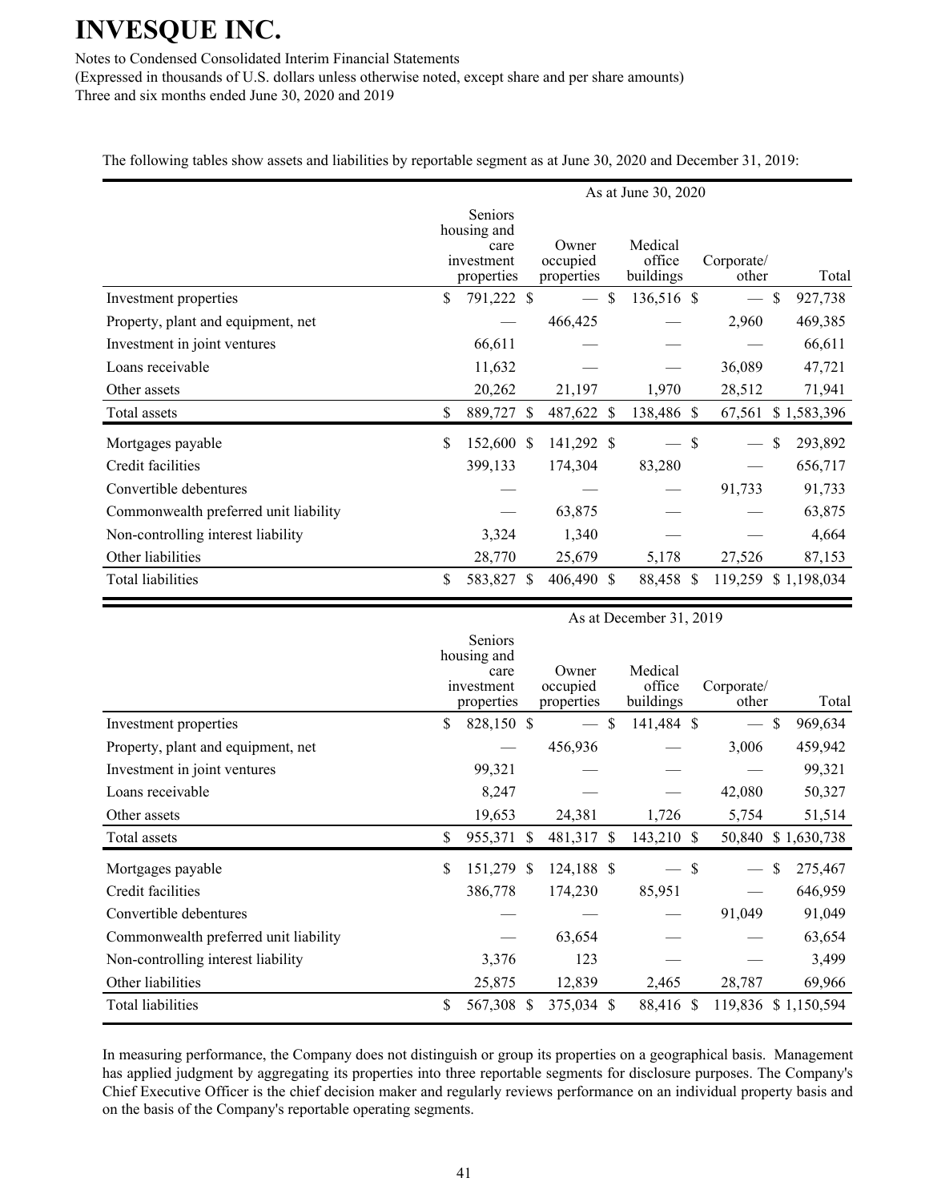The following tables show assets and liabilities by reportable segment as at June 30, 2020 and December 31, 2019:

| | As at June 30, 2020 | | | | |
|---|---|---|---|---|---|
| | Seniors housing and care investment properties | Owner occupied properties | Medical office buildings | Corporate/ other | Total |
| Investment properties | $ 791,222 | $ — | $ 136,516 | $ — | $ 927,738 |
| Property, plant and equipment, net | — | 466,425 | — | 2,960 | 469,385 |
| Investment in joint ventures | 66,611 | — | — | — | 66,611 |
| Loans receivable | 11,632 | — | — | 36,089 | 47,721 |
| Other assets | 20,262 | 21,197 | 1,970 | 28,512 | 71,941 |
| Total assets | $ 889,727 | $ 487,622 | $ 138,486 | $ 67,561 | $ 1,583,396 |
| Mortgages payable | $ 152,600 | $ 141,292 | $ — | $ — | $ 293,892 |
| Credit facilities | 399,133 | 174,304 | 83,280 | — | 656,717 |
| Convertible debentures | — | — | — | 91,733 | 91,733 |
| Commonwealth preferred unit liability | — | 63,875 | — | — | 63,875 |
| Non-controlling interest liability | 3,324 | 1,340 | — | — | 4,664 |
| Other liabilities | 28,770 | 25,679 | 5,178 | 27,526 | 87,153 |
| Total liabilities | $ 583,827 | $ 406,490 | $ 88,458 | $ 119,259 | $ 1,198,034 |

| | As at December 31, 2019 | | | | |
|---|---|---|---|---|---|
| | Seniors housing and care investment properties | Owner occupied properties | Medical office buildings | Corporate/ other | Total |
| Investment properties | $ 828,150 | $ — | $ 141,484 | $ — | $ 969,634 |
| Property, plant and equipment, net | — | 456,936 | — | 3,006 | 459,942 |
| Investment in joint ventures | 99,321 | — | — | — | 99,321 |
| Loans receivable | 8,247 | — | — | 42,080 | 50,327 |
| Other assets | 19,653 | 24,381 | 1,726 | 5,754 | 51,514 |
| Total assets | $ 955,371 | $ 481,317 | $ 143,210 | $ 50,840 | $ 1,630,738 |
| Mortgages payable | $ 151,279 | $ 124,188 | $ — | $ — | $ 275,467 |
| Credit facilities | 386,778 | 174,230 | 85,951 | — | 646,959 |
| Convertible debentures | — | — | — | 91,049 | 91,049 |
| Commonwealth preferred unit liability | — | 63,654 | — | — | 63,654 |
| Non-controlling interest liability | 3,376 | 123 | — | — | 3,499 |
| Other liabilities | 25,875 | 12,839 | 2,465 | 28,787 | 69,966 |
| Total liabilities | $ 567,308 | $ 375,034 | $ 88,416 | $ 119,836 | $ 1,150,594 |

In measuring performance, the Company does not distinguish or group its properties on a geographical basis. Management has applied judgment by aggregating its properties into three reportable segments for disclosure purposes. The Company's Chief Executive Officer is the chief decision maker and regularly reviews performance on an individual property basis and on the basis of the Company's reportable operating segments.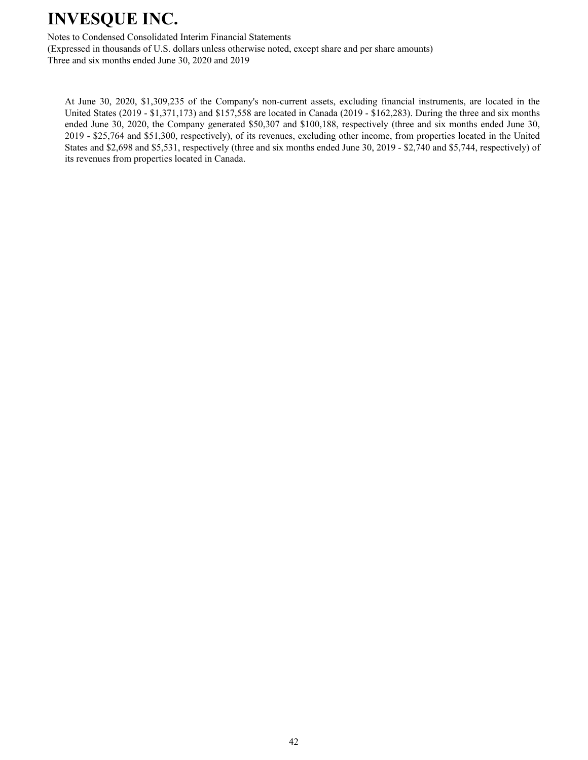At June 30, 2020, $1,309,235 of the Company's non-current assets, excluding financial instruments, are located in the United States (2019 - $1,371,173) and $157,558 are located in Canada (2019 - $162,283). During the three and six months ended June 30, 2020, the Company generated $50,307 and $100,188, respectively (three and six months ended June 30, 2019 - $25,764 and $51,300, respectively), of its revenues, excluding other income, from properties located in the United States and $2,698 and $5,531, respectively (three and six months ended June 30, 2019 - $2,740 and $5,744, respectively) of its revenues from properties located in Canada.